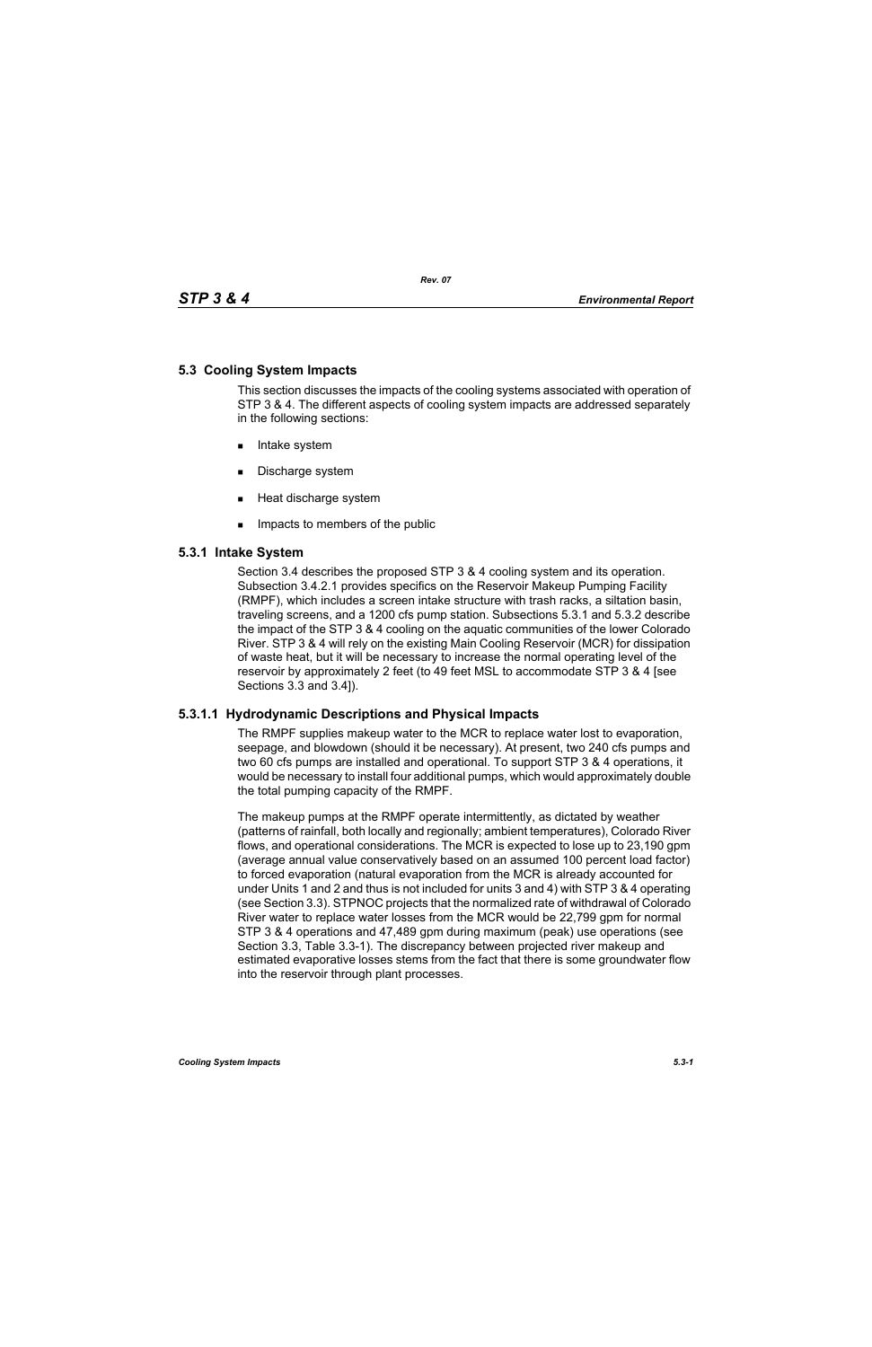## 5.3 Cooling System Impacts

This section discusses the impacts of the cooling systems associated with operation of STP 3 & 4. The different aspects of cooling system impacts are addressed separately in the following sections:

- Intake system
- Discharge system
- Heat discharge system
- Impacts to members of the public

### 5.3.1 Intake System

Section 3.4 describes the proposed STP 3 & 4 cooling system and its operation. Subsection 3.4.2.1 provides specifics on the Reservoir Makeup Pumping Facility (RMPF), which includes a screen intake structure with trash racks, a siltation basin, traveling screens, and a 1200 cfs pump station. Subsections 5.3.1 and 5.3.2 describe the impact of the STP 3 & 4 cooling on the aquatic communities of the lower Colorado River. STP 3 & 4 will rely on the existing Main Cooling Reservoir (MCR) for dissipation of waste heat, but it will be necessary to increase the normal operating level of the reservoir by approximately 2 feet (to 49 feet MSL to accommodate STP 3 & 4 [see Sections 3.3 and 3.4]).

#### 5.3.1.1 Hydrodynamic Descriptions and Physical Impacts

The RMPF supplies makeup water to the MCR to replace water lost to evaporation, seepage, and blowdown (should it be necessary). At present, two 240 cfs pumps and two 60 cfs pumps are installed and operational. To support STP 3 & 4 operations, it would be necessary to install four additional pumps, which would approximately double the total pumping capacity of the RMPF.

The makeup pumps at the RMPF operate intermittently, as dictated by weather (patterns of rainfall, both locally and regionally; ambient temperatures), Colorado River flows, and operational considerations. The MCR is expected to lose up to 23,190 gpm (average annual value conservatively based on an assumed 100 percent load factor) to forced evaporation (natural evaporation from the MCR is already accounted for under Units 1 and 2 and thus is not included for units 3 and 4) with STP 3 & 4 operating (see Section 3.3). STPNOC projects that the normalized rate of withdrawal of Colorado River water to replace water losses from the MCR would be 22,799 gpm for normal STP 3 & 4 operations and 47,489 gpm during maximum (peak) use operations (see Section 3.3, Table 3.3-1). The discrepancy between projected river makeup and estimated evaporative losses stems from the fact that there is some groundwater flow into the reservoir through plant processes.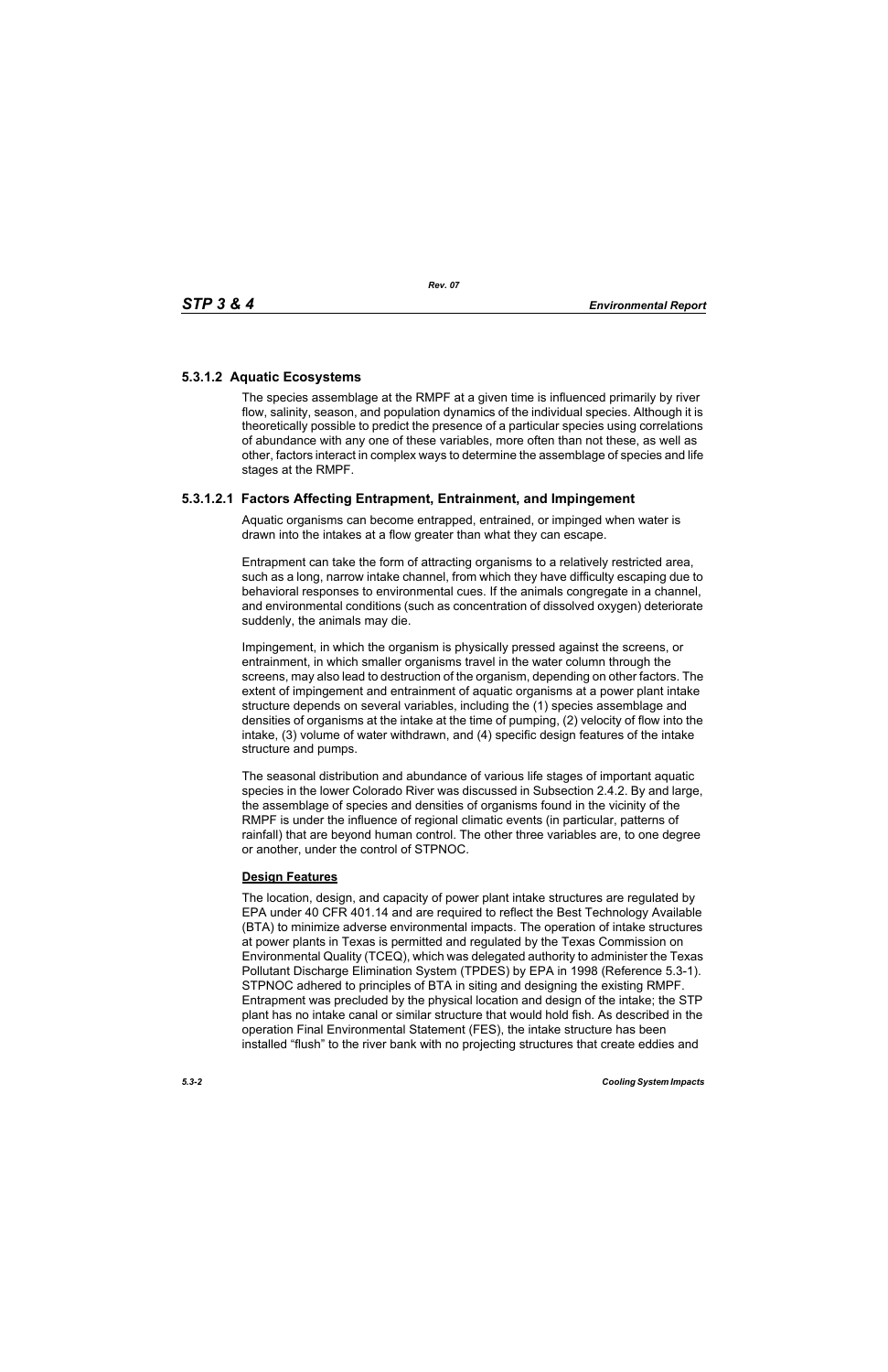### 5.3.1.2 Aquatic Ecosystems

The species assemblage at the RMPF at a given time is influenced primarily by river flow, salinity, season, and population dynamics of the individual species. Although it is theoretically possible to predict the presence of a particular species using correlations of abundance with any one of these variables, more often than not these, as well as other, factors interact in complex ways to determine the assemblage of species and life stages at the RMPF.

#### 5.3.1.2.1 Factors Affecting Entrapment, Entrainment, and Impingement

Aquatic organisms can become entrapped, entrained, or impinged when water is drawn into the intakes at a flow greater than what they can escape.

Entrapment can take the form of attracting organisms to a relatively restricted area, such as a long, narrow intake channel, from which they have difficulty escaping due to behavioral responses to environmental cues. If the animals congregate in a channel, and environmental conditions (such as concentration of dissolved oxygen) deteriorate suddenly, the animals may die.

Impingement, in which the organism is physically pressed against the screens, or entrainment, in which smaller organisms travel in the water column through the screens, may also lead to destruction of the organism, depending on other factors. The extent of impingement and entrainment of aquatic organisms at a power plant intake structure depends on several variables, including the (1) species assemblage and densities of organisms at the intake at the time of pumping, (2) velocity of flow into the intake, (3) volume of water withdrawn, and (4) specific design features of the intake structure and pumps.

The seasonal distribution and abundance of various life stages of important aquatic species in the lower Colorado River was discussed in Subsection 2.4.2. By and large, the assemblage of species and densities of organisms found in the vicinity of the RMPF is under the influence of regional climatic events (in particular, patterns of rainfall) that are beyond human control. The other three variables are, to one degree or another, under the control of STPNOC.

**Design Features**

The location, design, and capacity of power plant intake structures are regulated by EPA under 40 CFR 401.14 and are required to reflect the Best Technology Available (BTA) to minimize adverse environmental impacts. The operation of intake structures at power plants in Texas is permitted and regulated by the Texas Commission on Environmental Quality (TCEQ), which was delegated authority to administer the Texas Pollutant Discharge Elimination System (TPDES) by EPA in 1998 (Reference 5.3-1). STPNOC adhered to principles of BTA in siting and designing the existing RMPF. Entrapment was precluded by the physical location and design of the intake; the STP plant has no intake canal or similar structure that would hold fish. As described in the operation Final Environmental Statement (FES), the intake structure has been installed "flush" to the river bank with no projecting structures that create eddies and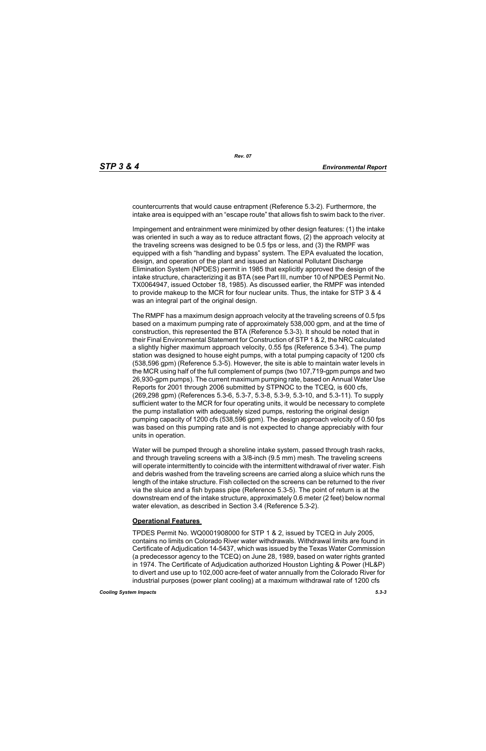countercurrents that would cause entrapment (Reference 5.3-2). Furthermore, the intake area is equipped with an "escape route" that allows fish to swim back to the river.

Impingement and entrainment were minimized by other design features: (1) the intake was oriented in such a way as to reduce attractant flows, (2) the approach velocity at the traveling screens was designed to be 0.5 fps or less, and (3) the RMPF was equipped with a fish "handling and bypass" system. The EPA evaluated the location, design, and operation of the plant and issued an National Pollutant Discharge Elimination System (NPDES) permit in 1985 that explicitly approved the design of the intake structure, characterizing it as BTA (see Part III, number 10 of NPDES Permit No. TX0064947, issued October 18, 1985). As discussed earlier, the RMPF was intended to provide makeup to the MCR for four nuclear units. Thus, the intake for STP 3 & 4 was an integral part of the original design.

The RMPF has a maximum design approach velocity at the traveling screens of 0.5 fps based on a maximum pumping rate of approximately 538,000 gpm, and at the time of construction, this represented the BTA (Reference 5.3-3). It should be noted that in their Final Environmental Statement for Construction of STP 1 & 2, the NRC calculated a slightly higher maximum approach velocity, 0.55 fps (Reference 5.3-4). The pump station was designed to house eight pumps, with a total pumping capacity of 1200 cfs (538,596 gpm) (Reference 5.3-5). However, the site is able to maintain water levels in the MCR using half of the full complement of pumps (two 107,719-gpm pumps and two 26,930-gpm pumps). The current maximum pumping rate, based on Annual Water Use Reports for 2001 through 2006 submitted by STPNOC to the TCEQ, is 600 cfs, (269,298 gpm) (References 5.3-6, 5.3-7, 5.3-8, 5.3-9, 5.3-10, and 5.3-11). To supply sufficient water to the MCR for four operating units, it would be necessary to complete the pump installation with adequately sized pumps, restoring the original design pumping capacity of 1200 cfs (538,596 gpm). The design approach velocity of 0.50 fps was based on this pumping rate and is not expected to change appreciably with four units in operation.

Water will be pumped through a shoreline intake system, passed through trash racks, and through traveling screens with a 3/8-inch (9.5 mm) mesh. The traveling screens will operate intermittently to coincide with the intermittent withdrawal of river water. Fish and debris washed from the traveling screens are carried along a sluice which runs the length of the intake structure. Fish collected on the screens can be returned to the river via the sluice and a fish bypass pipe (Reference 5.3-5). The point of return is at the downstream end of the intake structure, approximately 0.6 meter (2 feet) below normal water elevation, as described in Section 3.4 (Reference 5.3-2).

**Operational Features**

TPDES Permit No. WQ0001908000 for STP 1 & 2, issued by TCEQ in July 2005, contains no limits on Colorado River water withdrawals. Withdrawal limits are found in Certificate of Adjudication 14-5437, which was issued by the Texas Water Commission (a predecessor agency to the TCEQ) on June 28, 1989, based on water rights granted in 1974. The Certificate of Adjudication authorized Houston Lighting & Power (HL&P) to divert and use up to 102,000 acre-feet of water annually from the Colorado River for industrial purposes (power plant cooling) at a maximum withdrawal rate of 1200 cfs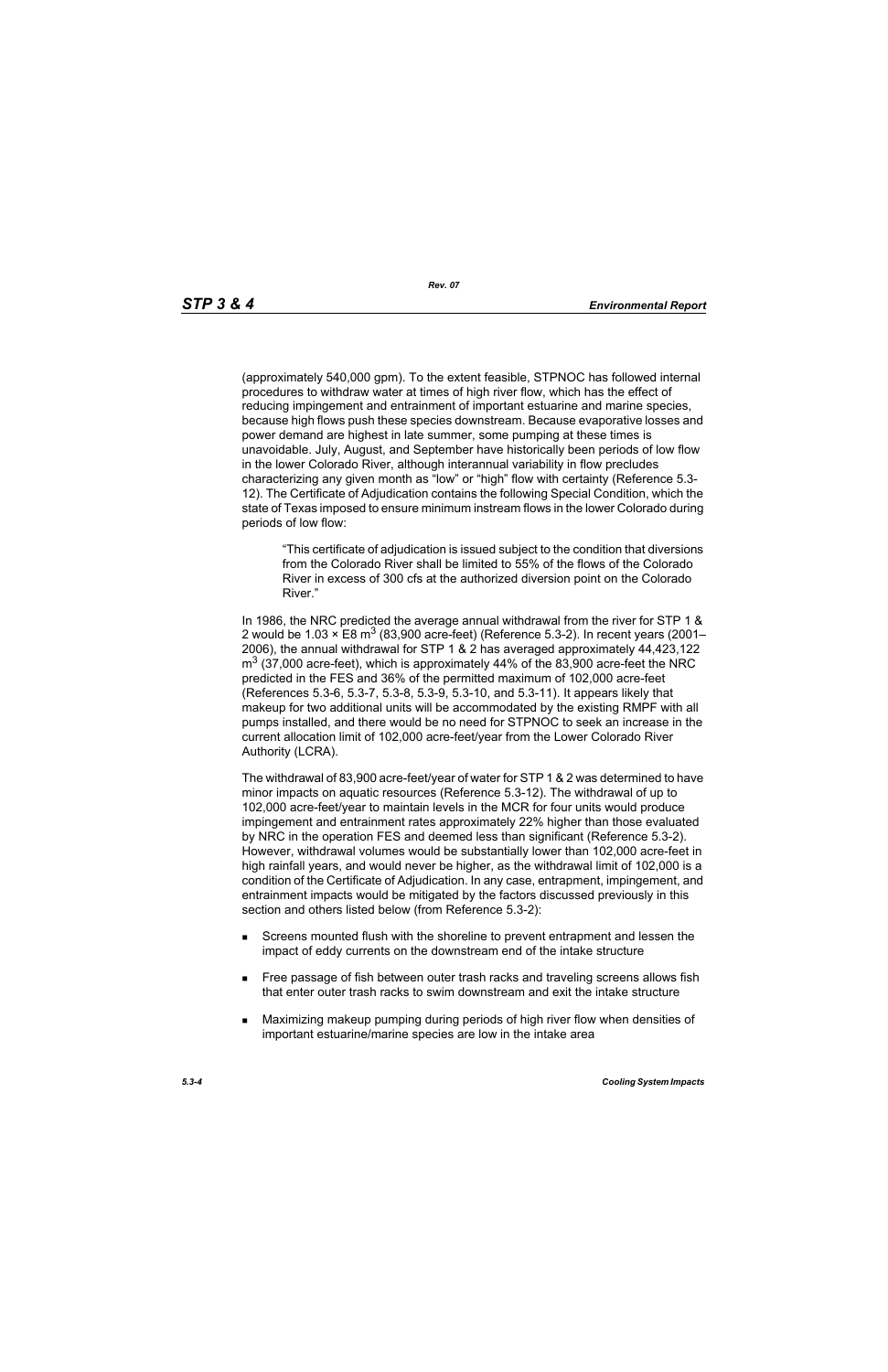(approximately 540,000 gpm). To the extent feasible, STPNOC has followed internal procedures to withdraw water at times of high river flow, which has the effect of reducing impingement and entrainment of important estuarine and marine species, because high flows push these species downstream. Because evaporative losses and power demand are highest in late summer, some pumping at these times is unavoidable. July, August, and September have historically been periods of low flow in the lower Colorado River, although interannual variability in flow precludes characterizing any given month as "low" or "high" flow with certainty (Reference 5.3-12). The Certificate of Adjudication contains the following Special Condition, which the state of Texas imposed to ensure minimum instream flows in the lower Colorado during periods of low flow:

> "This certificate of adjudication is issued subject to the condition that diversions from the Colorado River shall be limited to 55% of the flows of the Colorado River in excess of 300 cfs at the authorized diversion point on the Colorado River."

In 1986, the NRC predicted the average annual withdrawal from the river for STP 1 & 2 would be $1.03 \times E8\ m^3$ (83,900 acre-feet) (Reference 5.3-2). In recent years (2001–2006), the annual withdrawal for STP 1 & 2 has averaged approximately 44,423,122 $m^3$ (37,000 acre-feet), which is approximately 44% of the 83,900 acre-feet the NRC predicted in the FES and 36% of the permitted maximum of 102,000 acre-feet (References 5.3-6, 5.3-7, 5.3-8, 5.3-9, 5.3-10, and 5.3-11). It appears likely that makeup for two additional units will be accommodated by the existing RMPF with all pumps installed, and there would be no need for STPNOC to seek an increase in the current allocation limit of 102,000 acre-feet/year from the Lower Colorado River Authority (LCRA).

The withdrawal of 83,900 acre-feet/year of water for STP 1 & 2 was determined to have minor impacts on aquatic resources (Reference 5.3-12). The withdrawal of up to 102,000 acre-feet/year to maintain levels in the MCR for four units would produce impingement and entrainment rates approximately 22% higher than those evaluated by NRC in the operation FES and deemed less than significant (Reference 5.3-2). However, withdrawal volumes would be substantially lower than 102,000 acre-feet in high rainfall years, and would never be higher, as the withdrawal limit of 102,000 is a condition of the Certificate of Adjudication. In any case, entrapment, impingement, and entrainment impacts would be mitigated by the factors discussed previously in this section and others listed below (from Reference 5.3-2):

- Screens mounted flush with the shoreline to prevent entrapment and lessen the impact of eddy currents on the downstream end of the intake structure
- Free passage of fish between outer trash racks and traveling screens allows fish that enter outer trash racks to swim downstream and exit the intake structure
- Maximizing makeup pumping during periods of high river flow when densities of important estuarine/marine species are low in the intake area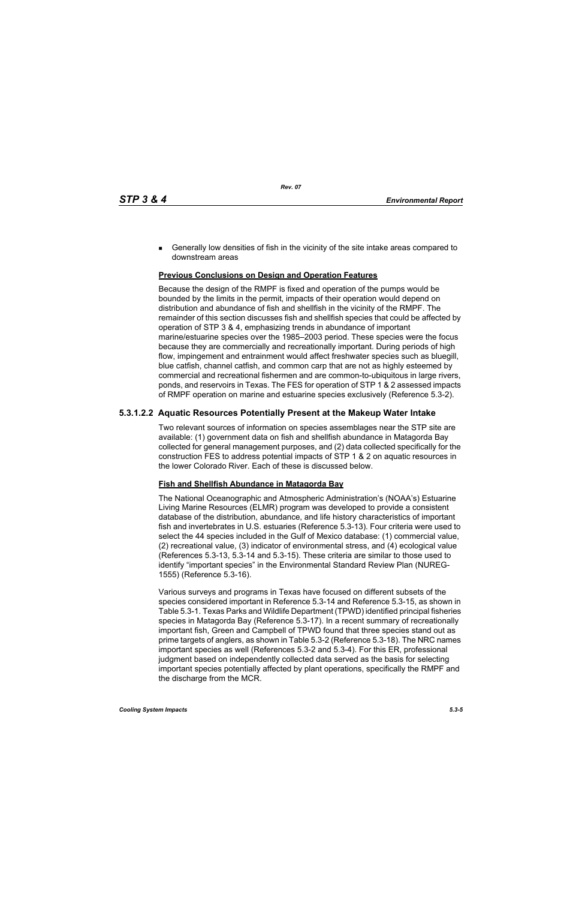- Generally low densities of fish in the vicinity of the site intake areas compared to downstream areas

**Previous Conclusions on Design and Operation Features**

Because the design of the RMPF is fixed and operation of the pumps would be bounded by the limits in the permit, impacts of their operation would depend on distribution and abundance of fish and shellfish in the vicinity of the RMPF. The remainder of this section discusses fish and shellfish species that could be affected by operation of STP 3 & 4, emphasizing trends in abundance of important marine/estuarine species over the 1985–2003 period. These species were the focus because they are commercially and recreationally important. During periods of high flow, impingement and entrainment would affect freshwater species such as bluegill, blue catfish, channel catfish, and common carp that are not as highly esteemed by commercial and recreational fishermen and are common-to-ubiquitous in large rivers, ponds, and reservoirs in Texas. The FES for operation of STP 1 & 2 assessed impacts of RMPF operation on marine and estuarine species exclusively (Reference 5.3-2).

### 5.3.1.2.2 Aquatic Resources Potentially Present at the Makeup Water Intake

Two relevant sources of information on species assemblages near the STP site are available: (1) government data on fish and shellfish abundance in Matagorda Bay collected for general management purposes, and (2) data collected specifically for the construction FES to address potential impacts of STP 1 & 2 on aquatic resources in the lower Colorado River. Each of these is discussed below.

**Fish and Shellfish Abundance in Matagorda Bay**

The National Oceanographic and Atmospheric Administration's (NOAA's) Estuarine Living Marine Resources (ELMR) program was developed to provide a consistent database of the distribution, abundance, and life history characteristics of important fish and invertebrates in U.S. estuaries (Reference 5.3-13). Four criteria were used to select the 44 species included in the Gulf of Mexico database: (1) commercial value, (2) recreational value, (3) indicator of environmental stress, and (4) ecological value (References 5.3-13, 5.3-14 and 5.3-15). These criteria are similar to those used to identify "important species" in the Environmental Standard Review Plan (NUREG-1555) (Reference 5.3-16).

Various surveys and programs in Texas have focused on different subsets of the species considered important in Reference 5.3-14 and Reference 5.3-15, as shown in Table 5.3-1. Texas Parks and Wildlife Department (TPWD) identified principal fisheries species in Matagorda Bay (Reference 5.3-17). In a recent summary of recreationally important fish, Green and Campbell of TPWD found that three species stand out as prime targets of anglers, as shown in Table 5.3-2 (Reference 5.3-18). The NRC names important species as well (References 5.3-2 and 5.3-4). For this ER, professional judgment based on independently collected data served as the basis for selecting important species potentially affected by plant operations, specifically the RMPF and the discharge from the MCR.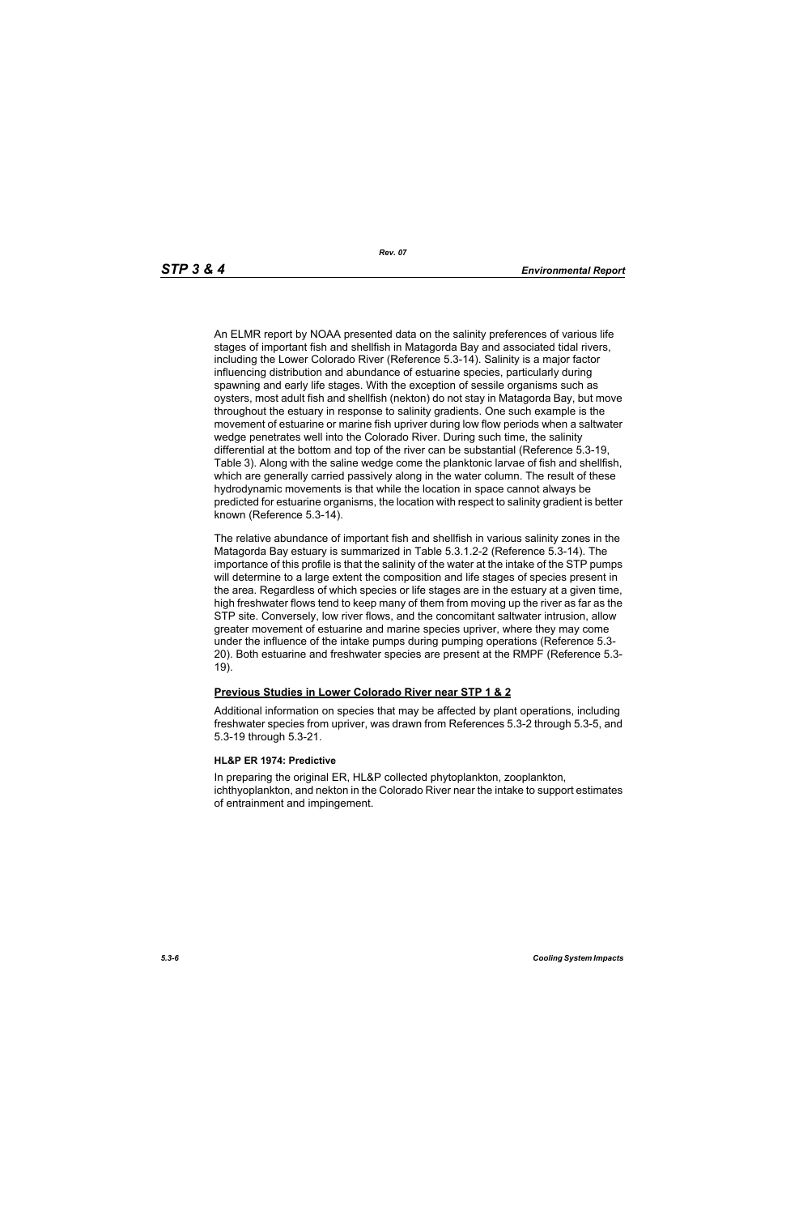An ELMR report by NOAA presented data on the salinity preferences of various life stages of important fish and shellfish in Matagorda Bay and associated tidal rivers, including the Lower Colorado River (Reference 5.3-14). Salinity is a major factor influencing distribution and abundance of estuarine species, particularly during spawning and early life stages. With the exception of sessile organisms such as oysters, most adult fish and shellfish (nekton) do not stay in Matagorda Bay, but move throughout the estuary in response to salinity gradients. One such example is the movement of estuarine or marine fish upriver during low flow periods when a saltwater wedge penetrates well into the Colorado River. During such time, the salinity differential at the bottom and top of the river can be substantial (Reference 5.3-19, Table 3). Along with the saline wedge come the planktonic larvae of fish and shellfish, which are generally carried passively along in the water column. The result of these hydrodynamic movements is that while the location in space cannot always be predicted for estuarine organisms, the location with respect to salinity gradient is better known (Reference 5.3-14).

The relative abundance of important fish and shellfish in various salinity zones in the Matagorda Bay estuary is summarized in Table 5.3.1.2-2 (Reference 5.3-14). The importance of this profile is that the salinity of the water at the intake of the STP pumps will determine to a large extent the composition and life stages of species present in the area. Regardless of which species or life stages are in the estuary at a given time, high freshwater flows tend to keep many of them from moving up the river as far as the STP site. Conversely, low river flows, and the concomitant saltwater intrusion, allow greater movement of estuarine and marine species upriver, where they may come under the influence of the intake pumps during pumping operations (Reference 5.3-20). Both estuarine and freshwater species are present at the RMPF (Reference 5.3-19).

## Previous Studies in Lower Colorado River near STP 1 & 2

Additional information on species that may be affected by plant operations, including freshwater species from upriver, was drawn from References 5.3-2 through 5.3-5, and 5.3-19 through 5.3-21.

### HL&P ER 1974: Predictive

In preparing the original ER, HL&P collected phytoplankton, zooplankton, ichthyoplankton, and nekton in the Colorado River near the intake to support estimates of entrainment and impingement.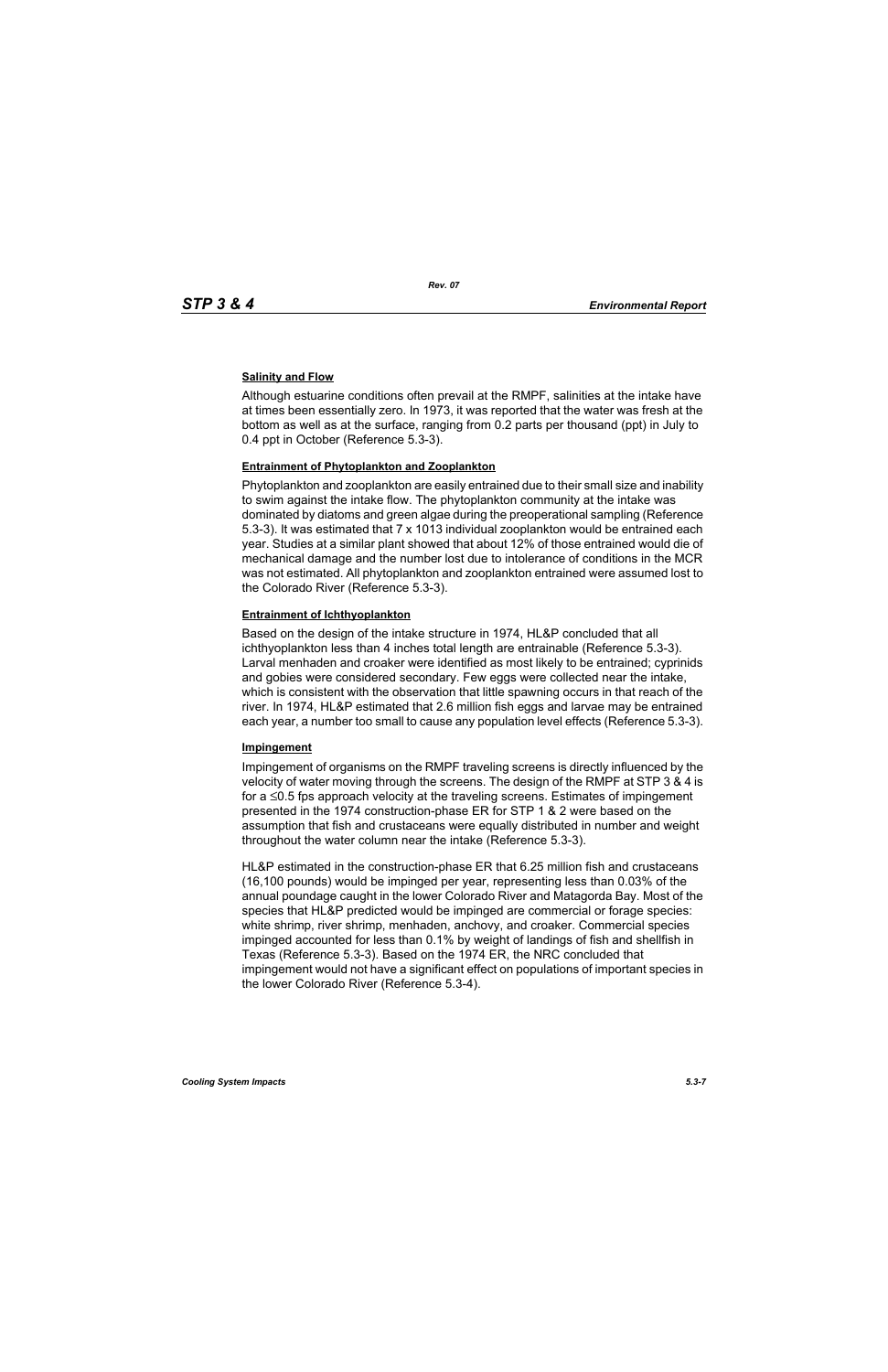**Salinity and Flow**

Although estuarine conditions often prevail at the RMPF, salinities at the intake have at times been essentially zero. In 1973, it was reported that the water was fresh at the bottom as well as at the surface, ranging from 0.2 parts per thousand (ppt) in July to 0.4 ppt in October (Reference 5.3-3).

**Entrainment of Phytoplankton and Zooplankton**

Phytoplankton and zooplankton are easily entrained due to their small size and inability to swim against the intake flow. The phytoplankton community at the intake was dominated by diatoms and green algae during the preoperational sampling (Reference 5.3-3). It was estimated that 7 x 1013 individual zooplankton would be entrained each year. Studies at a similar plant showed that about 12% of those entrained would die of mechanical damage and the number lost due to intolerance of conditions in the MCR was not estimated. All phytoplankton and zooplankton entrained were assumed lost to the Colorado River (Reference 5.3-3).

**Entrainment of Ichthyoplankton**

Based on the design of the intake structure in 1974, HL&P concluded that all ichthyoplankton less than 4 inches total length are entrainable (Reference 5.3-3). Larval menhaden and croaker were identified as most likely to be entrained; cyprinids and gobies were considered secondary. Few eggs were collected near the intake, which is consistent with the observation that little spawning occurs in that reach of the river. In 1974, HL&P estimated that 2.6 million fish eggs and larvae may be entrained each year, a number too small to cause any population level effects (Reference 5.3-3).

**Impingement**

Impingement of organisms on the RMPF traveling screens is directly influenced by the velocity of water moving through the screens. The design of the RMPF at STP 3 & 4 is for a ≤0.5 fps approach velocity at the traveling screens. Estimates of impingement presented in the 1974 construction-phase ER for STP 1 & 2 were based on the assumption that fish and crustaceans were equally distributed in number and weight throughout the water column near the intake (Reference 5.3-3).

HL&P estimated in the construction-phase ER that 6.25 million fish and crustaceans (16,100 pounds) would be impinged per year, representing less than 0.03% of the annual poundage caught in the lower Colorado River and Matagorda Bay. Most of the species that HL&P predicted would be impinged are commercial or forage species: white shrimp, river shrimp, menhaden, anchovy, and croaker. Commercial species impinged accounted for less than 0.1% by weight of landings of fish and shellfish in Texas (Reference 5.3-3). Based on the 1974 ER, the NRC concluded that impingement would not have a significant effect on populations of important species in the lower Colorado River (Reference 5.3-4).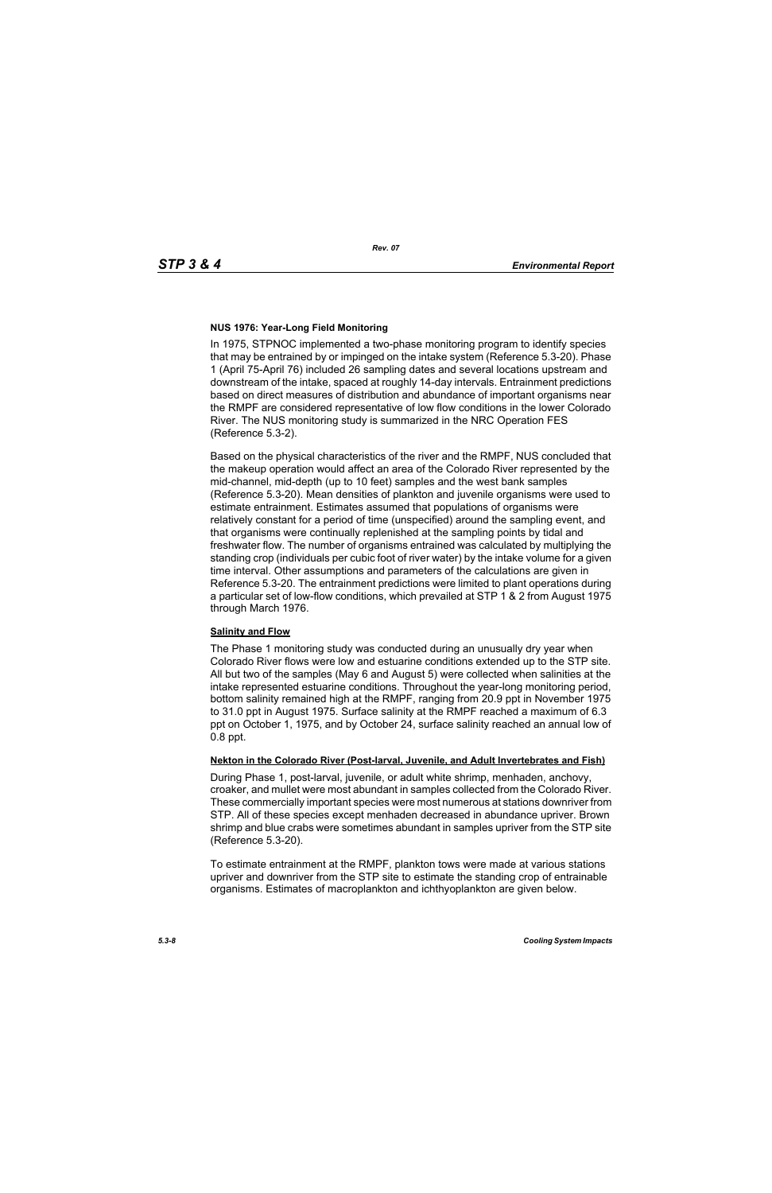**NUS 1976: Year-Long Field Monitoring**

In 1975, STPNOC implemented a two-phase monitoring program to identify species that may be entrained by or impinged on the intake system (Reference 5.3-20). Phase 1 (April 75-April 76) included 26 sampling dates and several locations upstream and downstream of the intake, spaced at roughly 14-day intervals. Entrainment predictions based on direct measures of distribution and abundance of important organisms near the RMPF are considered representative of low flow conditions in the lower Colorado River. The NUS monitoring study is summarized in the NRC Operation FES (Reference 5.3-2).

Based on the physical characteristics of the river and the RMPF, NUS concluded that the makeup operation would affect an area of the Colorado River represented by the mid-channel, mid-depth (up to 10 feet) samples and the west bank samples (Reference 5.3-20). Mean densities of plankton and juvenile organisms were used to estimate entrainment. Estimates assumed that populations of organisms were relatively constant for a period of time (unspecified) around the sampling event, and that organisms were continually replenished at the sampling points by tidal and freshwater flow. The number of organisms entrained was calculated by multiplying the standing crop (individuals per cubic foot of river water) by the intake volume for a given time interval. Other assumptions and parameters of the calculations are given in Reference 5.3-20. The entrainment predictions were limited to plant operations during a particular set of low-flow conditions, which prevailed at STP 1 & 2 from August 1975 through March 1976.

__Salinity and Flow__

The Phase 1 monitoring study was conducted during an unusually dry year when Colorado River flows were low and estuarine conditions extended up to the STP site. All but two of the samples (May 6 and August 5) were collected when salinities at the intake represented estuarine conditions. Throughout the year-long monitoring period, bottom salinity remained high at the RMPF, ranging from 20.9 ppt in November 1975 to 31.0 ppt in August 1975. Surface salinity at the RMPF reached a maximum of 6.3 ppt on October 1, 1975, and by October 24, surface salinity reached an annual low of 0.8 ppt.

__Nekton in the Colorado River (Post-larval, Juvenile, and Adult Invertebrates and Fish)__

During Phase 1, post-larval, juvenile, or adult white shrimp, menhaden, anchovy, croaker, and mullet were most abundant in samples collected from the Colorado River. These commercially important species were most numerous at stations downriver from STP. All of these species except menhaden decreased in abundance upriver. Brown shrimp and blue crabs were sometimes abundant in samples upriver from the STP site (Reference 5.3-20).

To estimate entrainment at the RMPF, plankton tows were made at various stations upriver and downriver from the STP site to estimate the standing crop of entrainable organisms. Estimates of macroplankton and ichthyoplankton are given below.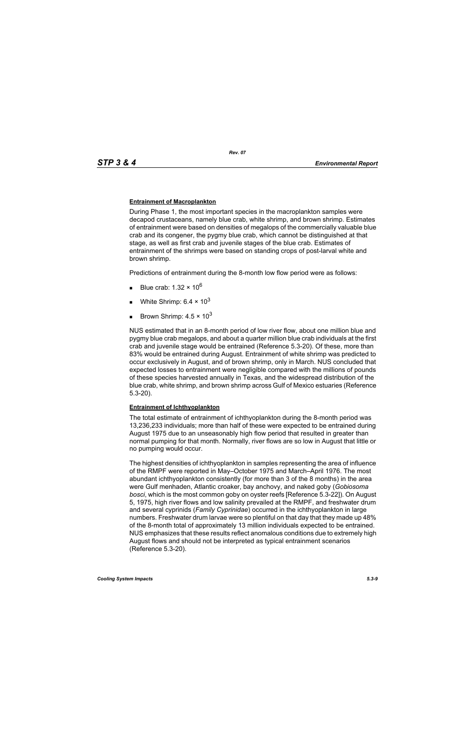**Entrainment of Macroplankton**

During Phase 1, the most important species in the macroplankton samples were decapod crustaceans, namely blue crab, white shrimp, and brown shrimp. Estimates of entrainment were based on densities of megalops of the commercially valuable blue crab and its congener, the pygmy blue crab, which cannot be distinguished at that stage, as well as first crab and juvenile stages of the blue crab. Estimates of entrainment of the shrimps were based on standing crops of post-larval white and brown shrimp.

Predictions of entrainment during the 8-month low flow period were as follows:

- Blue crab: $1.32 \times 10^6$
- White Shrimp: $6.4 \times 10^3$
- Brown Shrimp: $4.5 \times 10^3$

NUS estimated that in an 8-month period of low river flow, about one million blue and pygmy blue crab megalops, and about a quarter million blue crab individuals at the first crab and juvenile stage would be entrained (Reference 5.3-20). Of these, more than 83% would be entrained during August. Entrainment of white shrimp was predicted to occur exclusively in August, and of brown shrimp, only in March. NUS concluded that expected losses to entrainment were negligible compared with the millions of pounds of these species harvested annually in Texas, and the widespread distribution of the blue crab, white shrimp, and brown shrimp across Gulf of Mexico estuaries (Reference 5.3-20).

**Entrainment of Ichthyoplankton**

The total estimate of entrainment of ichthyoplankton during the 8-month period was 13,236,233 individuals; more than half of these were expected to be entrained during August 1975 due to an unseasonably high flow period that resulted in greater than normal pumping for that month. Normally, river flows are so low in August that little or no pumping would occur.

The highest densities of ichthyoplankton in samples representing the area of influence of the RMPF were reported in May–October 1975 and March–April 1976. The most abundant ichthyoplankton consistently (for more than 3 of the 8 months) in the area were Gulf menhaden, Atlantic croaker, bay anchovy, and naked goby (*Gobiosoma bosci*, which is the most common goby on oyster reefs [Reference 5.3-22]). On August 5, 1975, high river flows and low salinity prevailed at the RMPF, and freshwater drum and several cyprinids (*Family Cyprinidae*) occurred in the ichthyoplankton in large numbers. Freshwater drum larvae were so plentiful on that day that they made up 48% of the 8-month total of approximately 13 million individuals expected to be entrained. NUS emphasizes that these results reflect anomalous conditions due to extremely high August flows and should not be interpreted as typical entrainment scenarios (Reference 5.3-20).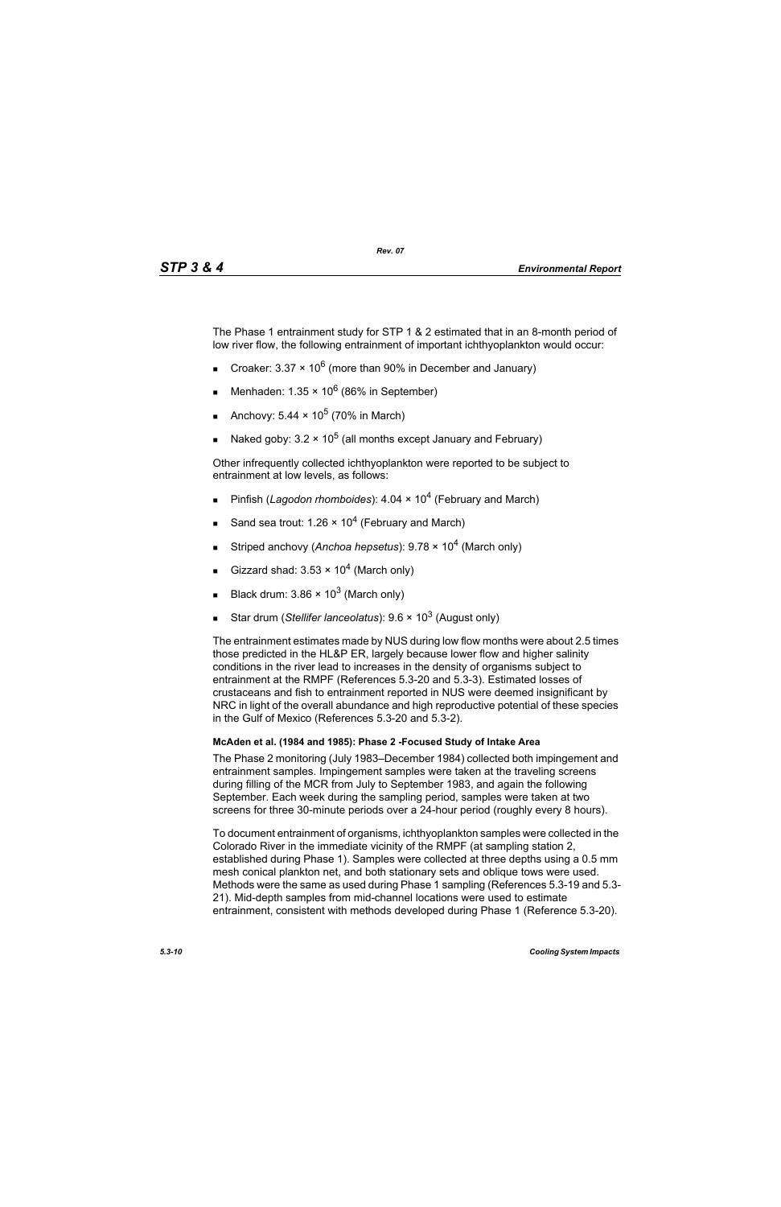The Phase 1 entrainment study for STP 1 & 2 estimated that in an 8-month period of low river flow, the following entrainment of important ichthyoplankton would occur:

- Croaker: $3.37 \times 10^6$ (more than 90% in December and January)
- Menhaden: $1.35 \times 10^6$ (86% in September)
- Anchovy: $5.44 \times 10^5$ (70% in March)
- Naked goby: $3.2 \times 10^5$ (all months except January and February)

Other infrequently collected ichthyoplankton were reported to be subject to entrainment at low levels, as follows:

- Pinfish (*Lagodon rhomboides*): $4.04 \times 10^4$ (February and March)
- Sand sea trout: $1.26 \times 10^4$ (February and March)
- Striped anchovy (*Anchoa hepsetus*): $9.78 \times 10^4$ (March only)
- Gizzard shad: $3.53 \times 10^4$ (March only)
- Black drum: $3.86 \times 10^3$ (March only)
- Star drum (*Stellifer lanceolatus*): $9.6 \times 10^3$ (August only)

The entrainment estimates made by NUS during low flow months were about 2.5 times those predicted in the HL&P ER, largely because lower flow and higher salinity conditions in the river lead to increases in the density of organisms subject to entrainment at the RMPF (References 5.3-20 and 5.3-3). Estimated losses of crustaceans and fish to entrainment reported in NUS were deemed insignificant by NRC in light of the overall abundance and high reproductive potential of these species in the Gulf of Mexico (References 5.3-20 and 5.3-2).

**McAden et al. (1984 and 1985): Phase 2 -Focused Study of Intake Area**

The Phase 2 monitoring (July 1983–December 1984) collected both impingement and entrainment samples. Impingement samples were taken at the traveling screens during filling of the MCR from July to September 1983, and again the following September. Each week during the sampling period, samples were taken at two screens for three 30-minute periods over a 24-hour period (roughly every 8 hours).

To document entrainment of organisms, ichthyoplankton samples were collected in the Colorado River in the immediate vicinity of the RMPF (at sampling station 2, established during Phase 1). Samples were collected at three depths using a 0.5 mm mesh conical plankton net, and both stationary sets and oblique tows were used. Methods were the same as used during Phase 1 sampling (References 5.3-19 and 5.3-21). Mid-depth samples from mid-channel locations were used to estimate entrainment, consistent with methods developed during Phase 1 (Reference 5.3-20).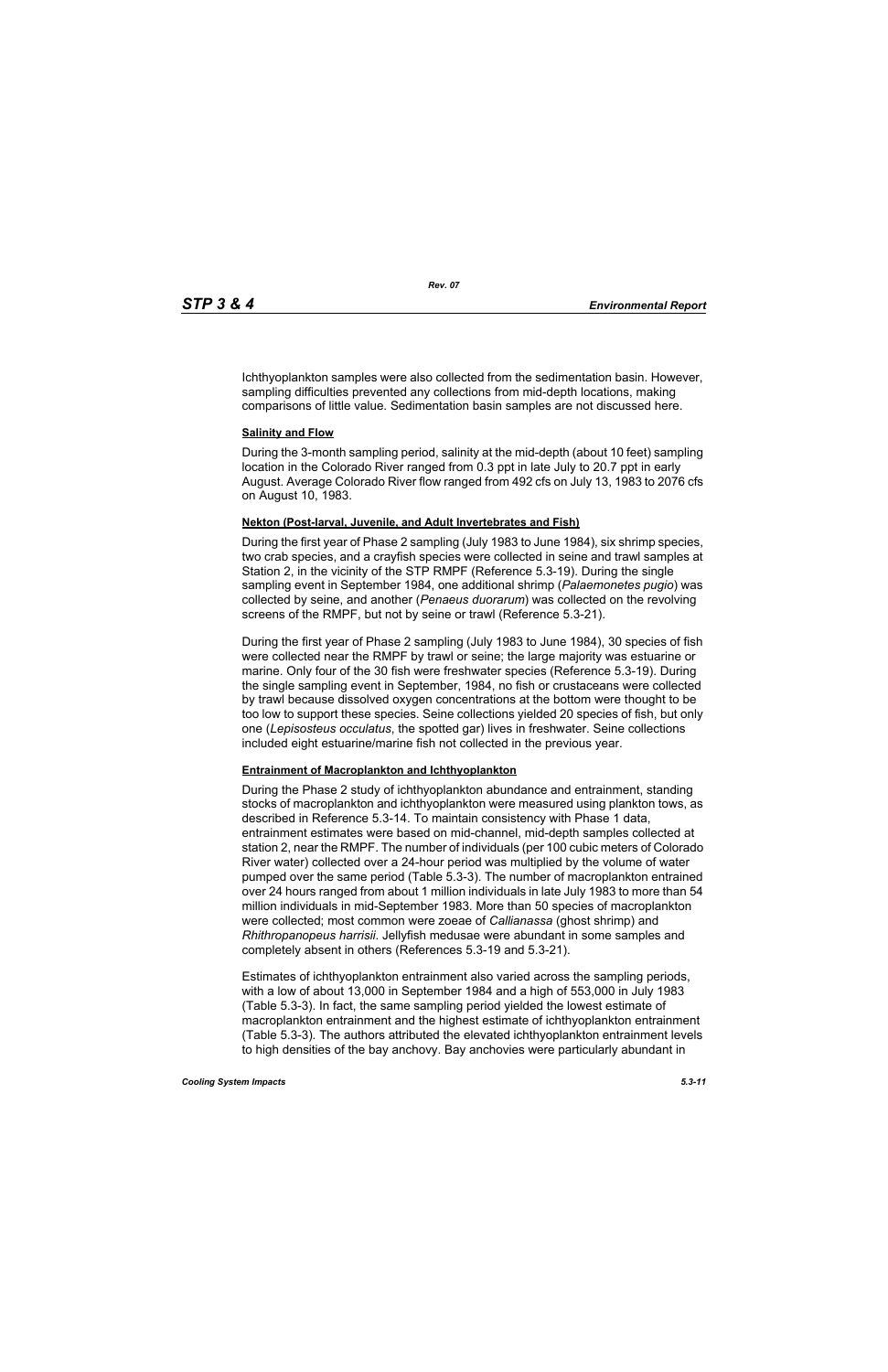Ichthyoplankton samples were also collected from the sedimentation basin. However, sampling difficulties prevented any collections from mid-depth locations, making comparisons of little value. Sedimentation basin samples are not discussed here.

**Salinity and Flow**

During the 3-month sampling period, salinity at the mid-depth (about 10 feet) sampling location in the Colorado River ranged from 0.3 ppt in late July to 20.7 ppt in early August. Average Colorado River flow ranged from 492 cfs on July 13, 1983 to 2076 cfs on August 10, 1983.

**Nekton (Post-larval, Juvenile, and Adult Invertebrates and Fish)**

During the first year of Phase 2 sampling (July 1983 to June 1984), six shrimp species, two crab species, and a crayfish species were collected in seine and trawl samples at Station 2, in the vicinity of the STP RMPF (Reference 5.3-19). During the single sampling event in September 1984, one additional shrimp (*Palaemonetes pugio*) was collected by seine, and another (*Penaeus duorarum*) was collected on the revolving screens of the RMPF, but not by seine or trawl (Reference 5.3-21).

During the first year of Phase 2 sampling (July 1983 to June 1984), 30 species of fish were collected near the RMPF by trawl or seine; the large majority was estuarine or marine. Only four of the 30 fish were freshwater species (Reference 5.3-19). During the single sampling event in September, 1984, no fish or crustaceans were collected by trawl because dissolved oxygen concentrations at the bottom were thought to be too low to support these species. Seine collections yielded 20 species of fish, but only one (*Lepisosteus occulatus*, the spotted gar) lives in freshwater. Seine collections included eight estuarine/marine fish not collected in the previous year.

**Entrainment of Macroplankton and Ichthyoplankton**

During the Phase 2 study of ichthyoplankton abundance and entrainment, standing stocks of macroplankton and ichthyoplankton were measured using plankton tows, as described in Reference 5.3-14. To maintain consistency with Phase 1 data, entrainment estimates were based on mid-channel, mid-depth samples collected at station 2, near the RMPF. The number of individuals (per 100 cubic meters of Colorado River water) collected over a 24-hour period was multiplied by the volume of water pumped over the same period (Table 5.3-3). The number of macroplankton entrained over 24 hours ranged from about 1 million individuals in late July 1983 to more than 54 million individuals in mid-September 1983. More than 50 species of macroplankton were collected; most common were zoeae of *Callianassa* (ghost shrimp) and *Rhithropanopeus harrisii*. Jellyfish medusae were abundant in some samples and completely absent in others (References 5.3-19 and 5.3-21).

Estimates of ichthyoplankton entrainment also varied across the sampling periods, with a low of about 13,000 in September 1984 and a high of 553,000 in July 1983 (Table 5.3-3). In fact, the same sampling period yielded the lowest estimate of macroplankton entrainment and the highest estimate of ichthyoplankton entrainment (Table 5.3-3). The authors attributed the elevated ichthyoplankton entrainment levels to high densities of the bay anchovy. Bay anchovies were particularly abundant in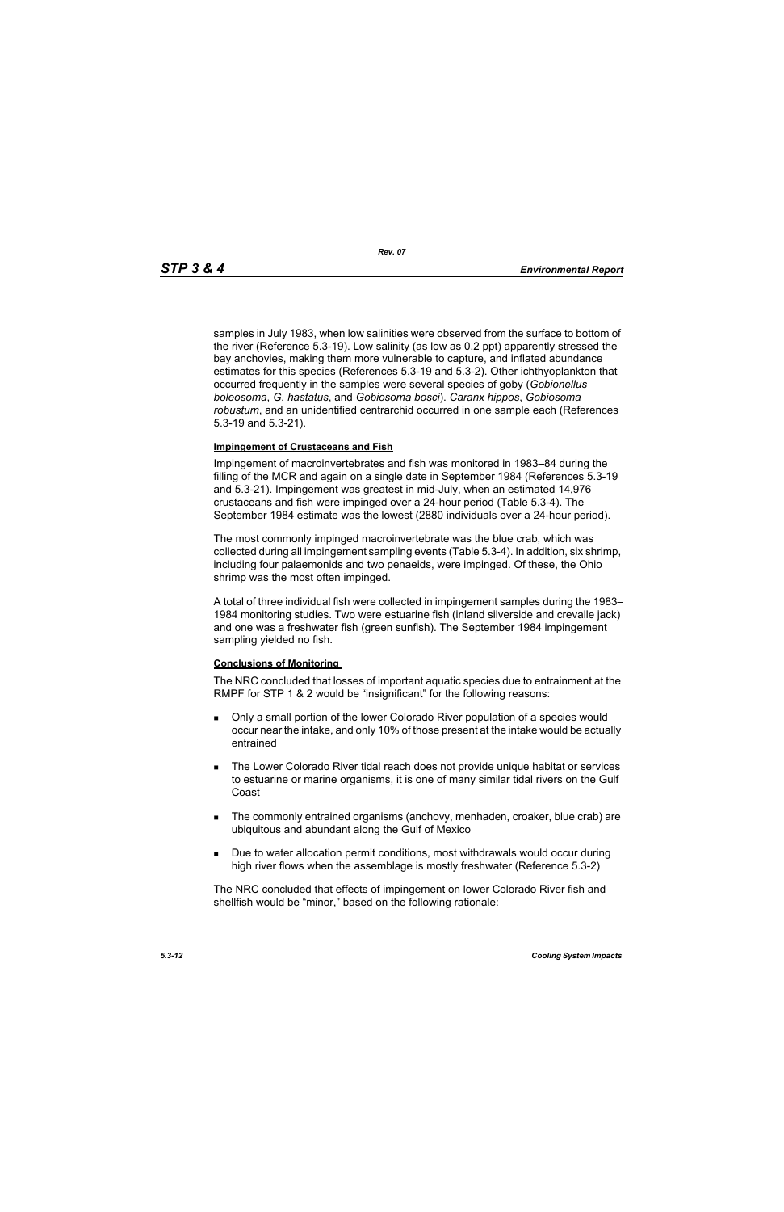samples in July 1983, when low salinities were observed from the surface to bottom of the river (Reference 5.3-19). Low salinity (as low as 0.2 ppt) apparently stressed the bay anchovies, making them more vulnerable to capture, and inflated abundance estimates for this species (References 5.3-19 and 5.3-2). Other ichthyoplankton that occurred frequently in the samples were several species of goby (*Gobionellus boleosoma*, *G. hastatus*, and *Gobiosoma bosci*). *Caranx hippos*, *Gobiosoma robustum*, and an unidentified centrarchid occurred in one sample each (References 5.3-19 and 5.3-21).

**Impingement of Crustaceans and Fish**

Impingement of macroinvertebrates and fish was monitored in 1983–84 during the filling of the MCR and again on a single date in September 1984 (References 5.3-19 and 5.3-21). Impingement was greatest in mid-July, when an estimated 14,976 crustaceans and fish were impinged over a 24-hour period (Table 5.3-4). The September 1984 estimate was the lowest (2880 individuals over a 24-hour period).

The most commonly impinged macroinvertebrate was the blue crab, which was collected during all impingement sampling events (Table 5.3-4). In addition, six shrimp, including four palaemonids and two penaeids, were impinged. Of these, the Ohio shrimp was the most often impinged.

A total of three individual fish were collected in impingement samples during the 1983–1984 monitoring studies. Two were estuarine fish (inland silverside and crevalle jack) and one was a freshwater fish (green sunfish). The September 1984 impingement sampling yielded no fish.

**Conclusions of Monitoring**

The NRC concluded that losses of important aquatic species due to entrainment at the RMPF for STP 1 & 2 would be "insignificant" for the following reasons:

- Only a small portion of the lower Colorado River population of a species would occur near the intake, and only 10% of those present at the intake would be actually entrained
- The Lower Colorado River tidal reach does not provide unique habitat or services to estuarine or marine organisms, it is one of many similar tidal rivers on the Gulf Coast
- The commonly entrained organisms (anchovy, menhaden, croaker, blue crab) are ubiquitous and abundant along the Gulf of Mexico
- Due to water allocation permit conditions, most withdrawals would occur during high river flows when the assemblage is mostly freshwater (Reference 5.3-2)

The NRC concluded that effects of impingement on lower Colorado River fish and shellfish would be "minor," based on the following rationale: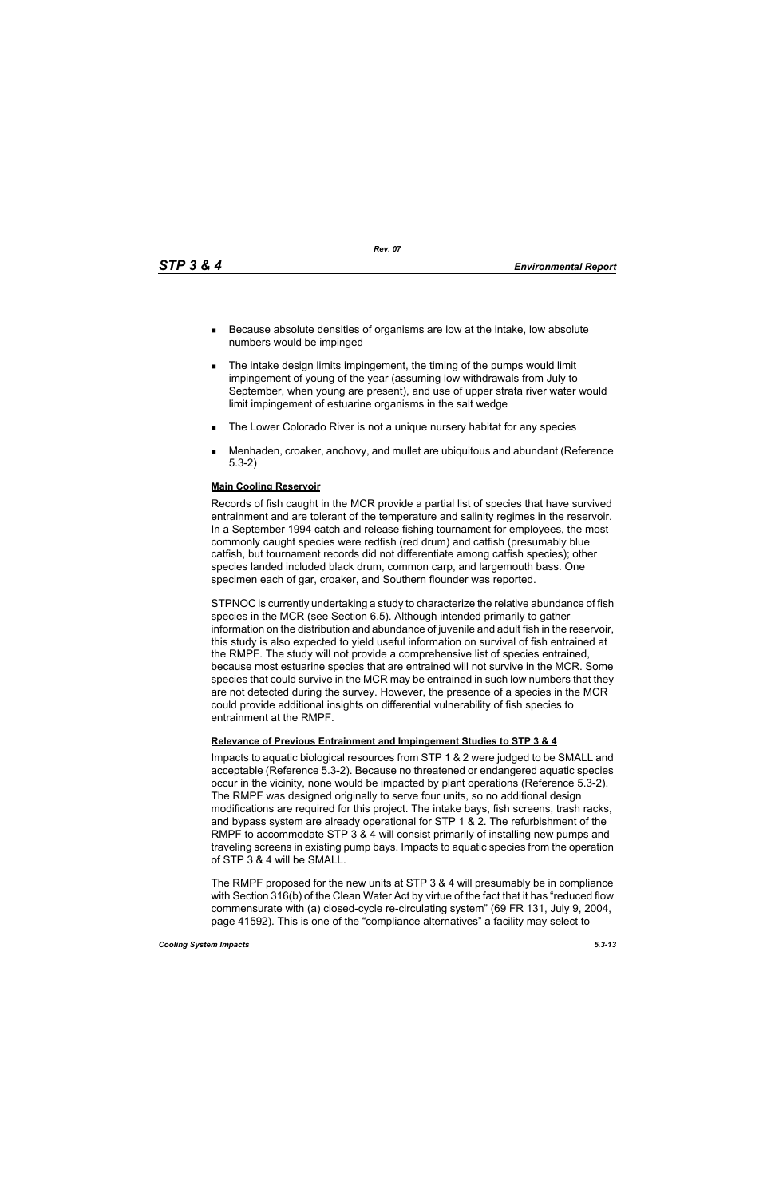- Because absolute densities of organisms are low at the intake, low absolute numbers would be impinged
- The intake design limits impingement, the timing of the pumps would limit impingement of young of the year (assuming low withdrawals from July to September, when young are present), and use of upper strata river water would limit impingement of estuarine organisms in the salt wedge
- The Lower Colorado River is not a unique nursery habitat for any species
- Menhaden, croaker, anchovy, and mullet are ubiquitous and abundant (Reference 5.3-2)

**Main Cooling Reservoir**

Records of fish caught in the MCR provide a partial list of species that have survived entrainment and are tolerant of the temperature and salinity regimes in the reservoir. In a September 1994 catch and release fishing tournament for employees, the most commonly caught species were redfish (red drum) and catfish (presumably blue catfish, but tournament records did not differentiate among catfish species); other species landed included black drum, common carp, and largemouth bass. One specimen each of gar, croaker, and Southern flounder was reported.

STPNOC is currently undertaking a study to characterize the relative abundance of fish species in the MCR (see Section 6.5). Although intended primarily to gather information on the distribution and abundance of juvenile and adult fish in the reservoir, this study is also expected to yield useful information on survival of fish entrained at the RMPF. The study will not provide a comprehensive list of species entrained, because most estuarine species that are entrained will not survive in the MCR. Some species that could survive in the MCR may be entrained in such low numbers that they are not detected during the survey. However, the presence of a species in the MCR could provide additional insights on differential vulnerability of fish species to entrainment at the RMPF.

**Relevance of Previous Entrainment and Impingement Studies to STP 3 & 4**

Impacts to aquatic biological resources from STP 1 & 2 were judged to be SMALL and acceptable (Reference 5.3-2). Because no threatened or endangered aquatic species occur in the vicinity, none would be impacted by plant operations (Reference 5.3-2). The RMPF was designed originally to serve four units, so no additional design modifications are required for this project. The intake bays, fish screens, trash racks, and bypass system are already operational for STP 1 & 2. The refurbishment of the RMPF to accommodate STP 3 & 4 will consist primarily of installing new pumps and traveling screens in existing pump bays. Impacts to aquatic species from the operation of STP 3 & 4 will be SMALL.

The RMPF proposed for the new units at STP 3 & 4 will presumably be in compliance with Section 316(b) of the Clean Water Act by virtue of the fact that it has "reduced flow commensurate with (a) closed-cycle re-circulating system" (69 FR 131, July 9, 2004, page 41592). This is one of the "compliance alternatives" a facility may select to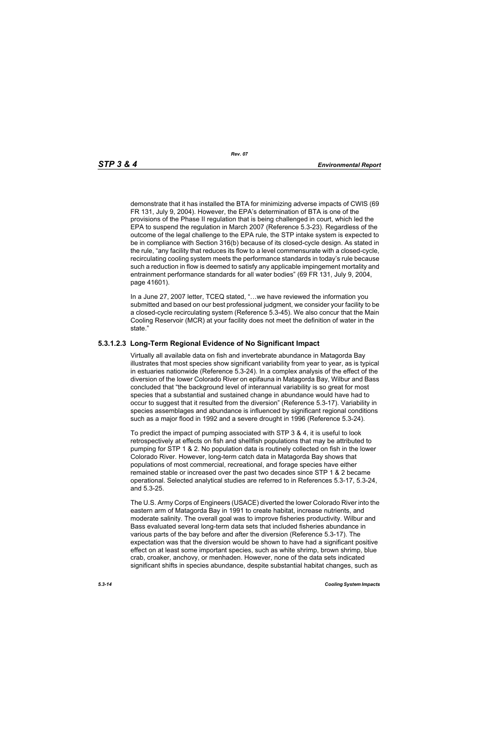demonstrate that it has installed the BTA for minimizing adverse impacts of CWIS (69 FR 131, July 9, 2004). However, the EPA's determination of BTA is one of the provisions of the Phase II regulation that is being challenged in court, which led the EPA to suspend the regulation in March 2007 (Reference 5.3-23). Regardless of the outcome of the legal challenge to the EPA rule, the STP intake system is expected to be in compliance with Section 316(b) because of its closed-cycle design. As stated in the rule, "any facility that reduces its flow to a level commensurate with a closed-cycle, recirculating cooling system meets the performance standards in today's rule because such a reduction in flow is deemed to satisfy any applicable impingement mortality and entrainment performance standards for all water bodies" (69 FR 131, July 9, 2004, page 41601).

In a June 27, 2007 letter, TCEQ stated, "…we have reviewed the information you submitted and based on our best professional judgment, we consider your facility to be a closed-cycle recirculating system (Reference 5.3-45). We also concur that the Main Cooling Reservoir (MCR) at your facility does not meet the definition of water in the state."

#### 5.3.1.2.3 Long-Term Regional Evidence of No Significant Impact

Virtually all available data on fish and invertebrate abundance in Matagorda Bay illustrates that most species show significant variability from year to year, as is typical in estuaries nationwide (Reference 5.3-24). In a complex analysis of the effect of the diversion of the lower Colorado River on epifauna in Matagorda Bay, Wilbur and Bass concluded that "the background level of interannual variability is so great for most species that a substantial and sustained change in abundance would have had to occur to suggest that it resulted from the diversion" (Reference 5.3-17). Variability in species assemblages and abundance is influenced by significant regional conditions such as a major flood in 1992 and a severe drought in 1996 (Reference 5.3-24).

To predict the impact of pumping associated with STP 3 & 4, it is useful to look retrospectively at effects on fish and shellfish populations that may be attributed to pumping for STP 1 & 2. No population data is routinely collected on fish in the lower Colorado River. However, long-term catch data in Matagorda Bay shows that populations of most commercial, recreational, and forage species have either remained stable or increased over the past two decades since STP 1 & 2 became operational. Selected analytical studies are referred to in References 5.3-17, 5.3-24, and 5.3-25.

The U.S. Army Corps of Engineers (USACE) diverted the lower Colorado River into the eastern arm of Matagorda Bay in 1991 to create habitat, increase nutrients, and moderate salinity. The overall goal was to improve fisheries productivity. Wilbur and Bass evaluated several long-term data sets that included fisheries abundance in various parts of the bay before and after the diversion (Reference 5.3-17). The expectation was that the diversion would be shown to have had a significant positive effect on at least some important species, such as white shrimp, brown shrimp, blue crab, croaker, anchovy, or menhaden. However, none of the data sets indicated significant shifts in species abundance, despite substantial habitat changes, such as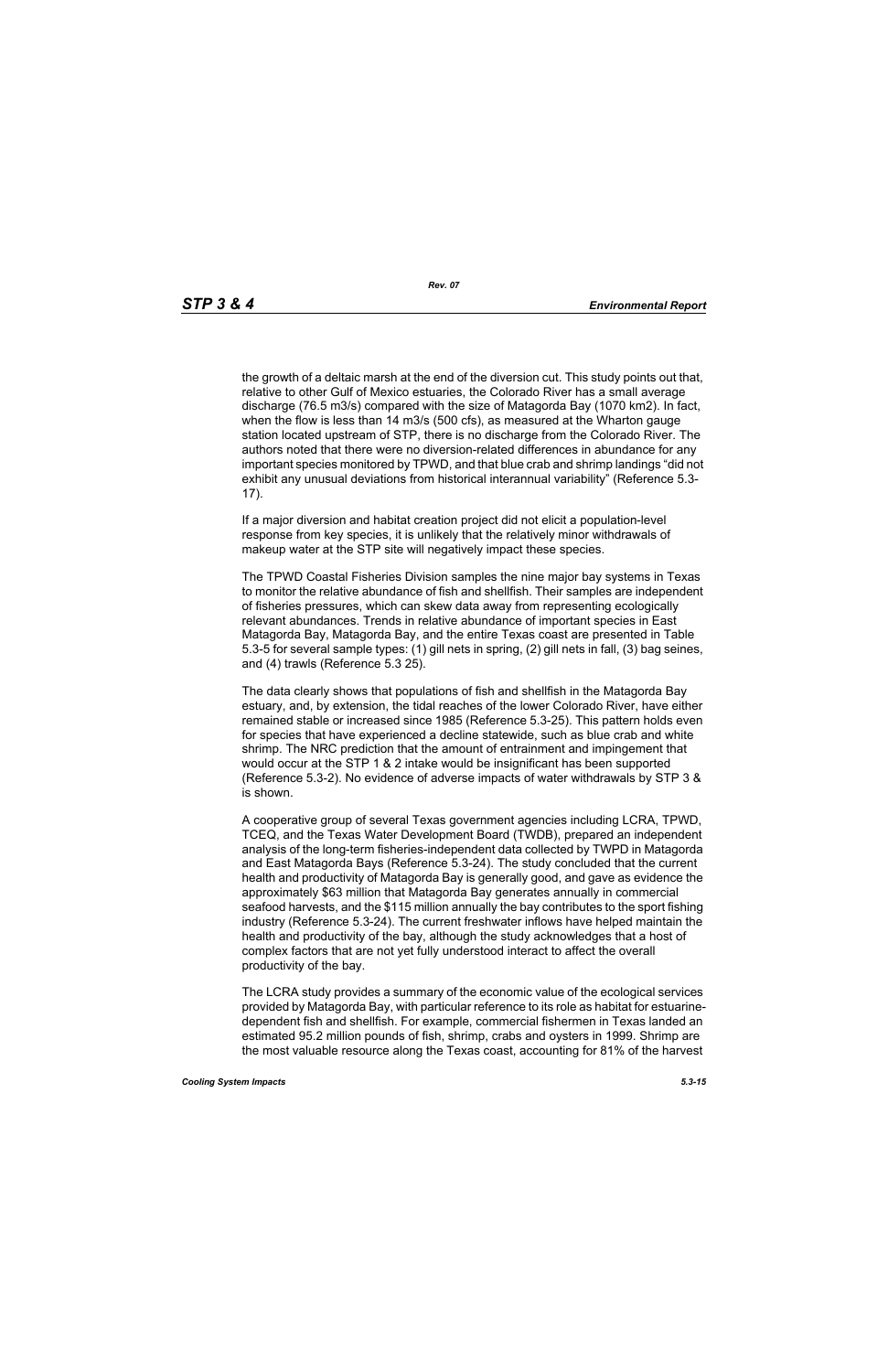the growth of a deltaic marsh at the end of the diversion cut. This study points out that, relative to other Gulf of Mexico estuaries, the Colorado River has a small average discharge (76.5 m3/s) compared with the size of Matagorda Bay (1070 km2). In fact, when the flow is less than 14 m3/s (500 cfs), as measured at the Wharton gauge station located upstream of STP, there is no discharge from the Colorado River. The authors noted that there were no diversion-related differences in abundance for any important species monitored by TPWD, and that blue crab and shrimp landings "did not exhibit any unusual deviations from historical interannual variability" (Reference 5.3-17).

If a major diversion and habitat creation project did not elicit a population-level response from key species, it is unlikely that the relatively minor withdrawals of makeup water at the STP site will negatively impact these species.

The TPWD Coastal Fisheries Division samples the nine major bay systems in Texas to monitor the relative abundance of fish and shellfish. Their samples are independent of fisheries pressures, which can skew data away from representing ecologically relevant abundances. Trends in relative abundance of important species in East Matagorda Bay, Matagorda Bay, and the entire Texas coast are presented in Table 5.3-5 for several sample types: (1) gill nets in spring, (2) gill nets in fall, (3) bag seines, and (4) trawls (Reference 5.3 25).

The data clearly shows that populations of fish and shellfish in the Matagorda Bay estuary, and, by extension, the tidal reaches of the lower Colorado River, have either remained stable or increased since 1985 (Reference 5.3-25). This pattern holds even for species that have experienced a decline statewide, such as blue crab and white shrimp. The NRC prediction that the amount of entrainment and impingement that would occur at the STP 1 & 2 intake would be insignificant has been supported (Reference 5.3-2). No evidence of adverse impacts of water withdrawals by STP 3 & is shown.

A cooperative group of several Texas government agencies including LCRA, TPWD, TCEQ, and the Texas Water Development Board (TWDB), prepared an independent analysis of the long-term fisheries-independent data collected by TWPD in Matagorda and East Matagorda Bays (Reference 5.3-24). The study concluded that the current health and productivity of Matagorda Bay is generally good, and gave as evidence the approximately $63 million that Matagorda Bay generates annually in commercial seafood harvests, and the $115 million annually the bay contributes to the sport fishing industry (Reference 5.3-24). The current freshwater inflows have helped maintain the health and productivity of the bay, although the study acknowledges that a host of complex factors that are not yet fully understood interact to affect the overall productivity of the bay.

The LCRA study provides a summary of the economic value of the ecological services provided by Matagorda Bay, with particular reference to its role as habitat for estuarine-dependent fish and shellfish. For example, commercial fishermen in Texas landed an estimated 95.2 million pounds of fish, shrimp, crabs and oysters in 1999. Shrimp are the most valuable resource along the Texas coast, accounting for 81% of the harvest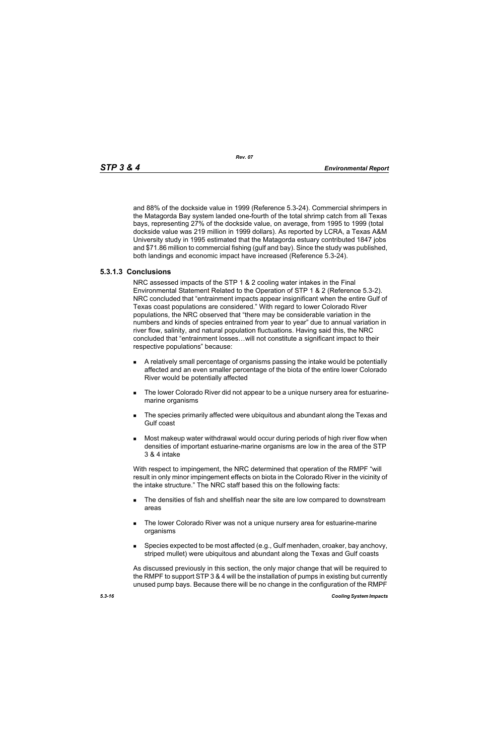and 88% of the dockside value in 1999 (Reference 5.3-24). Commercial shrimpers in the Matagorda Bay system landed one-fourth of the total shrimp catch from all Texas bays, representing 27% of the dockside value, on average, from 1995 to 1999 (total dockside value was 219 million in 1999 dollars). As reported by LCRA, a Texas A&M University study in 1995 estimated that the Matagorda estuary contributed 1847 jobs and $71.86 million to commercial fishing (gulf and bay). Since the study was published, both landings and economic impact have increased (Reference 5.3-24).

### 5.3.1.3 Conclusions

NRC assessed impacts of the STP 1 & 2 cooling water intakes in the Final Environmental Statement Related to the Operation of STP 1 & 2 (Reference 5.3-2). NRC concluded that "entrainment impacts appear insignificant when the entire Gulf of Texas coast populations are considered." With regard to lower Colorado River populations, the NRC observed that "there may be considerable variation in the numbers and kinds of species entrained from year to year" due to annual variation in river flow, salinity, and natural population fluctuations. Having said this, the NRC concluded that "entrainment losses…will not constitute a significant impact to their respective populations" because:

- A relatively small percentage of organisms passing the intake would be potentially affected and an even smaller percentage of the biota of the entire lower Colorado River would be potentially affected
- The lower Colorado River did not appear to be a unique nursery area for estuarine-marine organisms
- The species primarily affected were ubiquitous and abundant along the Texas and Gulf coast
- Most makeup water withdrawal would occur during periods of high river flow when densities of important estuarine-marine organisms are low in the area of the STP 3 & 4 intake

With respect to impingement, the NRC determined that operation of the RMPF "will result in only minor impingement effects on biota in the Colorado River in the vicinity of the intake structure." The NRC staff based this on the following facts:

- The densities of fish and shellfish near the site are low compared to downstream areas
- The lower Colorado River was not a unique nursery area for estuarine-marine organisms
- Species expected to be most affected (e.g., Gulf menhaden, croaker, bay anchovy, striped mullet) were ubiquitous and abundant along the Texas and Gulf coasts

As discussed previously in this section, the only major change that will be required to the RMPF to support STP 3 & 4 will be the installation of pumps in existing but currently unused pump bays. Because there will be no change in the configuration of the RMPF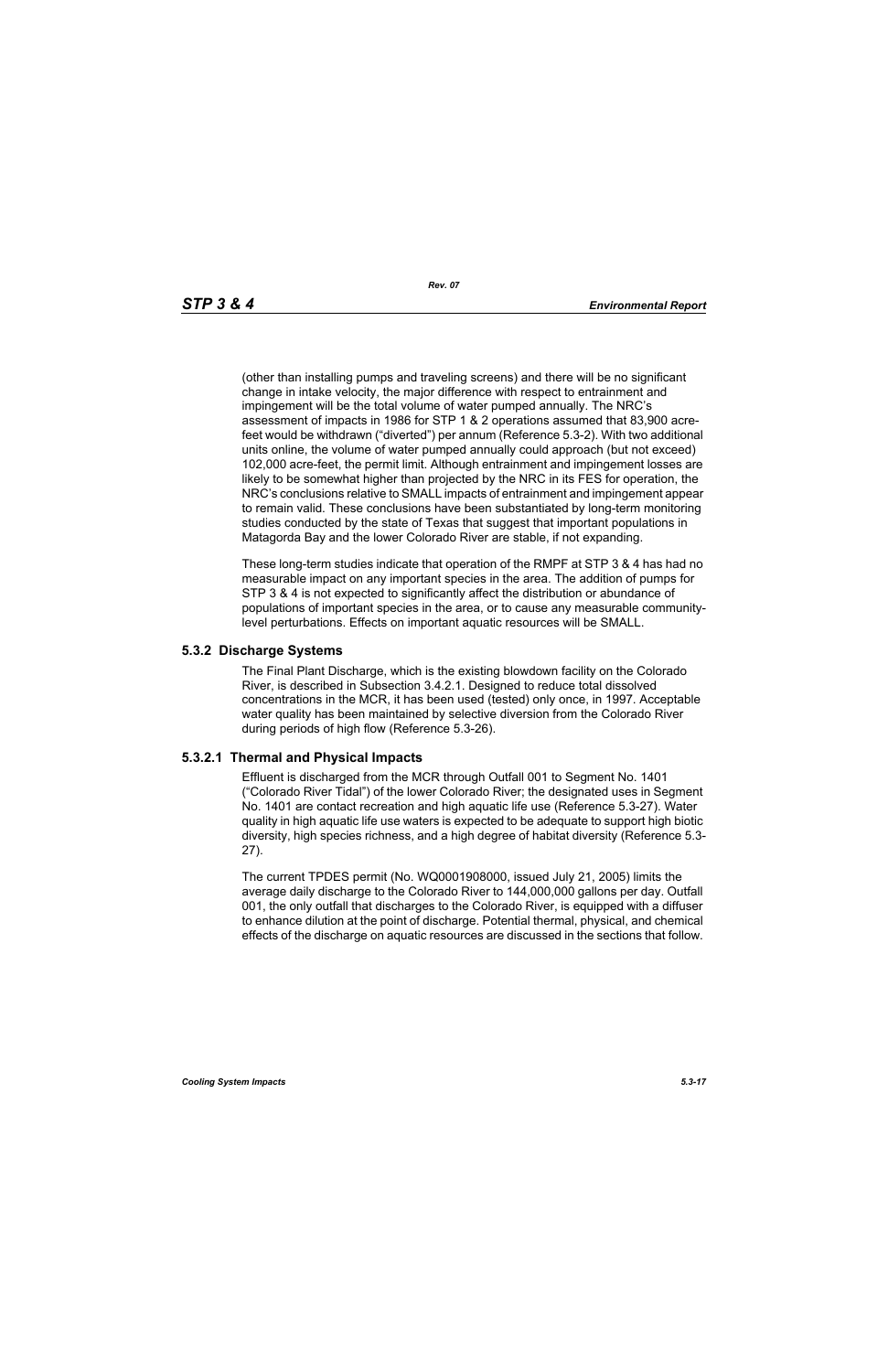(other than installing pumps and traveling screens) and there will be no significant change in intake velocity, the major difference with respect to entrainment and impingement will be the total volume of water pumped annually. The NRC's assessment of impacts in 1986 for STP 1 & 2 operations assumed that 83,900 acre-feet would be withdrawn ("diverted") per annum (Reference 5.3-2). With two additional units online, the volume of water pumped annually could approach (but not exceed) 102,000 acre-feet, the permit limit. Although entrainment and impingement losses are likely to be somewhat higher than projected by the NRC in its FES for operation, the NRC's conclusions relative to SMALL impacts of entrainment and impingement appear to remain valid. These conclusions have been substantiated by long-term monitoring studies conducted by the state of Texas that suggest that important populations in Matagorda Bay and the lower Colorado River are stable, if not expanding.

These long-term studies indicate that operation of the RMPF at STP 3 & 4 has had no measurable impact on any important species in the area. The addition of pumps for STP 3 & 4 is not expected to significantly affect the distribution or abundance of populations of important species in the area, or to cause any measurable community-level perturbations. Effects on important aquatic resources will be SMALL.

### 5.3.2 Discharge Systems

The Final Plant Discharge, which is the existing blowdown facility on the Colorado River, is described in Subsection 3.4.2.1. Designed to reduce total dissolved concentrations in the MCR, it has been used (tested) only once, in 1997. Acceptable water quality has been maintained by selective diversion from the Colorado River during periods of high flow (Reference 5.3-26).

#### 5.3.2.1 Thermal and Physical Impacts

Effluent is discharged from the MCR through Outfall 001 to Segment No. 1401 ("Colorado River Tidal") of the lower Colorado River; the designated uses in Segment No. 1401 are contact recreation and high aquatic life use (Reference 5.3-27). Water quality in high aquatic life use waters is expected to be adequate to support high biotic diversity, high species richness, and a high degree of habitat diversity (Reference 5.3-27).

The current TPDES permit (No. WQ0001908000, issued July 21, 2005) limits the average daily discharge to the Colorado River to 144,000,000 gallons per day. Outfall 001, the only outfall that discharges to the Colorado River, is equipped with a diffuser to enhance dilution at the point of discharge. Potential thermal, physical, and chemical effects of the discharge on aquatic resources are discussed in the sections that follow.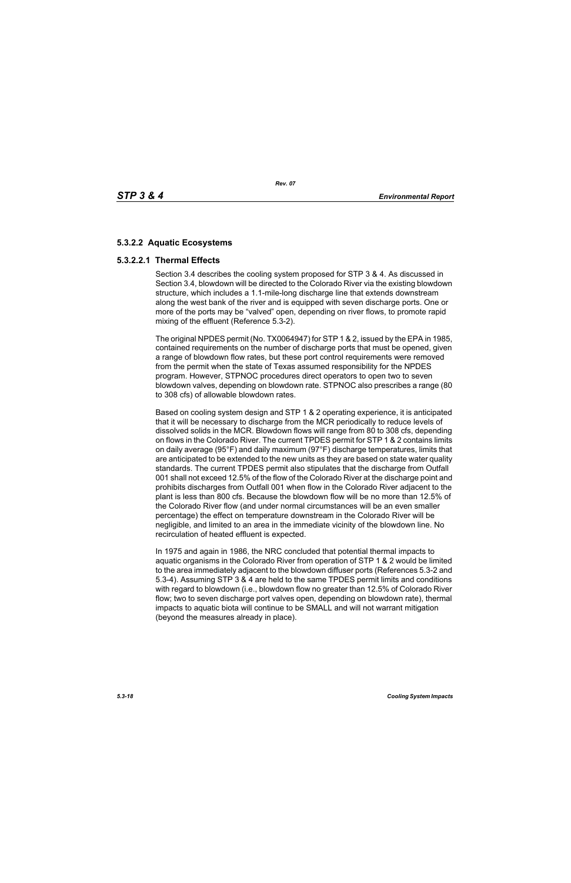### 5.3.2.2 Aquatic Ecosystems

#### 5.3.2.2.1 Thermal Effects

Section 3.4 describes the cooling system proposed for STP 3 & 4. As discussed in Section 3.4, blowdown will be directed to the Colorado River via the existing blowdown structure, which includes a 1.1-mile-long discharge line that extends downstream along the west bank of the river and is equipped with seven discharge ports. One or more of the ports may be "valved" open, depending on river flows, to promote rapid mixing of the effluent (Reference 5.3-2).

The original NPDES permit (No. TX0064947) for STP 1 & 2, issued by the EPA in 1985, contained requirements on the number of discharge ports that must be opened, given a range of blowdown flow rates, but these port control requirements were removed from the permit when the state of Texas assumed responsibility for the NPDES program. However, STPNOC procedures direct operators to open two to seven blowdown valves, depending on blowdown rate. STPNOC also prescribes a range (80 to 308 cfs) of allowable blowdown rates.

Based on cooling system design and STP 1 & 2 operating experience, it is anticipated that it will be necessary to discharge from the MCR periodically to reduce levels of dissolved solids in the MCR. Blowdown flows will range from 80 to 308 cfs, depending on flows in the Colorado River. The current TPDES permit for STP 1 & 2 contains limits on daily average (95°F) and daily maximum (97°F) discharge temperatures, limits that are anticipated to be extended to the new units as they are based on state water quality standards. The current TPDES permit also stipulates that the discharge from Outfall 001 shall not exceed 12.5% of the flow of the Colorado River at the discharge point and prohibits discharges from Outfall 001 when flow in the Colorado River adjacent to the plant is less than 800 cfs. Because the blowdown flow will be no more than 12.5% of the Colorado River flow (and under normal circumstances will be an even smaller percentage) the effect on temperature downstream in the Colorado River will be negligible, and limited to an area in the immediate vicinity of the blowdown line. No recirculation of heated effluent is expected.

In 1975 and again in 1986, the NRC concluded that potential thermal impacts to aquatic organisms in the Colorado River from operation of STP 1 & 2 would be limited to the area immediately adjacent to the blowdown diffuser ports (References 5.3-2 and 5.3-4). Assuming STP 3 & 4 are held to the same TPDES permit limits and conditions with regard to blowdown (i.e., blowdown flow no greater than 12.5% of Colorado River flow; two to seven discharge port valves open, depending on blowdown rate), thermal impacts to aquatic biota will continue to be SMALL and will not warrant mitigation (beyond the measures already in place).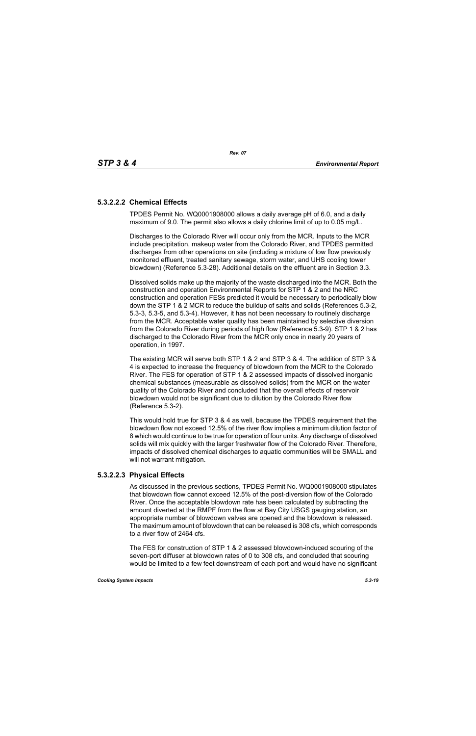#### 5.3.2.2.2 Chemical Effects

TPDES Permit No. WQ0001908000 allows a daily average pH of 6.0, and a daily maximum of 9.0. The permit also allows a daily chlorine limit of up to 0.05 mg/L.

Discharges to the Colorado River will occur only from the MCR. Inputs to the MCR include precipitation, makeup water from the Colorado River, and TPDES permitted discharges from other operations on site (including a mixture of low flow previously monitored effluent, treated sanitary sewage, storm water, and UHS cooling tower blowdown) (Reference 5.3-28). Additional details on the effluent are in Section 3.3.

Dissolved solids make up the majority of the waste discharged into the MCR. Both the construction and operation Environmental Reports for STP 1 & 2 and the NRC construction and operation FESs predicted it would be necessary to periodically blow down the STP 1 & 2 MCR to reduce the buildup of salts and solids (References 5.3-2, 5.3-3, 5.3-5, and 5.3-4). However, it has not been necessary to routinely discharge from the MCR. Acceptable water quality has been maintained by selective diversion from the Colorado River during periods of high flow (Reference 5.3-9). STP 1 & 2 has discharged to the Colorado River from the MCR only once in nearly 20 years of operation, in 1997.

The existing MCR will serve both STP 1 & 2 and STP 3 & 4. The addition of STP 3 & 4 is expected to increase the frequency of blowdown from the MCR to the Colorado River. The FES for operation of STP 1 & 2 assessed impacts of dissolved inorganic chemical substances (measurable as dissolved solids) from the MCR on the water quality of the Colorado River and concluded that the overall effects of reservoir blowdown would not be significant due to dilution by the Colorado River flow (Reference 5.3-2).

This would hold true for STP 3 & 4 as well, because the TPDES requirement that the blowdown flow not exceed 12.5% of the river flow implies a minimum dilution factor of 8 which would continue to be true for operation of four units. Any discharge of dissolved solids will mix quickly with the larger freshwater flow of the Colorado River. Therefore, impacts of dissolved chemical discharges to aquatic communities will be SMALL and will not warrant mitigation.

#### 5.3.2.2.3 Physical Effects

As discussed in the previous sections, TPDES Permit No. WQ0001908000 stipulates that blowdown flow cannot exceed 12.5% of the post-diversion flow of the Colorado River. Once the acceptable blowdown rate has been calculated by subtracting the amount diverted at the RMPF from the flow at Bay City USGS gauging station, an appropriate number of blowdown valves are opened and the blowdown is released. The maximum amount of blowdown that can be released is 308 cfs, which corresponds to a river flow of 2464 cfs.

The FES for construction of STP 1 & 2 assessed blowdown-induced scouring of the seven-port diffuser at blowdown rates of 0 to 308 cfs, and concluded that scouring would be limited to a few feet downstream of each port and would have no significant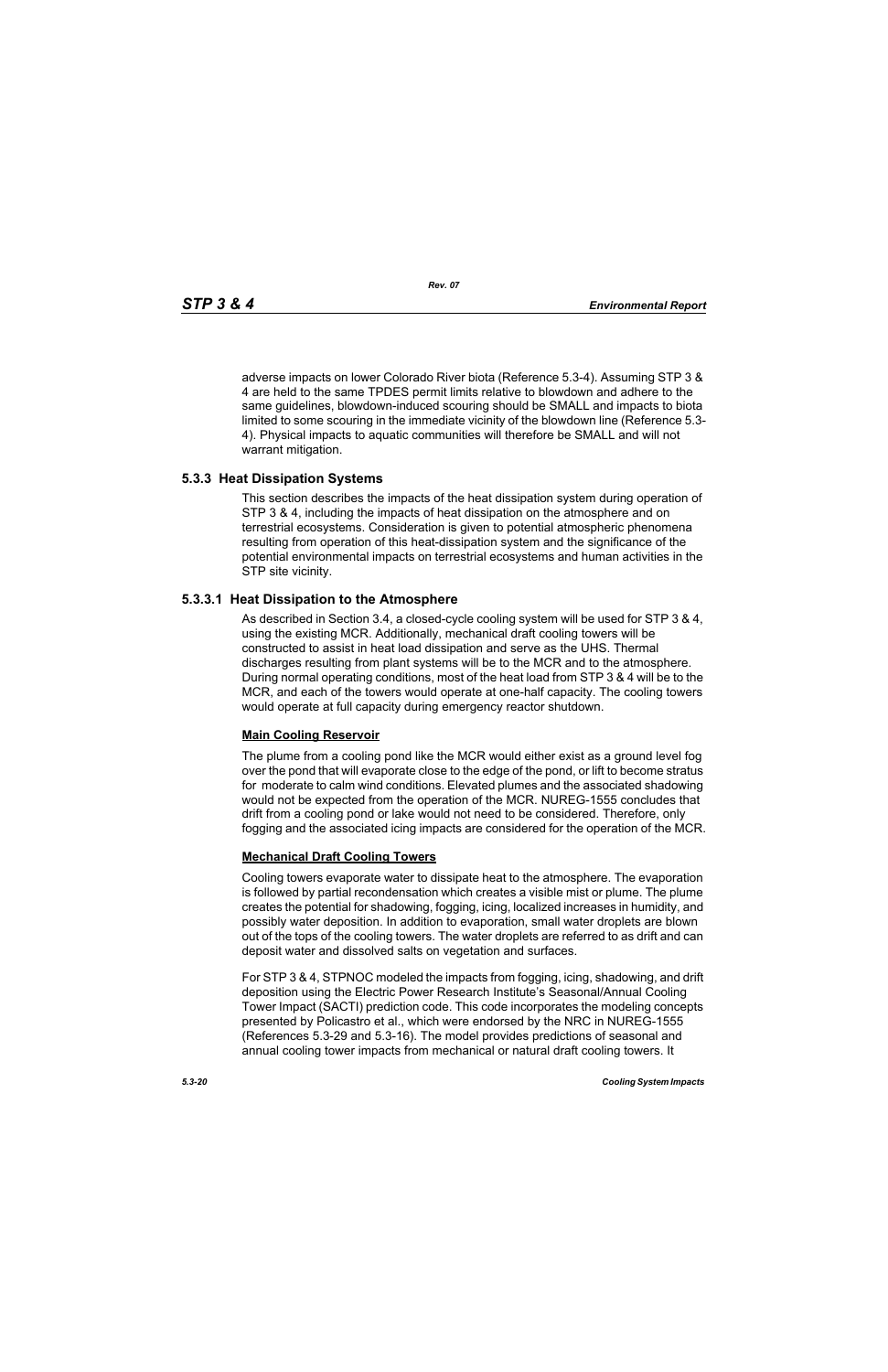adverse impacts on lower Colorado River biota (Reference 5.3-4). Assuming STP 3 & 4 are held to the same TPDES permit limits relative to blowdown and adhere to the same guidelines, blowdown-induced scouring should be SMALL and impacts to biota limited to some scouring in the immediate vicinity of the blowdown line (Reference 5.3-4). Physical impacts to aquatic communities will therefore be SMALL and will not warrant mitigation.

### 5.3.3 Heat Dissipation Systems

This section describes the impacts of the heat dissipation system during operation of STP 3 & 4, including the impacts of heat dissipation on the atmosphere and on terrestrial ecosystems. Consideration is given to potential atmospheric phenomena resulting from operation of this heat-dissipation system and the significance of the potential environmental impacts on terrestrial ecosystems and human activities in the STP site vicinity.

#### 5.3.3.1 Heat Dissipation to the Atmosphere

As described in Section 3.4, a closed-cycle cooling system will be used for STP 3 & 4, using the existing MCR. Additionally, mechanical draft cooling towers will be constructed to assist in heat load dissipation and serve as the UHS. Thermal discharges resulting from plant systems will be to the MCR and to the atmosphere. During normal operating conditions, most of the heat load from STP 3 & 4 will be to the MCR, and each of the towers would operate at one-half capacity. The cooling towers would operate at full capacity during emergency reactor shutdown.

**Main Cooling Reservoir**

The plume from a cooling pond like the MCR would either exist as a ground level fog over the pond that will evaporate close to the edge of the pond, or lift to become stratus for moderate to calm wind conditions. Elevated plumes and the associated shadowing would not be expected from the operation of the MCR. NUREG-1555 concludes that drift from a cooling pond or lake would not need to be considered. Therefore, only fogging and the associated icing impacts are considered for the operation of the MCR.

**Mechanical Draft Cooling Towers**

Cooling towers evaporate water to dissipate heat to the atmosphere. The evaporation is followed by partial recondensation which creates a visible mist or plume. The plume creates the potential for shadowing, fogging, icing, localized increases in humidity, and possibly water deposition. In addition to evaporation, small water droplets are blown out of the tops of the cooling towers. The water droplets are referred to as drift and can deposit water and dissolved salts on vegetation and surfaces.

For STP 3 & 4, STPNOC modeled the impacts from fogging, icing, shadowing, and drift deposition using the Electric Power Research Institute's Seasonal/Annual Cooling Tower Impact (SACTI) prediction code. This code incorporates the modeling concepts presented by Policastro et al., which were endorsed by the NRC in NUREG-1555 (References 5.3-29 and 5.3-16). The model provides predictions of seasonal and annual cooling tower impacts from mechanical or natural draft cooling towers. It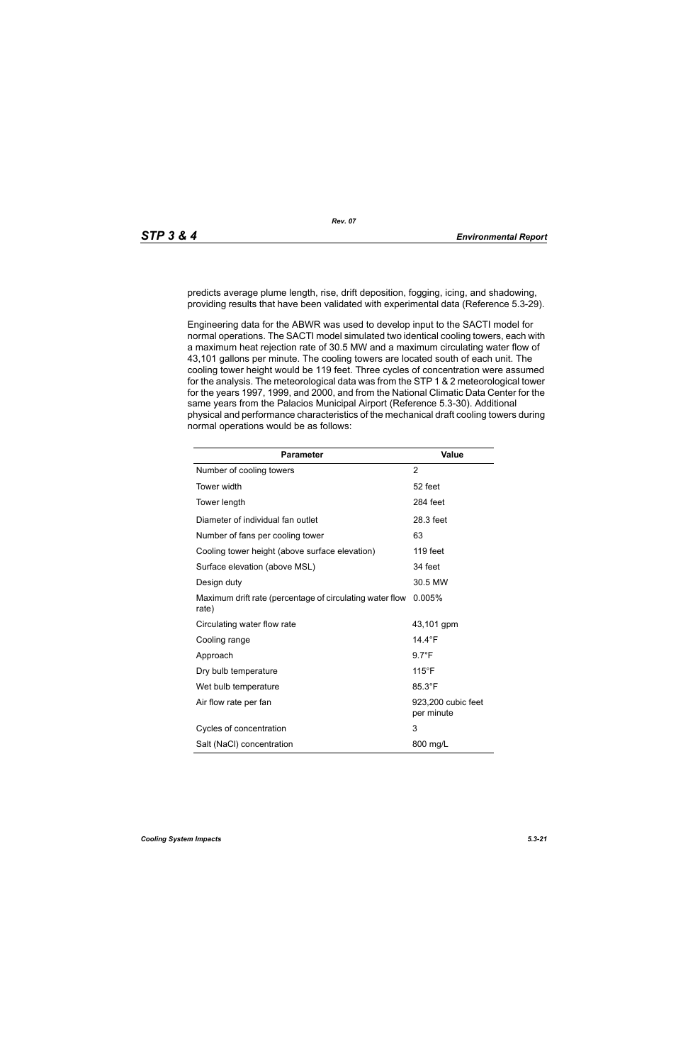predicts average plume length, rise, drift deposition, fogging, icing, and shadowing, providing results that have been validated with experimental data (Reference 5.3-29).

Engineering data for the ABWR was used to develop input to the SACTI model for normal operations. The SACTI model simulated two identical cooling towers, each with a maximum heat rejection rate of 30.5 MW and a maximum circulating water flow of 43,101 gallons per minute. The cooling towers are located south of each unit. The cooling tower height would be 119 feet. Three cycles of concentration were assumed for the analysis. The meteorological data was from the STP 1 & 2 meteorological tower for the years 1997, 1999, and 2000, and from the National Climatic Data Center for the same years from the Palacios Municipal Airport (Reference 5.3-30). Additional physical and performance characteristics of the mechanical draft cooling towers during normal operations would be as follows:

| Parameter | Value |
|---|---|
| Number of cooling towers | 2 |
| Tower width | 52 feet |
| Tower length | 284 feet |
| Diameter of individual fan outlet | 28.3 feet |
| Number of fans per cooling tower | 63 |
| Cooling tower height (above surface elevation) | 119 feet |
| Surface elevation (above MSL) | 34 feet |
| Design duty | 30.5 MW |
| Maximum drift rate (percentage of circulating water flow rate) | 0.005% |
| Circulating water flow rate | 43,101 gpm |
| Cooling range | 14.4°F |
| Approach | 9.7°F |
| Dry bulb temperature | 115°F |
| Wet bulb temperature | 85.3°F |
| Air flow rate per fan | 923,200 cubic feet per minute |
| Cycles of concentration | 3 |
| Salt (NaCl) concentration | 800 mg/L |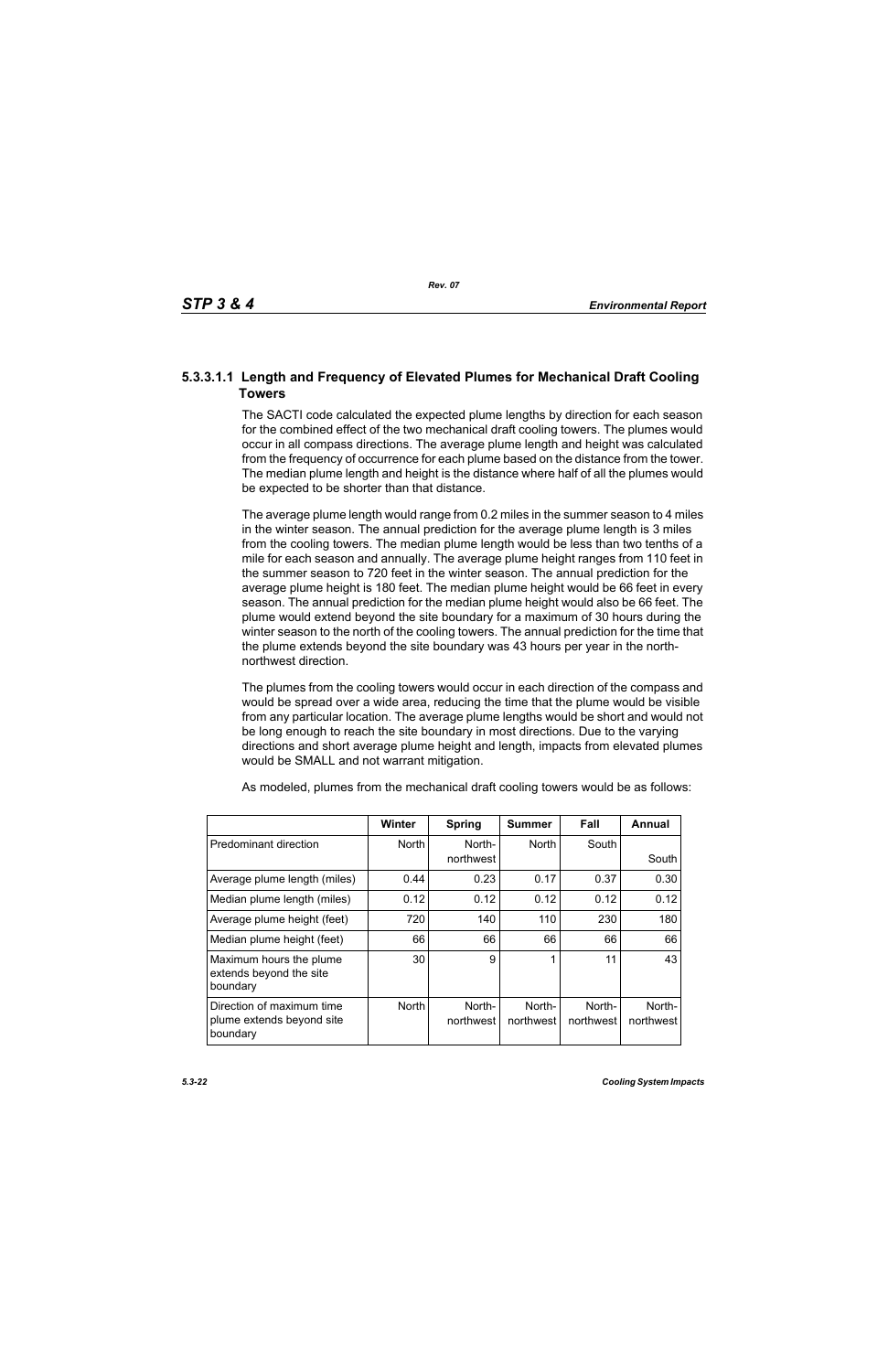#### 5.3.3.1.1 Length and Frequency of Elevated Plumes for Mechanical Draft Cooling Towers

The SACTI code calculated the expected plume lengths by direction for each season for the combined effect of the two mechanical draft cooling towers. The plumes would occur in all compass directions. The average plume length and height was calculated from the frequency of occurrence for each plume based on the distance from the tower. The median plume length and height is the distance where half of all the plumes would be expected to be shorter than that distance.

The average plume length would range from 0.2 miles in the summer season to 4 miles in the winter season. The annual prediction for the average plume length is 3 miles from the cooling towers. The median plume length would be less than two tenths of a mile for each season and annually. The average plume height ranges from 110 feet in the summer season to 720 feet in the winter season. The annual prediction for the average plume height is 180 feet. The median plume height would be 66 feet in every season. The annual prediction for the median plume height would also be 66 feet. The plume would extend beyond the site boundary for a maximum of 30 hours during the winter season to the north of the cooling towers. The annual prediction for the time that the plume extends beyond the site boundary was 43 hours per year in the north-northwest direction.

The plumes from the cooling towers would occur in each direction of the compass and would be spread over a wide area, reducing the time that the plume would be visible from any particular location. The average plume lengths would be short and would not be long enough to reach the site boundary in most directions. Due to the varying directions and short average plume height and length, impacts from elevated plumes would be SMALL and not warrant mitigation.

As modeled, plumes from the mechanical draft cooling towers would be as follows:

| | Winter | Spring | Summer | Fall | Annual |
|---|---|---|---|---|---|
| Predominant direction | North | North-northwest | North | South | South |
| Average plume length (miles) | 0.44 | 0.23 | 0.17 | 0.37 | 0.30 |
| Median plume length (miles) | 0.12 | 0.12 | 0.12 | 0.12 | 0.12 |
| Average plume height (feet) | 720 | 140 | 110 | 230 | 180 |
| Median plume height (feet) | 66 | 66 | 66 | 66 | 66 |
| Maximum hours the plume extends beyond the site boundary | 30 | 9 | 1 | 11 | 43 |
| Direction of maximum time plume extends beyond site boundary | North | North-northwest | North-northwest | North-northwest | North-northwest |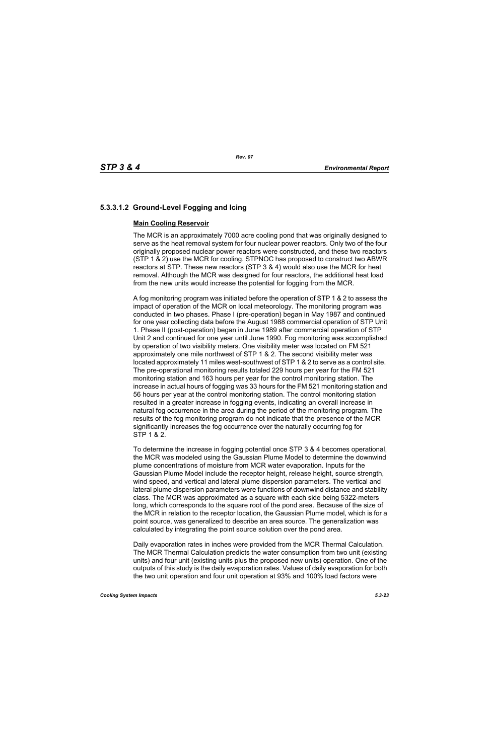### 5.3.3.1.2 Ground-Level Fogging and Icing

**Main Cooling Reservoir**

The MCR is an approximately 7000 acre cooling pond that was originally designed to serve as the heat removal system for four nuclear power reactors. Only two of the four originally proposed nuclear power reactors were constructed, and these two reactors (STP 1 & 2) use the MCR for cooling. STPNOC has proposed to construct two ABWR reactors at STP. These new reactors (STP 3 & 4) would also use the MCR for heat removal. Although the MCR was designed for four reactors, the additional heat load from the new units would increase the potential for fogging from the MCR.

A fog monitoring program was initiated before the operation of STP 1 & 2 to assess the impact of operation of the MCR on local meteorology. The monitoring program was conducted in two phases. Phase I (pre-operation) began in May 1987 and continued for one year collecting data before the August 1988 commercial operation of STP Unit 1. Phase II (post-operation) began in June 1989 after commercial operation of STP Unit 2 and continued for one year until June 1990. Fog monitoring was accomplished by operation of two visibility meters. One visibility meter was located on FM 521 approximately one mile northwest of STP 1 & 2. The second visibility meter was located approximately 11 miles west-southwest of STP 1 & 2 to serve as a control site. The pre-operational monitoring results totaled 229 hours per year for the FM 521 monitoring station and 163 hours per year for the control monitoring station. The increase in actual hours of fogging was 33 hours for the FM 521 monitoring station and 56 hours per year at the control monitoring station. The control monitoring station resulted in a greater increase in fogging events, indicating an overall increase in natural fog occurrence in the area during the period of the monitoring program. The results of the fog monitoring program do not indicate that the presence of the MCR significantly increases the fog occurrence over the naturally occurring fog for STP 1 & 2.

To determine the increase in fogging potential once STP 3 & 4 becomes operational, the MCR was modeled using the Gaussian Plume Model to determine the downwind plume concentrations of moisture from MCR water evaporation. Inputs for the Gaussian Plume Model include the receptor height, release height, source strength, wind speed, and vertical and lateral plume dispersion parameters. The vertical and lateral plume dispersion parameters were functions of downwind distance and stability class. The MCR was approximated as a square with each side being 5322-meters long, which corresponds to the square root of the pond area. Because of the size of the MCR in relation to the receptor location, the Gaussian Plume model, which is for a point source, was generalized to describe an area source. The generalization was calculated by integrating the point source solution over the pond area.

Daily evaporation rates in inches were provided from the MCR Thermal Calculation. The MCR Thermal Calculation predicts the water consumption from two unit (existing units) and four unit (existing units plus the proposed new units) operation. One of the outputs of this study is the daily evaporation rates. Values of daily evaporation for both the two unit operation and four unit operation at 93% and 100% load factors were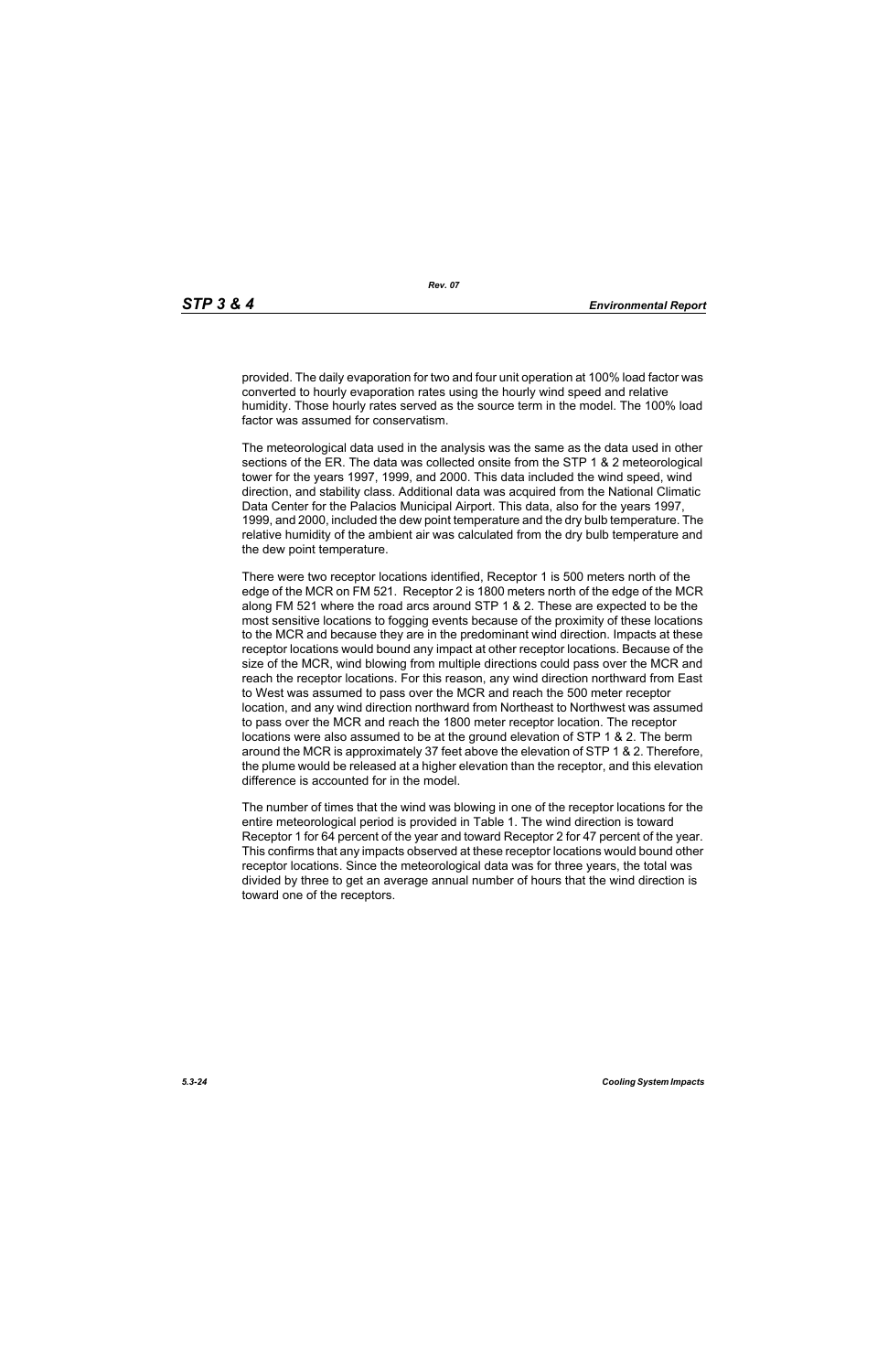provided. The daily evaporation for two and four unit operation at 100% load factor was converted to hourly evaporation rates using the hourly wind speed and relative humidity. Those hourly rates served as the source term in the model. The 100% load factor was assumed for conservatism.

The meteorological data used in the analysis was the same as the data used in other sections of the ER. The data was collected onsite from the STP 1 & 2 meteorological tower for the years 1997, 1999, and 2000. This data included the wind speed, wind direction, and stability class. Additional data was acquired from the National Climatic Data Center for the Palacios Municipal Airport. This data, also for the years 1997, 1999, and 2000, included the dew point temperature and the dry bulb temperature. The relative humidity of the ambient air was calculated from the dry bulb temperature and the dew point temperature.

There were two receptor locations identified, Receptor 1 is 500 meters north of the edge of the MCR on FM 521. Receptor 2 is 1800 meters north of the edge of the MCR along FM 521 where the road arcs around STP 1 & 2. These are expected to be the most sensitive locations to fogging events because of the proximity of these locations to the MCR and because they are in the predominant wind direction. Impacts at these receptor locations would bound any impact at other receptor locations. Because of the size of the MCR, wind blowing from multiple directions could pass over the MCR and reach the receptor locations. For this reason, any wind direction northward from East to West was assumed to pass over the MCR and reach the 500 meter receptor location, and any wind direction northward from Northeast to Northwest was assumed to pass over the MCR and reach the 1800 meter receptor location. The receptor locations were also assumed to be at the ground elevation of STP 1 & 2. The berm around the MCR is approximately 37 feet above the elevation of STP 1 & 2. Therefore, the plume would be released at a higher elevation than the receptor, and this elevation difference is accounted for in the model.

The number of times that the wind was blowing in one of the receptor locations for the entire meteorological period is provided in Table 1. The wind direction is toward Receptor 1 for 64 percent of the year and toward Receptor 2 for 47 percent of the year. This confirms that any impacts observed at these receptor locations would bound other receptor locations. Since the meteorological data was for three years, the total was divided by three to get an average annual number of hours that the wind direction is toward one of the receptors.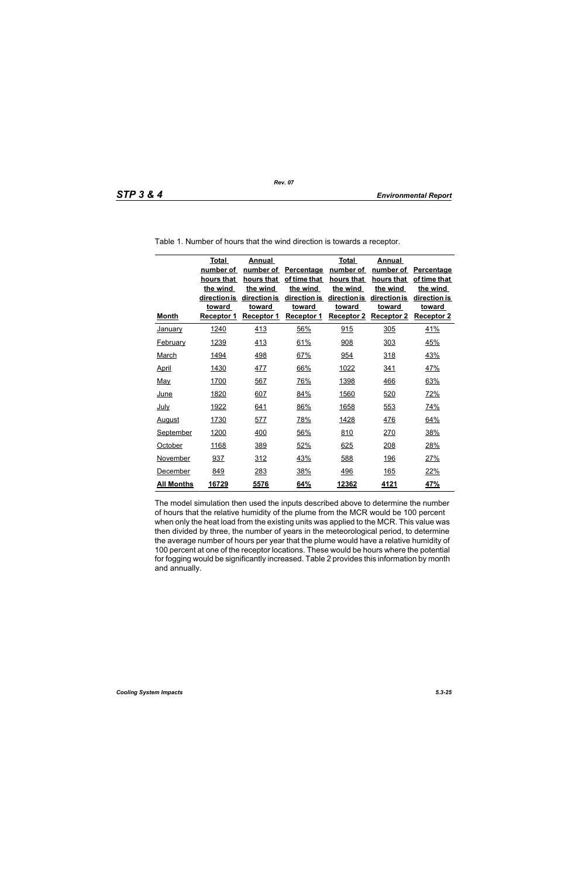Table 1. Number of hours that the wind direction is towards a receptor.

| Month | Total number of hours that the wind direction is toward Receptor 1 | Annual number of hours that the wind direction is toward Receptor 1 | Percentage of time that the wind direction is toward Receptor 1 | Total number of hours that the wind direction is toward Receptor 2 | Annual number of hours that the wind direction is toward Receptor 2 | Percentage of time that the wind direction is toward Receptor 2 |
|---|---|---|---|---|---|---|
| January | 1240 | 413 | 56% | 915 | 305 | 41% |
| February | 1239 | 413 | 61% | 908 | 303 | 45% |
| March | 1494 | 498 | 67% | 954 | 318 | 43% |
| April | 1430 | 477 | 66% | 1022 | 341 | 47% |
| May | 1700 | 567 | 76% | 1398 | 466 | 63% |
| June | 1820 | 607 | 84% | 1560 | 520 | 72% |
| July | 1922 | 641 | 86% | 1658 | 553 | 74% |
| August | 1730 | 577 | 78% | 1428 | 476 | 64% |
| September | 1200 | 400 | 56% | 810 | 270 | 38% |
| October | 1168 | 389 | 52% | 625 | 208 | 28% |
| November | 937 | 312 | 43% | 588 | 196 | 27% |
| December | 849 | 283 | 38% | 496 | 165 | 22% |
| **All Months** | **16729** | **5576** | **64%** | **12362** | **4121** | **47%** |

The model simulation then used the inputs described above to determine the number of hours that the relative humidity of the plume from the MCR would be 100 percent when only the heat load from the existing units was applied to the MCR. This value was then divided by three, the number of years in the meteorological period, to determine the average number of hours per year that the plume would have a relative humidity of 100 percent at one of the receptor locations. These would be hours where the potential for fogging would be significantly increased. Table 2 provides this information by month and annually.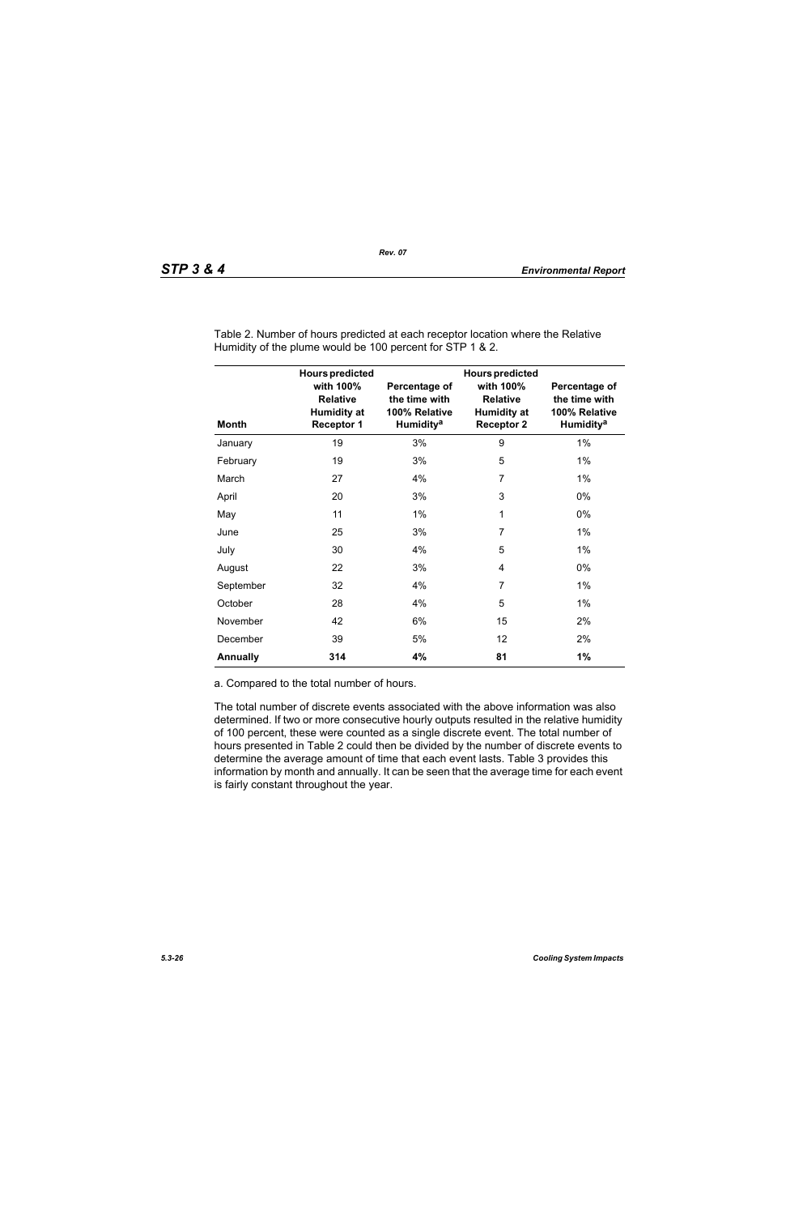Table 2. Number of hours predicted at each receptor location where the Relative Humidity of the plume would be 100 percent for STP 1 & 2.

| Month | Hours predicted with 100% Relative Humidity at Receptor 1 | Percentage of the time with 100% Relative Humidity[a] | Hours predicted with 100% Relative Humidity at Receptor 2 | Percentage of the time with 100% Relative Humidity[a] |
|---|---|---|---|---|
| January | 19 | 3% | 9 | 1% |
| February | 19 | 3% | 5 | 1% |
| March | 27 | 4% | 7 | 1% |
| April | 20 | 3% | 3 | 0% |
| May | 11 | 1% | 1 | 0% |
| June | 25 | 3% | 7 | 1% |
| July | 30 | 4% | 5 | 1% |
| August | 22 | 3% | 4 | 0% |
| September | 32 | 4% | 7 | 1% |
| October | 28 | 4% | 5 | 1% |
| November | 42 | 6% | 15 | 2% |
| December | 39 | 5% | 12 | 2% |
| **Annually** | **314** | **4%** | **81** | **1%** |

a. Compared to the total number of hours.

The total number of discrete events associated with the above information was also determined. If two or more consecutive hourly outputs resulted in the relative humidity of 100 percent, these were counted as a single discrete event. The total number of hours presented in Table 2 could then be divided by the number of discrete events to determine the average amount of time that each event lasts. Table 3 provides this information by month and annually. It can be seen that the average time for each event is fairly constant throughout the year.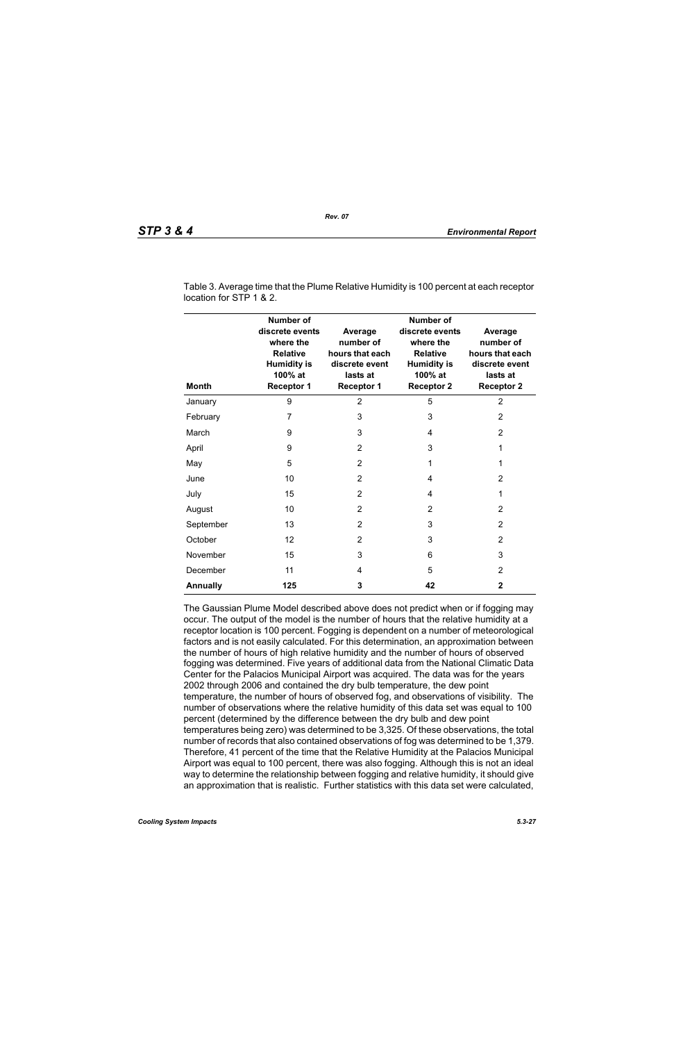Table 3. Average time that the Plume Relative Humidity is 100 percent at each receptor location for STP 1 & 2.

| Month | Number of discrete events where the Relative Humidity is 100% at Receptor 1 | Average number of hours that each discrete event lasts at Receptor 1 | Number of discrete events where the Relative Humidity is 100% at Receptor 2 | Average number of hours that each discrete event lasts at Receptor 2 |
|---|---|---|---|---|
| January | 9 | 2 | 5 | 2 |
| February | 7 | 3 | 3 | 2 |
| March | 9 | 3 | 4 | 2 |
| April | 9 | 2 | 3 | 1 |
| May | 5 | 2 | 1 | 1 |
| June | 10 | 2 | 4 | 2 |
| July | 15 | 2 | 4 | 1 |
| August | 10 | 2 | 2 | 2 |
| September | 13 | 2 | 3 | 2 |
| October | 12 | 2 | 3 | 2 |
| November | 15 | 3 | 6 | 3 |
| December | 11 | 4 | 5 | 2 |
| **Annually** | **125** | **3** | **42** | **2** |

The Gaussian Plume Model described above does not predict when or if fogging may occur. The output of the model is the number of hours that the relative humidity at a receptor location is 100 percent. Fogging is dependent on a number of meteorological factors and is not easily calculated. For this determination, an approximation between the number of hours of high relative humidity and the number of hours of observed fogging was determined. Five years of additional data from the National Climatic Data Center for the Palacios Municipal Airport was acquired. The data was for the years 2002 through 2006 and contained the dry bulb temperature, the dew point temperature, the number of hours of observed fog, and observations of visibility. The number of observations where the relative humidity of this data set was equal to 100 percent (determined by the difference between the dry bulb and dew point temperatures being zero) was determined to be 3,325. Of these observations, the total number of records that also contained observations of fog was determined to be 1,379. Therefore, 41 percent of the time that the Relative Humidity at the Palacios Municipal Airport was equal to 100 percent, there was also fogging. Although this is not an ideal way to determine the relationship between fogging and relative humidity, it should give an approximation that is realistic. Further statistics with this data set were calculated,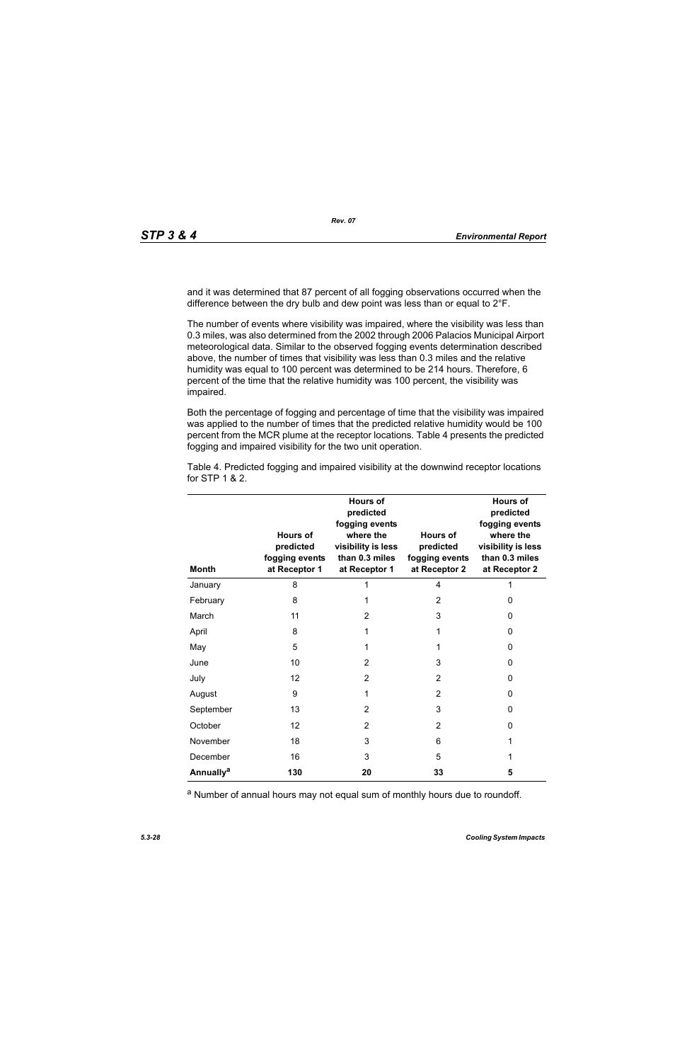and it was determined that 87 percent of all fogging observations occurred when the difference between the dry bulb and dew point was less than or equal to 2°F.

The number of events where visibility was impaired, where the visibility was less than 0.3 miles, was also determined from the 2002 through 2006 Palacios Municipal Airport meteorological data. Similar to the observed fogging events determination described above, the number of times that visibility was less than 0.3 miles and the relative humidity was equal to 100 percent was determined to be 214 hours. Therefore, 6 percent of the time that the relative humidity was 100 percent, the visibility was impaired.

Both the percentage of fogging and percentage of time that the visibility was impaired was applied to the number of times that the predicted relative humidity would be 100 percent from the MCR plume at the receptor locations. Table 4 presents the predicted fogging and impaired visibility for the two unit operation.

Table 4. Predicted fogging and impaired visibility at the downwind receptor locations for STP 1 & 2.

| Month | Hours of predicted fogging events at Receptor 1 | Hours of predicted fogging events where the visibility is less than 0.3 miles at Receptor 1 | Hours of predicted fogging events at Receptor 2 | Hours of predicted fogging events where the visibility is less than 0.3 miles at Receptor 2 |
|---|---|---|---|---|
| January | 8 | 1 | 4 | 1 |
| February | 8 | 1 | 2 | 0 |
| March | 11 | 2 | 3 | 0 |
| April | 8 | 1 | 1 | 0 |
| May | 5 | 1 | 1 | 0 |
| June | 10 | 2 | 3 | 0 |
| July | 12 | 2 | 2 | 0 |
| August | 9 | 1 | 2 | 0 |
| September | 13 | 2 | 3 | 0 |
| October | 12 | 2 | 2 | 0 |
| November | 18 | 3 | 6 | 1 |
| December | 16 | 3 | 5 | 1 |
| **Annually[a]** | **130** | **20** | **33** | **5** |

[a] Number of annual hours may not equal sum of monthly hours due to roundoff.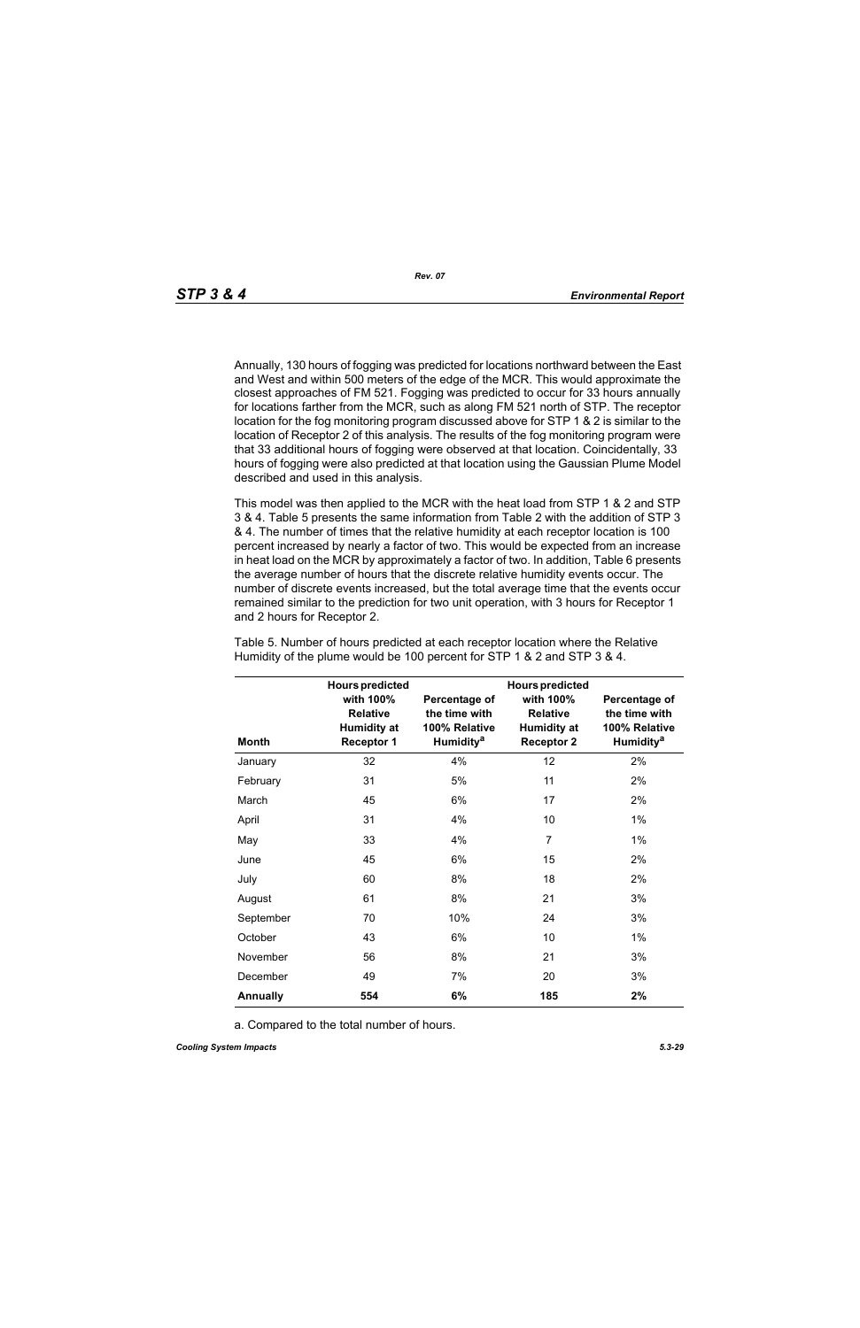Annually, 130 hours of fogging was predicted for locations northward between the East and West and within 500 meters of the edge of the MCR. This would approximate the closest approaches of FM 521. Fogging was predicted to occur for 33 hours annually for locations farther from the MCR, such as along FM 521 north of STP. The receptor location for the fog monitoring program discussed above for STP 1 & 2 is similar to the location of Receptor 2 of this analysis. The results of the fog monitoring program were that 33 additional hours of fogging were observed at that location. Coincidentally, 33 hours of fogging were also predicted at that location using the Gaussian Plume Model described and used in this analysis.

This model was then applied to the MCR with the heat load from STP 1 & 2 and STP 3 & 4. Table 5 presents the same information from Table 2 with the addition of STP 3 & 4. The number of times that the relative humidity at each receptor location is 100 percent increased by nearly a factor of two. This would be expected from an increase in heat load on the MCR by approximately a factor of two. In addition, Table 6 presents the average number of hours that the discrete relative humidity events occur. The number of discrete events increased, but the total average time that the events occur remained similar to the prediction for two unit operation, with 3 hours for Receptor 1 and 2 hours for Receptor 2.

Table 5. Number of hours predicted at each receptor location where the Relative Humidity of the plume would be 100 percent for STP 1 & 2 and STP 3 & 4.

| Month | Hours predicted with 100% Relative Humidity at Receptor 1 | Percentage of the time with 100% Relative Humidity[a] | Hours predicted with 100% Relative Humidity at Receptor 2 | Percentage of the time with 100% Relative Humidity[a] |
|---|---|---|---|---|
| January | 32 | 4% | 12 | 2% |
| February | 31 | 5% | 11 | 2% |
| March | 45 | 6% | 17 | 2% |
| April | 31 | 4% | 10 | 1% |
| May | 33 | 4% | 7 | 1% |
| June | 45 | 6% | 15 | 2% |
| July | 60 | 8% | 18 | 2% |
| August | 61 | 8% | 21 | 3% |
| September | 70 | 10% | 24 | 3% |
| October | 43 | 6% | 10 | 1% |
| November | 56 | 8% | 21 | 3% |
| December | 49 | 7% | 20 | 3% |
| **Annually** | **554** | **6%** | **185** | **2%** |

a. Compared to the total number of hours.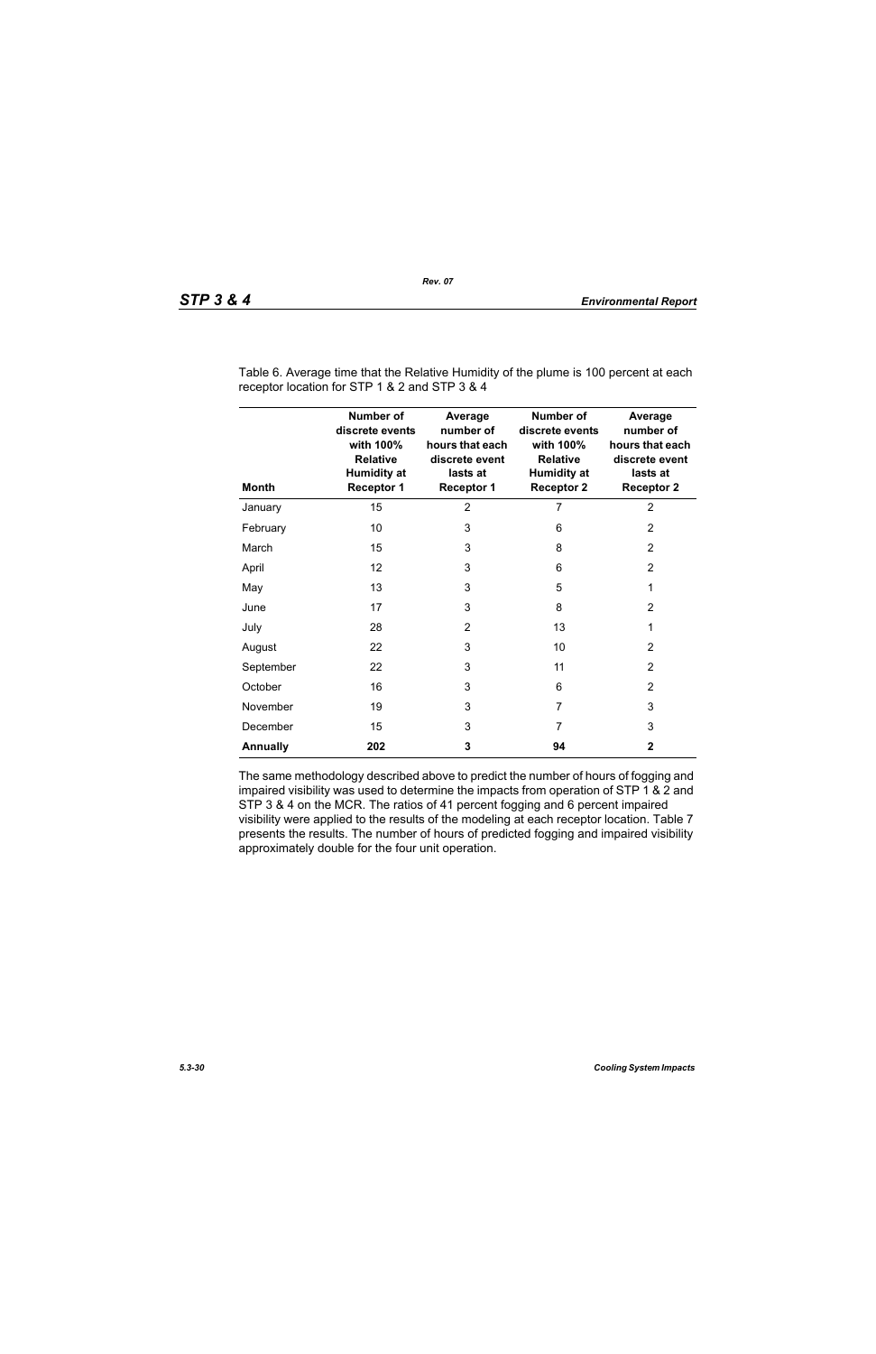Table 6. Average time that the Relative Humidity of the plume is 100 percent at each receptor location for STP 1 & 2 and STP 3 & 4

| Month | Number of discrete events with 100% Relative Humidity at Receptor 1 | Average number of hours that each discrete event lasts at Receptor 1 | Number of discrete events with 100% Relative Humidity at Receptor 2 | Average number of hours that each discrete event lasts at Receptor 2 |
|---|---|---|---|---|
| January | 15 | 2 | 7 | 2 |
| February | 10 | 3 | 6 | 2 |
| March | 15 | 3 | 8 | 2 |
| April | 12 | 3 | 6 | 2 |
| May | 13 | 3 | 5 | 1 |
| June | 17 | 3 | 8 | 2 |
| July | 28 | 2 | 13 | 1 |
| August | 22 | 3 | 10 | 2 |
| September | 22 | 3 | 11 | 2 |
| October | 16 | 3 | 6 | 2 |
| November | 19 | 3 | 7 | 3 |
| December | 15 | 3 | 7 | 3 |
| **Annually** | **202** | **3** | **94** | **2** |

The same methodology described above to predict the number of hours of fogging and impaired visibility was used to determine the impacts from operation of STP 1 & 2 and STP 3 & 4 on the MCR. The ratios of 41 percent fogging and 6 percent impaired visibility were applied to the results of the modeling at each receptor location. Table 7 presents the results. The number of hours of predicted fogging and impaired visibility approximately double for the four unit operation.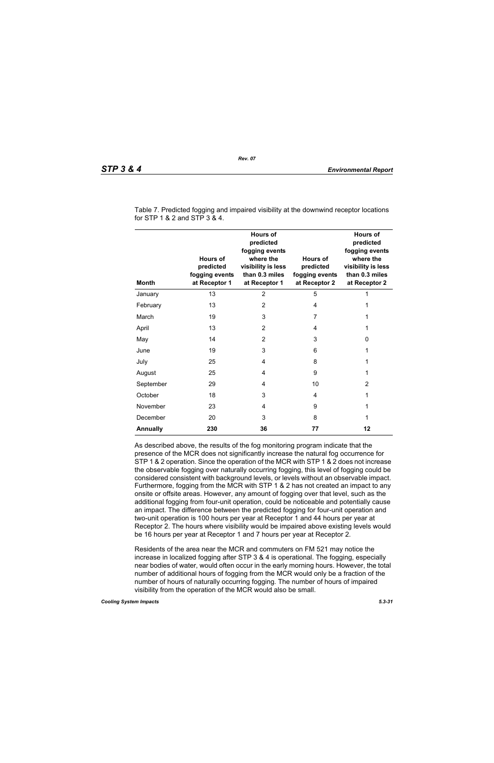Table 7. Predicted fogging and impaired visibility at the downwind receptor locations for STP 1 & 2 and STP 3 & 4.

| Month | Hours of predicted fogging events at Receptor 1 | Hours of predicted fogging events where the visibility is less than 0.3 miles at Receptor 1 | Hours of predicted fogging events at Receptor 2 | Hours of predicted fogging events where the visibility is less than 0.3 miles at Receptor 2 |
|---|---|---|---|---|
| January | 13 | 2 | 5 | 1 |
| February | 13 | 2 | 4 | 1 |
| March | 19 | 3 | 7 | 1 |
| April | 13 | 2 | 4 | 1 |
| May | 14 | 2 | 3 | 0 |
| June | 19 | 3 | 6 | 1 |
| July | 25 | 4 | 8 | 1 |
| August | 25 | 4 | 9 | 1 |
| September | 29 | 4 | 10 | 2 |
| October | 18 | 3 | 4 | 1 |
| November | 23 | 4 | 9 | 1 |
| December | 20 | 3 | 8 | 1 |
| **Annually** | **230** | **36** | **77** | **12** |

As described above, the results of the fog monitoring program indicate that the presence of the MCR does not significantly increase the natural fog occurrence for STP 1 & 2 operation. Since the operation of the MCR with STP 1 & 2 does not increase the observable fogging over naturally occurring fogging, this level of fogging could be considered consistent with background levels, or levels without an observable impact. Furthermore, fogging from the MCR with STP 1 & 2 has not created an impact to any onsite or offsite areas. However, any amount of fogging over that level, such as the additional fogging from four-unit operation, could be noticeable and potentially cause an impact. The difference between the predicted fogging for four-unit operation and two-unit operation is 100 hours per year at Receptor 1 and 44 hours per year at Receptor 2. The hours where visibility would be impaired above existing levels would be 16 hours per year at Receptor 1 and 7 hours per year at Receptor 2.

Residents of the area near the MCR and commuters on FM 521 may notice the increase in localized fogging after STP 3 & 4 is operational. The fogging, especially near bodies of water, would often occur in the early morning hours. However, the total number of additional hours of fogging from the MCR would only be a fraction of the number of hours of naturally occurring fogging. The number of hours of impaired visibility from the operation of the MCR would also be small.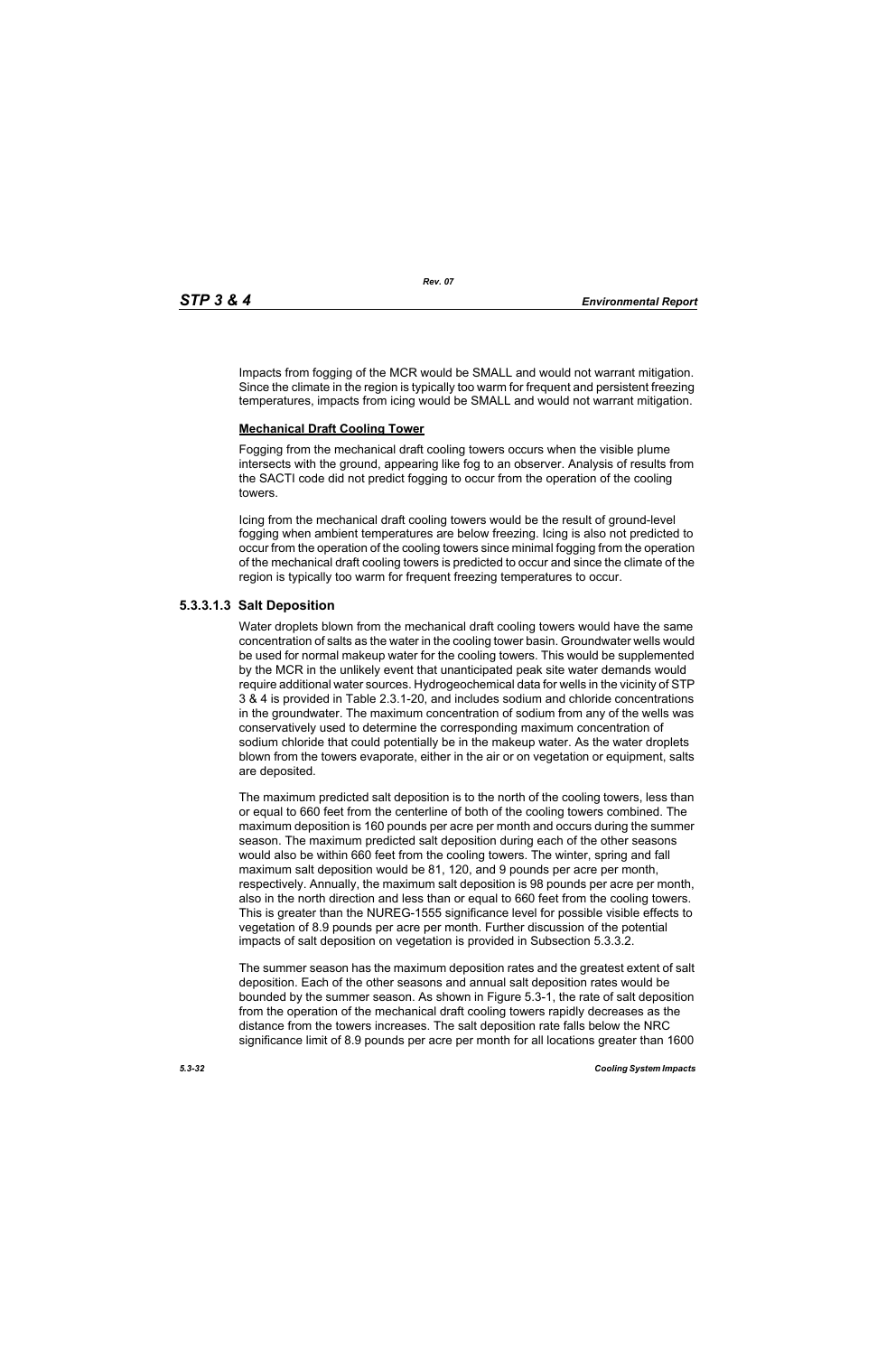Impacts from fogging of the MCR would be SMALL and would not warrant mitigation. Since the climate in the region is typically too warm for frequent and persistent freezing temperatures, impacts from icing would be SMALL and would not warrant mitigation.

**Mechanical Draft Cooling Tower**

Fogging from the mechanical draft cooling towers occurs when the visible plume intersects with the ground, appearing like fog to an observer. Analysis of results from the SACTI code did not predict fogging to occur from the operation of the cooling towers.

Icing from the mechanical draft cooling towers would be the result of ground-level fogging when ambient temperatures are below freezing. Icing is also not predicted to occur from the operation of the cooling towers since minimal fogging from the operation of the mechanical draft cooling towers is predicted to occur and since the climate of the region is typically too warm for frequent freezing temperatures to occur.

### 5.3.3.1.3 Salt Deposition

Water droplets blown from the mechanical draft cooling towers would have the same concentration of salts as the water in the cooling tower basin. Groundwater wells would be used for normal makeup water for the cooling towers. This would be supplemented by the MCR in the unlikely event that unanticipated peak site water demands would require additional water sources. Hydrogeochemical data for wells in the vicinity of STP 3 & 4 is provided in Table 2.3.1-20, and includes sodium and chloride concentrations in the groundwater. The maximum concentration of sodium from any of the wells was conservatively used to determine the corresponding maximum concentration of sodium chloride that could potentially be in the makeup water. As the water droplets blown from the towers evaporate, either in the air or on vegetation or equipment, salts are deposited.

The maximum predicted salt deposition is to the north of the cooling towers, less than or equal to 660 feet from the centerline of both of the cooling towers combined. The maximum deposition is 160 pounds per acre per month and occurs during the summer season. The maximum predicted salt deposition during each of the other seasons would also be within 660 feet from the cooling towers. The winter, spring and fall maximum salt deposition would be 81, 120, and 9 pounds per acre per month, respectively. Annually, the maximum salt deposition is 98 pounds per acre per month, also in the north direction and less than or equal to 660 feet from the cooling towers. This is greater than the NUREG-1555 significance level for possible visible effects to vegetation of 8.9 pounds per acre per month. Further discussion of the potential impacts of salt deposition on vegetation is provided in Subsection 5.3.3.2.

The summer season has the maximum deposition rates and the greatest extent of salt deposition. Each of the other seasons and annual salt deposition rates would be bounded by the summer season. As shown in Figure 5.3-1, the rate of salt deposition from the operation of the mechanical draft cooling towers rapidly decreases as the distance from the towers increases. The salt deposition rate falls below the NRC significance limit of 8.9 pounds per acre per month for all locations greater than 1600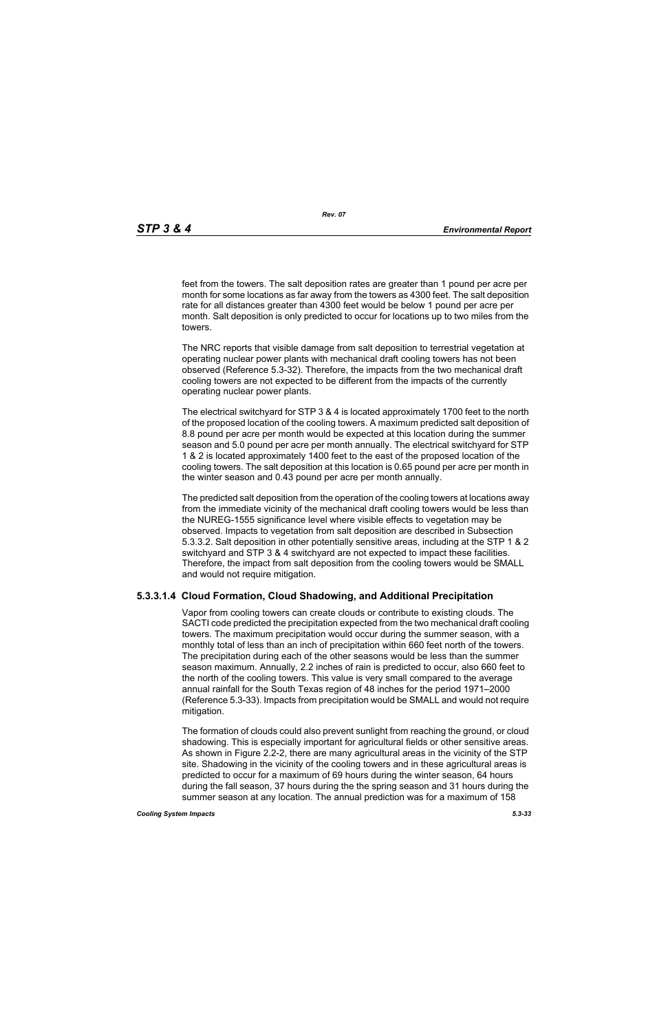feet from the towers. The salt deposition rates are greater than 1 pound per acre per month for some locations as far away from the towers as 4300 feet. The salt deposition rate for all distances greater than 4300 feet would be below 1 pound per acre per month. Salt deposition is only predicted to occur for locations up to two miles from the towers.

The NRC reports that visible damage from salt deposition to terrestrial vegetation at operating nuclear power plants with mechanical draft cooling towers has not been observed (Reference 5.3-32). Therefore, the impacts from the two mechanical draft cooling towers are not expected to be different from the impacts of the currently operating nuclear power plants.

The electrical switchyard for STP 3 & 4 is located approximately 1700 feet to the north of the proposed location of the cooling towers. A maximum predicted salt deposition of 8.8 pound per acre per month would be expected at this location during the summer season and 5.0 pound per acre per month annually. The electrical switchyard for STP 1 & 2 is located approximately 1400 feet to the east of the proposed location of the cooling towers. The salt deposition at this location is 0.65 pound per acre per month in the winter season and 0.43 pound per acre per month annually.

The predicted salt deposition from the operation of the cooling towers at locations away from the immediate vicinity of the mechanical draft cooling towers would be less than the NUREG-1555 significance level where visible effects to vegetation may be observed. Impacts to vegetation from salt deposition are described in Subsection 5.3.3.2. Salt deposition in other potentially sensitive areas, including at the STP 1 & 2 switchyard and STP 3 & 4 switchyard are not expected to impact these facilities. Therefore, the impact from salt deposition from the cooling towers would be SMALL and would not require mitigation.

#### 5.3.3.1.4 Cloud Formation, Cloud Shadowing, and Additional Precipitation

Vapor from cooling towers can create clouds or contribute to existing clouds. The SACTI code predicted the precipitation expected from the two mechanical draft cooling towers. The maximum precipitation would occur during the summer season, with a monthly total of less than an inch of precipitation within 660 feet north of the towers. The precipitation during each of the other seasons would be less than the summer season maximum. Annually, 2.2 inches of rain is predicted to occur, also 660 feet to the north of the cooling towers. This value is very small compared to the average annual rainfall for the South Texas region of 48 inches for the period 1971–2000 (Reference 5.3-33). Impacts from precipitation would be SMALL and would not require mitigation.

The formation of clouds could also prevent sunlight from reaching the ground, or cloud shadowing. This is especially important for agricultural fields or other sensitive areas. As shown in Figure 2.2-2, there are many agricultural areas in the vicinity of the STP site. Shadowing in the vicinity of the cooling towers and in these agricultural areas is predicted to occur for a maximum of 69 hours during the winter season, 64 hours during the fall season, 37 hours during the the spring season and 31 hours during the summer season at any location. The annual prediction was for a maximum of 158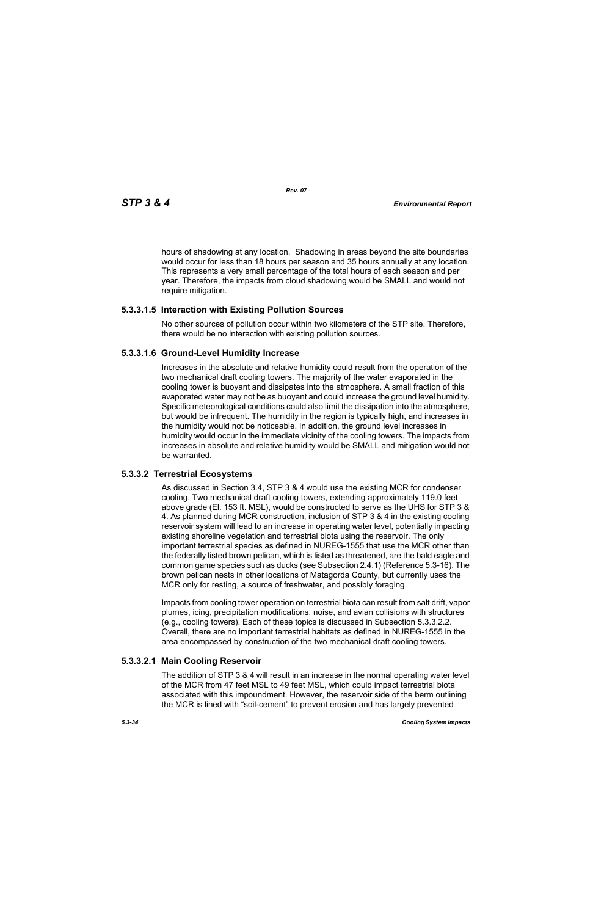hours of shadowing at any location. Shadowing in areas beyond the site boundaries would occur for less than 18 hours per season and 35 hours annually at any location. This represents a very small percentage of the total hours of each season and per year. Therefore, the impacts from cloud shadowing would be SMALL and would not require mitigation.

#### 5.3.3.1.5 Interaction with Existing Pollution Sources

No other sources of pollution occur within two kilometers of the STP site. Therefore, there would be no interaction with existing pollution sources.

#### 5.3.3.1.6 Ground-Level Humidity Increase

Increases in the absolute and relative humidity could result from the operation of the two mechanical draft cooling towers. The majority of the water evaporated in the cooling tower is buoyant and dissipates into the atmosphere. A small fraction of this evaporated water may not be as buoyant and could increase the ground level humidity. Specific meteorological conditions could also limit the dissipation into the atmosphere, but would be infrequent. The humidity in the region is typically high, and increases in the humidity would not be noticeable. In addition, the ground level increases in humidity would occur in the immediate vicinity of the cooling towers. The impacts from increases in absolute and relative humidity would be SMALL and mitigation would not be warranted.

### 5.3.3.2 Terrestrial Ecosystems

As discussed in Section 3.4, STP 3 & 4 would use the existing MCR for condenser cooling. Two mechanical draft cooling towers, extending approximately 119.0 feet above grade (El. 153 ft. MSL), would be constructed to serve as the UHS for STP 3 & 4. As planned during MCR construction, inclusion of STP 3 & 4 in the existing cooling reservoir system will lead to an increase in operating water level, potentially impacting existing shoreline vegetation and terrestrial biota using the reservoir. The only important terrestrial species as defined in NUREG-1555 that use the MCR other than the federally listed brown pelican, which is listed as threatened, are the bald eagle and common game species such as ducks (see Subsection 2.4.1) (Reference 5.3-16). The brown pelican nests in other locations of Matagorda County, but currently uses the MCR only for resting, a source of freshwater, and possibly foraging.

Impacts from cooling tower operation on terrestrial biota can result from salt drift, vapor plumes, icing, precipitation modifications, noise, and avian collisions with structures (e.g., cooling towers). Each of these topics is discussed in Subsection 5.3.3.2.2. Overall, there are no important terrestrial habitats as defined in NUREG-1555 in the area encompassed by construction of the two mechanical draft cooling towers.

#### 5.3.3.2.1 Main Cooling Reservoir

The addition of STP 3 & 4 will result in an increase in the normal operating water level of the MCR from 47 feet MSL to 49 feet MSL, which could impact terrestrial biota associated with this impoundment. However, the reservoir side of the berm outlining the MCR is lined with "soil-cement" to prevent erosion and has largely prevented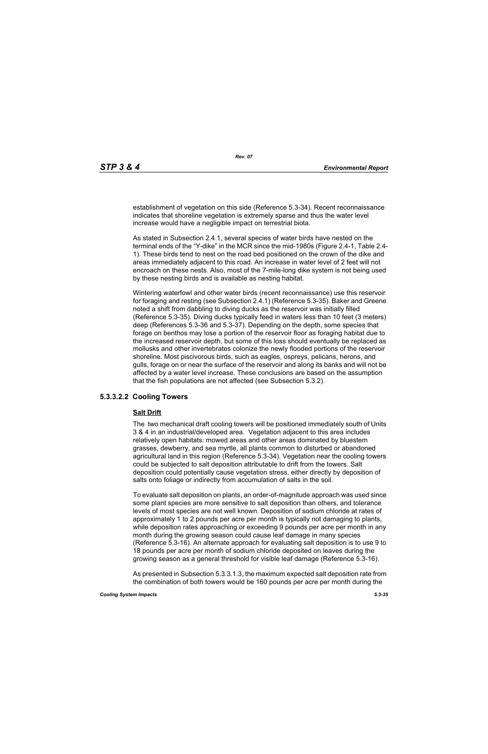establishment of vegetation on this side (Reference 5.3-34). Recent reconnaissance indicates that shoreline vegetation is extremely sparse and thus the water level increase would have a negligible impact on terrestrial biota.

As stated in Subsection 2.4.1, several species of water birds have nested on the terminal ends of the "Y-dike" in the MCR since the mid-1980s (Figure 2.4-1, Table 2.4-1). These birds tend to nest on the road bed positioned on the crown of the dike and areas immediately adjacent to this road. An increase in water level of 2 feet will not encroach on these nests. Also, most of the 7-mile-long dike system is not being used by these nesting birds and is available as nesting habitat.

Wintering waterfowl and other water birds (recent reconnaissance) use this reservoir for foraging and resting (see Subsection 2.4.1) (Reference 5.3-35). Baker and Greene noted a shift from dabbling to diving ducks as the reservoir was initially filled (Reference 5.3-35). Diving ducks typically feed in waters less than 10 feet (3 meters) deep (References 5.3-36 and 5.3-37). Depending on the depth, some species that forage on benthos may lose a portion of the reservoir floor as foraging habitat due to the increased reservoir depth, but some of this loss should eventually be replaced as mollusks and other invertebrates colonize the newly flooded portions of the reservoir shoreline. Most piscivorous birds, such as eagles, ospreys, pelicans, herons, and gulls, forage on or near the surface of the reservoir and along its banks and will not be affected by a water level increase. These conclusions are based on the assumption that the fish populations are not affected (see Subsection 5.3.2).

### 5.3.3.2.2 Cooling Towers

**Salt Drift**

The two mechanical draft cooling towers will be positioned immediately south of Units 3 & 4 in an industrial/developed area. Vegetation adjacent to this area includes relatively open habitats: mowed areas and other areas dominated by bluestem grasses, dewberry, and sea myrtle, all plants common to disturbed or abandoned agricultural land in this region (Reference 5.3-34). Vegetation near the cooling towers could be subjected to salt deposition attributable to drift from the towers. Salt deposition could potentially cause vegetation stress, either directly by deposition of salts onto foliage or indirectly from accumulation of salts in the soil.

To evaluate salt deposition on plants, an order-of-magnitude approach was used since some plant species are more sensitive to salt deposition than others, and tolerance levels of most species are not well known. Deposition of sodium chloride at rates of approximately 1 to 2 pounds per acre per month is typically not damaging to plants, while deposition rates approaching or exceeding 9 pounds per acre per month in any month during the growing season could cause leaf damage in many species (Reference 5.3-16). An alternate approach for evaluating salt deposition is to use 9 to 18 pounds per acre per month of sodium chloride deposited on leaves during the growing season as a general threshold for visible leaf damage (Reference 5.3-16).

As presented in Subsection 5.3.3.1.3, the maximum expected salt deposition rate from the combination of both towers would be 160 pounds per acre per month during the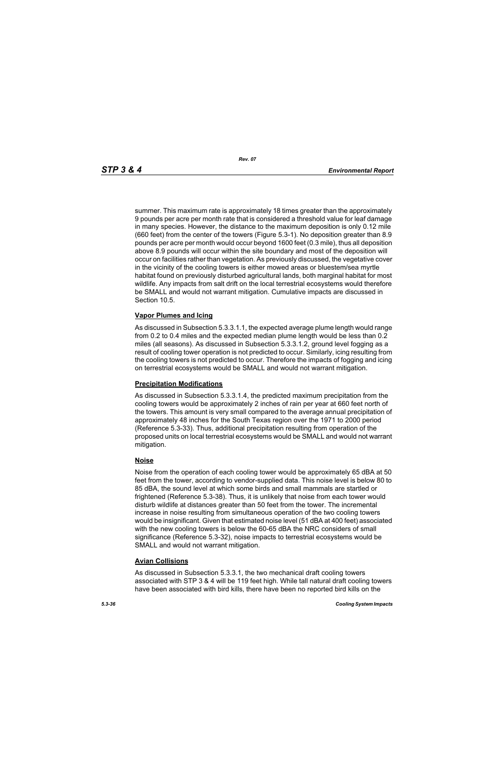summer. This maximum rate is approximately 18 times greater than the approximately 9 pounds per acre per month rate that is considered a threshold value for leaf damage in many species. However, the distance to the maximum deposition is only 0.12 mile (660 feet) from the center of the towers (Figure 5.3-1). No deposition greater than 8.9 pounds per acre per month would occur beyond 1600 feet (0.3 mile), thus all deposition above 8.9 pounds will occur within the site boundary and most of the deposition will occur on facilities rather than vegetation. As previously discussed, the vegetative cover in the vicinity of the cooling towers is either mowed areas or bluestem/sea myrtle habitat found on previously disturbed agricultural lands, both marginal habitat for most wildlife. Any impacts from salt drift on the local terrestrial ecosystems would therefore be SMALL and would not warrant mitigation. Cumulative impacts are discussed in Section 10.5.

**Vapor Plumes and Icing**

As discussed in Subsection 5.3.3.1.1, the expected average plume length would range from 0.2 to 0.4 miles and the expected median plume length would be less than 0.2 miles (all seasons). As discussed in Subsection 5.3.3.1.2, ground level fogging as a result of cooling tower operation is not predicted to occur. Similarly, icing resulting from the cooling towers is not predicted to occur. Therefore the impacts of fogging and icing on terrestrial ecosystems would be SMALL and would not warrant mitigation.

**Precipitation Modifications**

As discussed in Subsection 5.3.3.1.4, the predicted maximum precipitation from the cooling towers would be approximately 2 inches of rain per year at 660 feet north of the towers. This amount is very small compared to the average annual precipitation of approximately 48 inches for the South Texas region over the 1971 to 2000 period (Reference 5.3-33). Thus, additional precipitation resulting from operation of the proposed units on local terrestrial ecosystems would be SMALL and would not warrant mitigation.

**Noise**

Noise from the operation of each cooling tower would be approximately 65 dBA at 50 feet from the tower, according to vendor-supplied data. This noise level is below 80 to 85 dBA, the sound level at which some birds and small mammals are startled or frightened (Reference 5.3-38). Thus, it is unlikely that noise from each tower would disturb wildlife at distances greater than 50 feet from the tower. The incremental increase in noise resulting from simultaneous operation of the two cooling towers would be insignificant. Given that estimated noise level (51 dBA at 400 feet) associated with the new cooling towers is below the 60-65 dBA the NRC considers of small significance (Reference 5.3-32), noise impacts to terrestrial ecosystems would be SMALL and would not warrant mitigation.

**Avian Collisions**

As discussed in Subsection 5.3.3.1, the two mechanical draft cooling towers associated with STP 3 & 4 will be 119 feet high. While tall natural draft cooling towers have been associated with bird kills, there have been no reported bird kills on the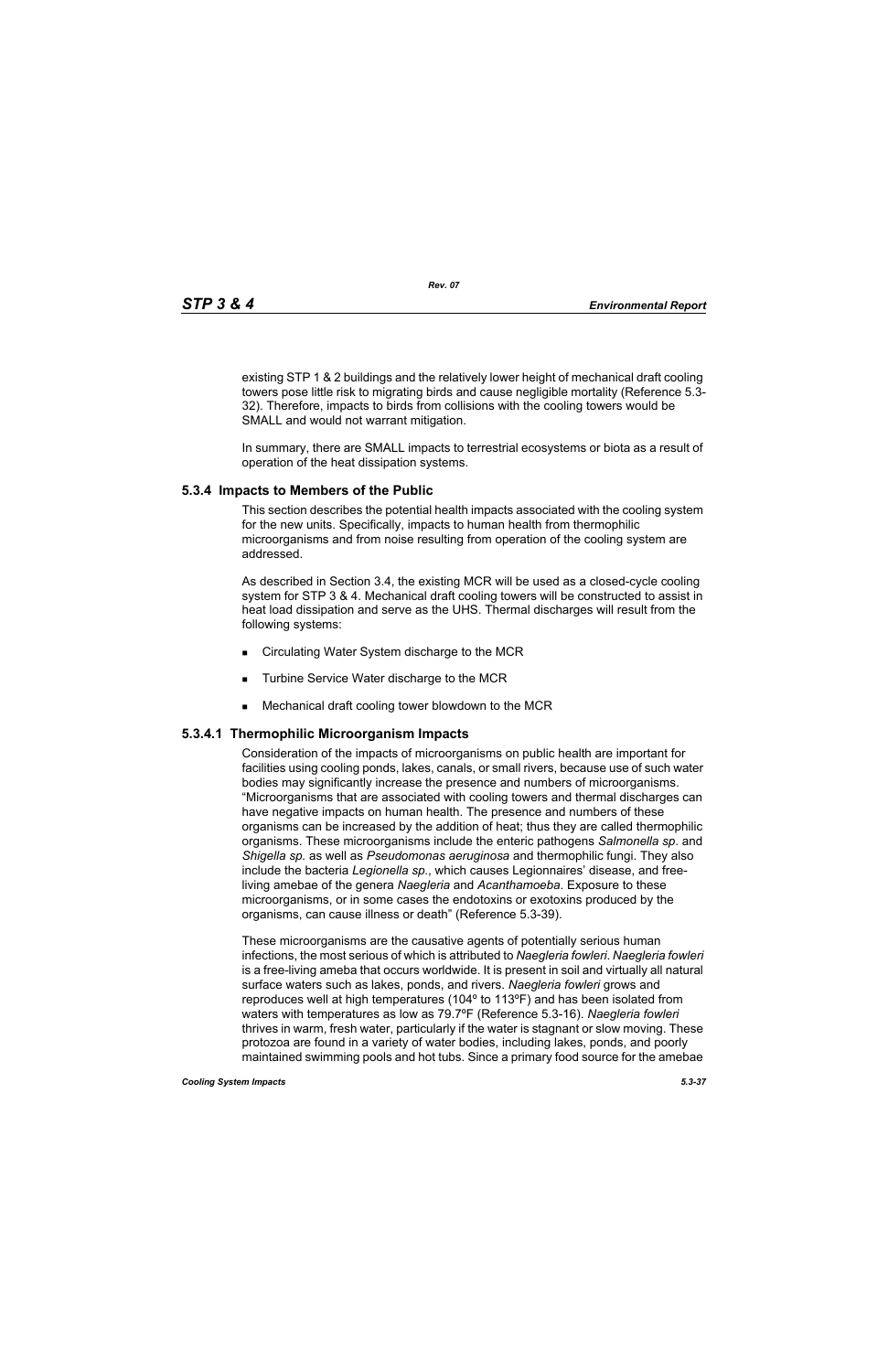existing STP 1 & 2 buildings and the relatively lower height of mechanical draft cooling towers pose little risk to migrating birds and cause negligible mortality (Reference 5.3-32). Therefore, impacts to birds from collisions with the cooling towers would be SMALL and would not warrant mitigation.

In summary, there are SMALL impacts to terrestrial ecosystems or biota as a result of operation of the heat dissipation systems.

## 5.3.4 Impacts to Members of the Public

This section describes the potential health impacts associated with the cooling system for the new units. Specifically, impacts to human health from thermophilic microorganisms and from noise resulting from operation of the cooling system are addressed.

As described in Section 3.4, the existing MCR will be used as a closed-cycle cooling system for STP 3 & 4. Mechanical draft cooling towers will be constructed to assist in heat load dissipation and serve as the UHS. Thermal discharges will result from the following systems:

- Circulating Water System discharge to the MCR
- Turbine Service Water discharge to the MCR
- Mechanical draft cooling tower blowdown to the MCR

### 5.3.4.1 Thermophilic Microorganism Impacts

Consideration of the impacts of microorganisms on public health are important for facilities using cooling ponds, lakes, canals, or small rivers, because use of such water bodies may significantly increase the presence and numbers of microorganisms. "Microorganisms that are associated with cooling towers and thermal discharges can have negative impacts on human health. The presence and numbers of these organisms can be increased by the addition of heat; thus they are called thermophilic organisms. These microorganisms include the enteric pathogens *Salmonella sp*. and *Shigella sp.* as well as *Pseudomonas aeruginosa* and thermophilic fungi. They also include the bacteria *Legionella sp.*, which causes Legionnaires' disease, and free-living amebae of the genera *Naegleria* and *Acanthamoeba*. Exposure to these microorganisms, or in some cases the endotoxins or exotoxins produced by the organisms, can cause illness or death" (Reference 5.3-39).

These microorganisms are the causative agents of potentially serious human infections, the most serious of which is attributed to *Naegleria fowleri*. *Naegleria fowleri* is a free-living ameba that occurs worldwide. It is present in soil and virtually all natural surface waters such as lakes, ponds, and rivers. *Naegleria fowleri* grows and reproduces well at high temperatures (104º to 113ºF) and has been isolated from waters with temperatures as low as 79.7ºF (Reference 5.3-16). *Naegleria fowleri* thrives in warm, fresh water, particularly if the water is stagnant or slow moving. These protozoa are found in a variety of water bodies, including lakes, ponds, and poorly maintained swimming pools and hot tubs. Since a primary food source for the amebae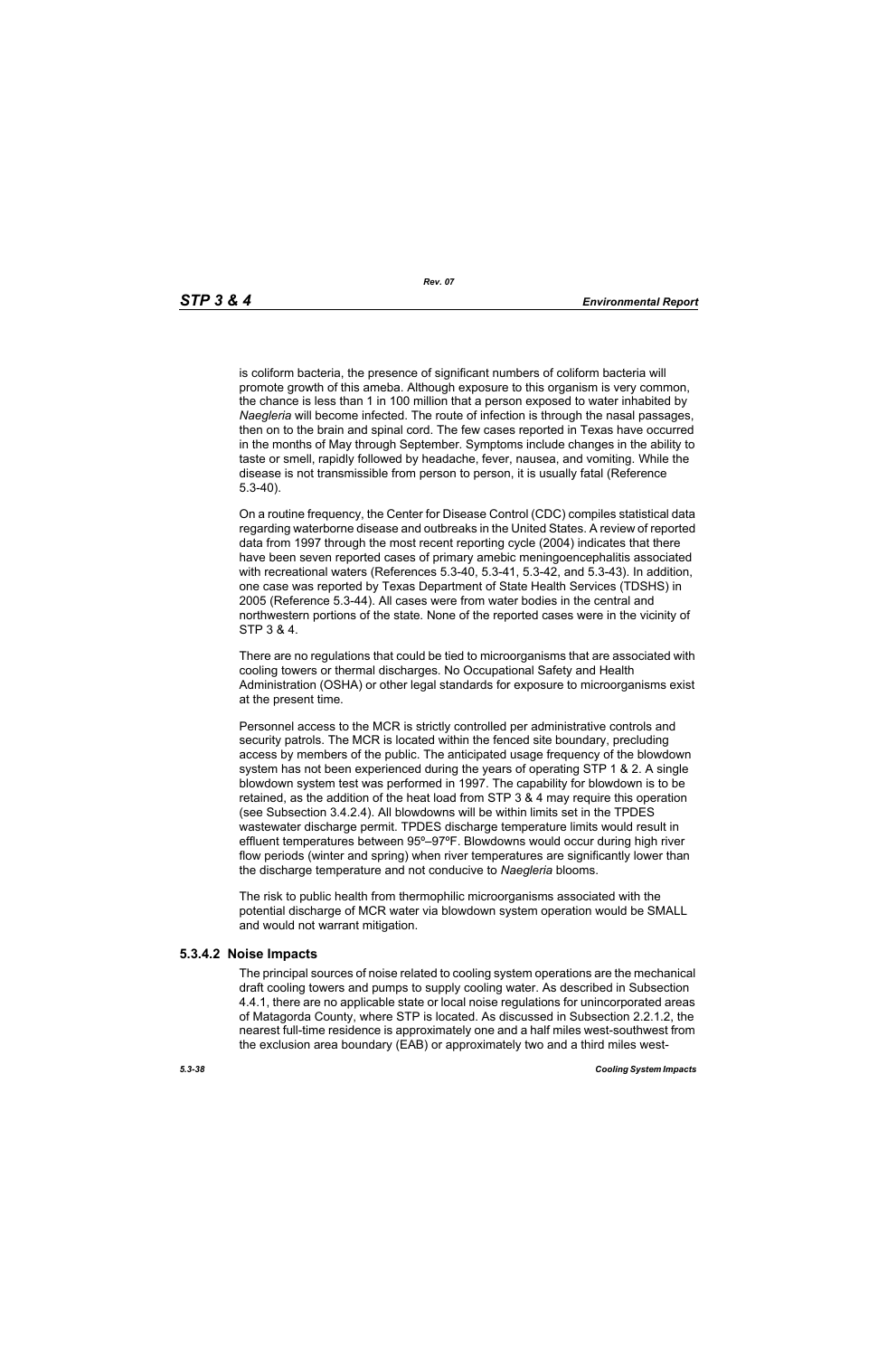is coliform bacteria, the presence of significant numbers of coliform bacteria will promote growth of this ameba. Although exposure to this organism is very common, the chance is less than 1 in 100 million that a person exposed to water inhabited by *Naegleria* will become infected. The route of infection is through the nasal passages, then on to the brain and spinal cord. The few cases reported in Texas have occurred in the months of May through September. Symptoms include changes in the ability to taste or smell, rapidly followed by headache, fever, nausea, and vomiting. While the disease is not transmissible from person to person, it is usually fatal (Reference 5.3-40).

On a routine frequency, the Center for Disease Control (CDC) compiles statistical data regarding waterborne disease and outbreaks in the United States. A review of reported data from 1997 through the most recent reporting cycle (2004) indicates that there have been seven reported cases of primary amebic meningoencephalitis associated with recreational waters (References 5.3-40, 5.3-41, 5.3-42, and 5.3-43). In addition, one case was reported by Texas Department of State Health Services (TDSHS) in 2005 (Reference 5.3-44). All cases were from water bodies in the central and northwestern portions of the state. None of the reported cases were in the vicinity of STP 3 & 4.

There are no regulations that could be tied to microorganisms that are associated with cooling towers or thermal discharges. No Occupational Safety and Health Administration (OSHA) or other legal standards for exposure to microorganisms exist at the present time.

Personnel access to the MCR is strictly controlled per administrative controls and security patrols. The MCR is located within the fenced site boundary, precluding access by members of the public. The anticipated usage frequency of the blowdown system has not been experienced during the years of operating STP 1 & 2. A single blowdown system test was performed in 1997. The capability for blowdown is to be retained, as the addition of the heat load from STP 3 & 4 may require this operation (see Subsection 3.4.2.4). All blowdowns will be within limits set in the TPDES wastewater discharge permit. TPDES discharge temperature limits would result in effluent temperatures between 95º–97ºF. Blowdowns would occur during high river flow periods (winter and spring) when river temperatures are significantly lower than the discharge temperature and not conducive to *Naegleria* blooms.

The risk to public health from thermophilic microorganisms associated with the potential discharge of MCR water via blowdown system operation would be SMALL and would not warrant mitigation.

### 5.3.4.2 Noise Impacts

The principal sources of noise related to cooling system operations are the mechanical draft cooling towers and pumps to supply cooling water. As described in Subsection 4.4.1, there are no applicable state or local noise regulations for unincorporated areas of Matagorda County, where STP is located. As discussed in Subsection 2.2.1.2, the nearest full-time residence is approximately one and a half miles west-southwest from the exclusion area boundary (EAB) or approximately two and a third miles west-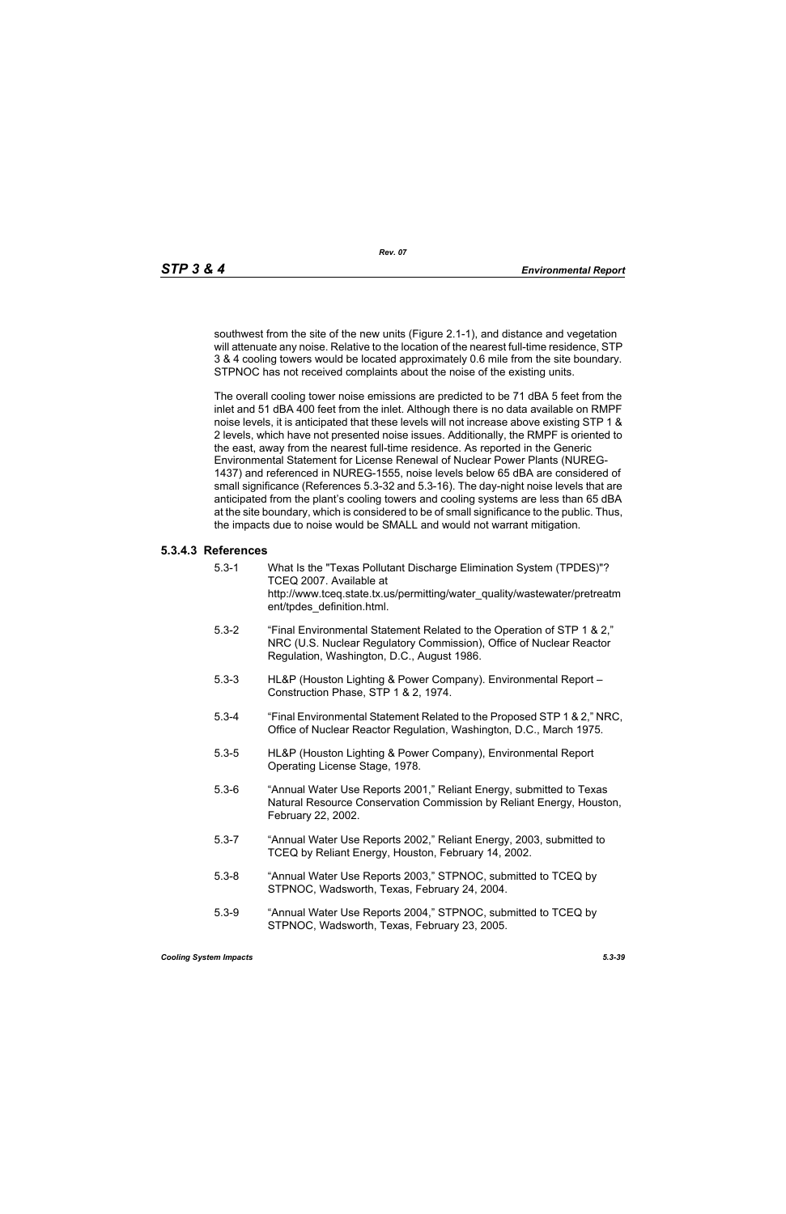southwest from the site of the new units (Figure 2.1-1), and distance and vegetation will attenuate any noise. Relative to the location of the nearest full-time residence, STP 3 & 4 cooling towers would be located approximately 0.6 mile from the site boundary. STPNOC has not received complaints about the noise of the existing units.

The overall cooling tower noise emissions are predicted to be 71 dBA 5 feet from the inlet and 51 dBA 400 feet from the inlet. Although there is no data available on RMPF noise levels, it is anticipated that these levels will not increase above existing STP 1 & 2 levels, which have not presented noise issues. Additionally, the RMPF is oriented to the east, away from the nearest full-time residence. As reported in the Generic Environmental Statement for License Renewal of Nuclear Power Plants (NUREG-1437) and referenced in NUREG-1555, noise levels below 65 dBA are considered of small significance (References 5.3-32 and 5.3-16). The day-night noise levels that are anticipated from the plant's cooling towers and cooling systems are less than 65 dBA at the site boundary, which is considered to be of small significance to the public. Thus, the impacts due to noise would be SMALL and would not warrant mitigation.

### 5.3.4.3 References

5.3-1 What Is the "Texas Pollutant Discharge Elimination System (TPDES)"? TCEQ 2007. Available at http://www.tceq.state.tx.us/permitting/water_quality/wastewater/pretreatment/tpdes_definition.html.

5.3-2 "Final Environmental Statement Related to the Operation of STP 1 & 2," NRC (U.S. Nuclear Regulatory Commission), Office of Nuclear Reactor Regulation, Washington, D.C., August 1986.

5.3-3 HL&P (Houston Lighting & Power Company). Environmental Report – Construction Phase, STP 1 & 2, 1974.

5.3-4 "Final Environmental Statement Related to the Proposed STP 1 & 2," NRC, Office of Nuclear Reactor Regulation, Washington, D.C., March 1975.

5.3-5 HL&P (Houston Lighting & Power Company), Environmental Report Operating License Stage, 1978.

5.3-6 "Annual Water Use Reports 2001," Reliant Energy, submitted to Texas Natural Resource Conservation Commission by Reliant Energy, Houston, February 22, 2002.

5.3-7 "Annual Water Use Reports 2002," Reliant Energy, 2003, submitted to TCEQ by Reliant Energy, Houston, February 14, 2002.

5.3-8 "Annual Water Use Reports 2003," STPNOC, submitted to TCEQ by STPNOC, Wadsworth, Texas, February 24, 2004.

5.3-9 "Annual Water Use Reports 2004," STPNOC, submitted to TCEQ by STPNOC, Wadsworth, Texas, February 23, 2005.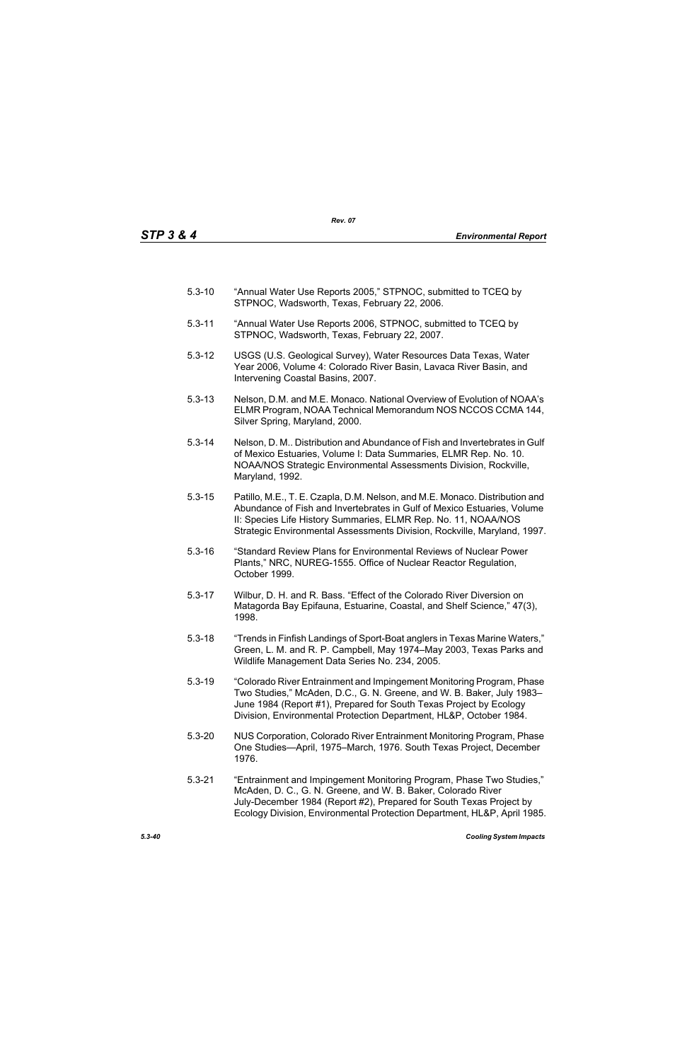5.3-10 "Annual Water Use Reports 2005," STPNOC, submitted to TCEQ by STPNOC, Wadsworth, Texas, February 22, 2006.

5.3-11 "Annual Water Use Reports 2006, STPNOC, submitted to TCEQ by STPNOC, Wadsworth, Texas, February 22, 2007.

5.3-12 USGS (U.S. Geological Survey), Water Resources Data Texas, Water Year 2006, Volume 4: Colorado River Basin, Lavaca River Basin, and Intervening Coastal Basins, 2007.

5.3-13 Nelson, D.M. and M.E. Monaco. National Overview of Evolution of NOAA's ELMR Program, NOAA Technical Memorandum NOS NCCOS CCMA 144, Silver Spring, Maryland, 2000.

5.3-14 Nelson, D. M.. Distribution and Abundance of Fish and Invertebrates in Gulf of Mexico Estuaries, Volume I: Data Summaries, ELMR Rep. No. 10. NOAA/NOS Strategic Environmental Assessments Division, Rockville, Maryland, 1992.

5.3-15 Patillo, M.E., T. E. Czapla, D.M. Nelson, and M.E. Monaco. Distribution and Abundance of Fish and Invertebrates in Gulf of Mexico Estuaries, Volume II: Species Life History Summaries, ELMR Rep. No. 11, NOAA/NOS Strategic Environmental Assessments Division, Rockville, Maryland, 1997.

5.3-16 "Standard Review Plans for Environmental Reviews of Nuclear Power Plants," NRC, NUREG-1555. Office of Nuclear Reactor Regulation, October 1999.

5.3-17 Wilbur, D. H. and R. Bass. "Effect of the Colorado River Diversion on Matagorda Bay Epifauna, Estuarine, Coastal, and Shelf Science," 47(3), 1998.

5.3-18 "Trends in Finfish Landings of Sport-Boat anglers in Texas Marine Waters," Green, L. M. and R. P. Campbell, May 1974–May 2003, Texas Parks and Wildlife Management Data Series No. 234, 2005.

5.3-19 "Colorado River Entrainment and Impingement Monitoring Program, Phase Two Studies," McAden, D.C., G. N. Greene, and W. B. Baker, July 1983–June 1984 (Report #1), Prepared for South Texas Project by Ecology Division, Environmental Protection Department, HL&P, October 1984.

5.3-20 NUS Corporation, Colorado River Entrainment Monitoring Program, Phase One Studies—April, 1975–March, 1976. South Texas Project, December 1976.

5.3-21 "Entrainment and Impingement Monitoring Program, Phase Two Studies," McAden, D. C., G. N. Greene, and W. B. Baker, Colorado River July-December 1984 (Report #2), Prepared for South Texas Project by Ecology Division, Environmental Protection Department, HL&P, April 1985.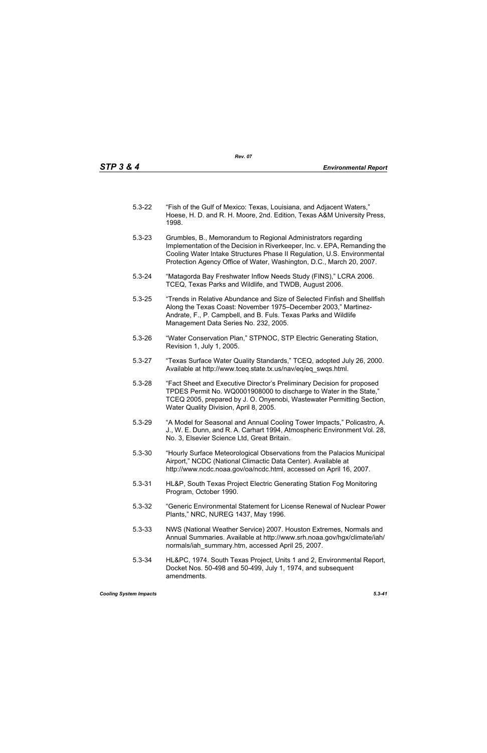5.3-22 "Fish of the Gulf of Mexico: Texas, Louisiana, and Adjacent Waters," Hoese, H. D. and R. H. Moore, 2nd. Edition, Texas A&M University Press, 1998.

5.3-23 Grumbles, B., Memorandum to Regional Administrators regarding Implementation of the Decision in Riverkeeper, Inc. v. EPA, Remanding the Cooling Water Intake Structures Phase II Regulation, U.S. Environmental Protection Agency Office of Water, Washington, D.C., March 20, 2007.

5.3-24 "Matagorda Bay Freshwater Inflow Needs Study (FINS)," LCRA 2006. TCEQ, Texas Parks and Wildlife, and TWDB, August 2006.

5.3-25 "Trends in Relative Abundance and Size of Selected Finfish and Shellfish Along the Texas Coast: November 1975–December 2003," Martinez-Andrate, F., P. Campbell, and B. Fuls. Texas Parks and Wildlife Management Data Series No. 232, 2005.

5.3-26 "Water Conservation Plan," STPNOC, STP Electric Generating Station, Revision 1, July 1, 2005.

5.3-27 "Texas Surface Water Quality Standards," TCEQ, adopted July 26, 2000. Available at http://www.tceq.state.tx.us/nav/eq/eq_swqs.html.

5.3-28 "Fact Sheet and Executive Director's Preliminary Decision for proposed TPDES Permit No. WQ0001908000 to discharge to Water in the State," TCEQ 2005, prepared by J. O. Onyenobi, Wastewater Permitting Section, Water Quality Division, April 8, 2005.

5.3-29 "A Model for Seasonal and Annual Cooling Tower Impacts," Policastro, A. J., W. E. Dunn, and R. A. Carhart 1994, Atmospheric Environment Vol. 28, No. 3, Elsevier Science Ltd, Great Britain.

5.3-30 "Hourly Surface Meteorological Observations from the Palacios Municipal Airport," NCDC (National Climactic Data Center). Available at http://www.ncdc.noaa.gov/oa/ncdc.html, accessed on April 16, 2007.

5.3-31 HL&P, South Texas Project Electric Generating Station Fog Monitoring Program, October 1990.

5.3-32 "Generic Environmental Statement for License Renewal of Nuclear Power Plants," NRC, NUREG 1437, May 1996.

5.3-33 NWS (National Weather Service) 2007. Houston Extremes, Normals and Annual Summaries. Available at http://www.srh.noaa.gov/hgx/climate/iah/normals/iah_summary.htm, accessed April 25, 2007.

5.3-34 HL&PC, 1974. South Texas Project, Units 1 and 2, Environmental Report, Docket Nos. 50-498 and 50-499, July 1, 1974, and subsequent amendments.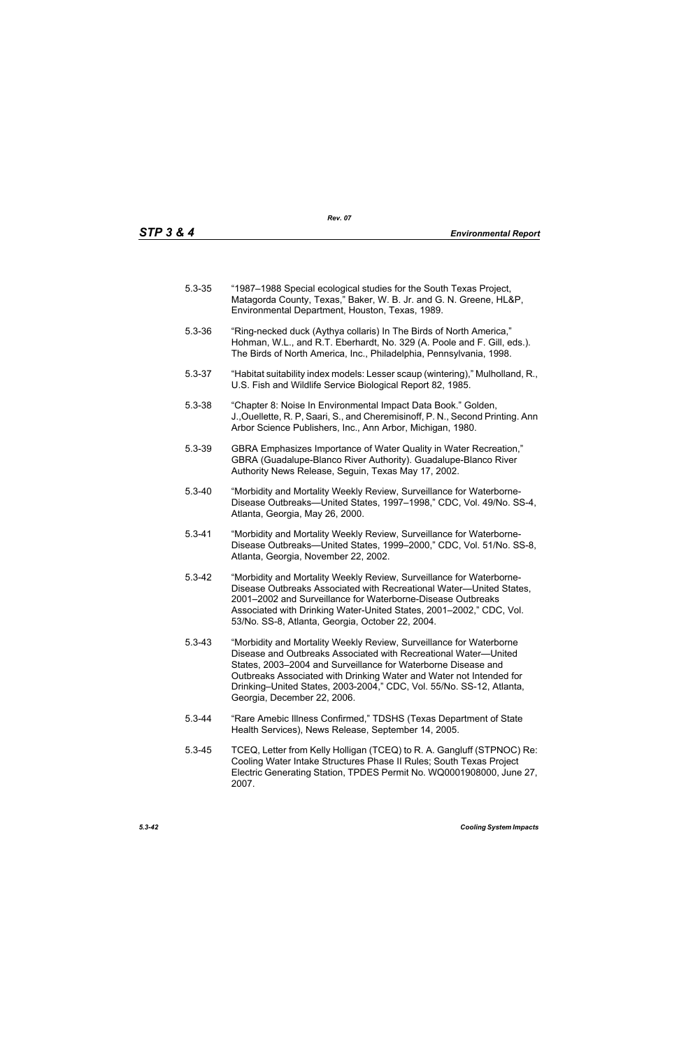5.3-35 "1987–1988 Special ecological studies for the South Texas Project, Matagorda County, Texas," Baker, W. B. Jr. and G. N. Greene, HL&P, Environmental Department, Houston, Texas, 1989.

5.3-36 "Ring-necked duck (Aythya collaris) In The Birds of North America," Hohman, W.L., and R.T. Eberhardt, No. 329 (A. Poole and F. Gill, eds.). The Birds of North America, Inc., Philadelphia, Pennsylvania, 1998.

5.3-37 "Habitat suitability index models: Lesser scaup (wintering)," Mulholland, R., U.S. Fish and Wildlife Service Biological Report 82, 1985.

5.3-38 "Chapter 8: Noise In Environmental Impact Data Book." Golden, J.,Ouellette, R. P, Saari, S., and Cheremisinoff, P. N., Second Printing. Ann Arbor Science Publishers, Inc., Ann Arbor, Michigan, 1980.

5.3-39 GBRA Emphasizes Importance of Water Quality in Water Recreation," GBRA (Guadalupe-Blanco River Authority). Guadalupe-Blanco River Authority News Release, Seguin, Texas May 17, 2002.

5.3-40 "Morbidity and Mortality Weekly Review, Surveillance for Waterborne-Disease Outbreaks—United States, 1997–1998," CDC, Vol. 49/No. SS-4, Atlanta, Georgia, May 26, 2000.

5.3-41 "Morbidity and Mortality Weekly Review, Surveillance for Waterborne-Disease Outbreaks—United States, 1999–2000," CDC, Vol. 51/No. SS-8, Atlanta, Georgia, November 22, 2002.

5.3-42 "Morbidity and Mortality Weekly Review, Surveillance for Waterborne-Disease Outbreaks Associated with Recreational Water—United States, 2001–2002 and Surveillance for Waterborne-Disease Outbreaks Associated with Drinking Water-United States, 2001–2002," CDC, Vol. 53/No. SS-8, Atlanta, Georgia, October 22, 2004.

5.3-43 "Morbidity and Mortality Weekly Review, Surveillance for Waterborne Disease and Outbreaks Associated with Recreational Water—United States, 2003–2004 and Surveillance for Waterborne Disease and Outbreaks Associated with Drinking Water and Water not Intended for Drinking–United States, 2003-2004," CDC, Vol. 55/No. SS-12, Atlanta, Georgia, December 22, 2006.

5.3-44 "Rare Amebic Illness Confirmed," TDSHS (Texas Department of State Health Services), News Release, September 14, 2005.

5.3-45 TCEQ, Letter from Kelly Holligan (TCEQ) to R. A. Gangluff (STPNOC) Re: Cooling Water Intake Structures Phase II Rules; South Texas Project Electric Generating Station, TPDES Permit No. WQ0001908000, June 27, 2007.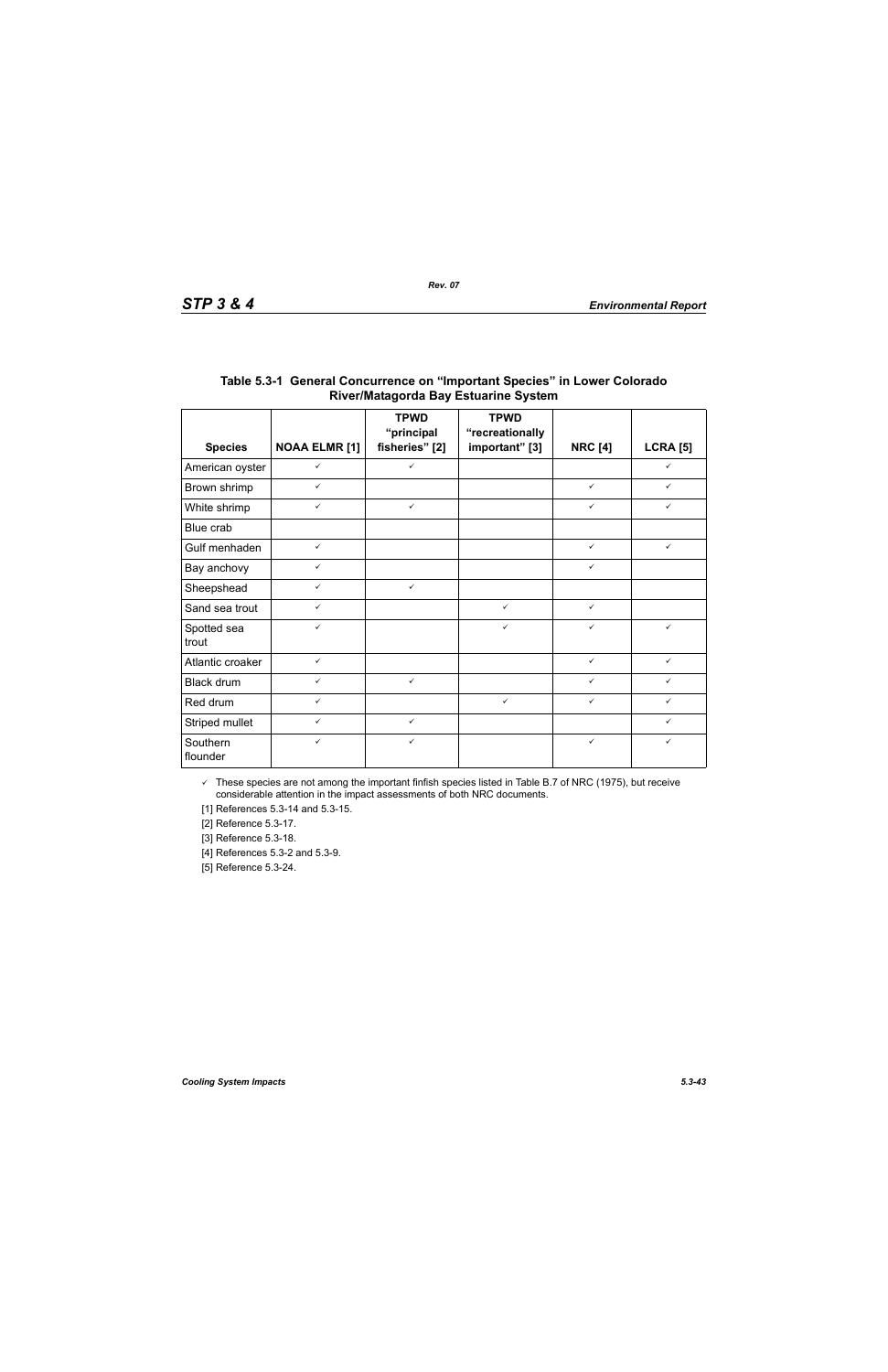**Table 5.3-1 General Concurrence on “Important Species” in Lower Colorado River/Matagorda Bay Estuarine System**

| Species | NOAA ELMR [1] | TPWD “principal fisheries” [2] | TPWD “recreationally important” [3] | NRC [4] | LCRA [5] |
|---|---|---|---|---|---|
| American oyster | ✓ | ✓ | | | ✓ |
| Brown shrimp | ✓ | | | ✓ | ✓ |
| White shrimp | ✓ | ✓ | | ✓ | ✓ |
| Blue crab | | | | | |
| Gulf menhaden | ✓ | | | ✓ | ✓ |
| Bay anchovy | ✓ | | | ✓ | |
| Sheepshead | ✓ | ✓ | | | |
| Sand sea trout | ✓ | | ✓ | ✓ | |
| Spotted sea trout | ✓ | | ✓ | ✓ | ✓ |
| Atlantic croaker | ✓ | | | ✓ | ✓ |
| Black drum | ✓ | ✓ | | ✓ | ✓ |
| Red drum | ✓ | | ✓ | ✓ | ✓ |
| Striped mullet | ✓ | ✓ | | | ✓ |
| Southern flounder | ✓ | ✓ | | ✓ | ✓ |

✓ These species are not among the important finfish species listed in Table B.7 of NRC (1975), but receive considerable attention in the impact assessments of both NRC documents.

[1] References 5.3-14 and 5.3-15.

[2] Reference 5.3-17.

[3] Reference 5.3-18.

[4] References 5.3-2 and 5.3-9.

[5] Reference 5.3-24.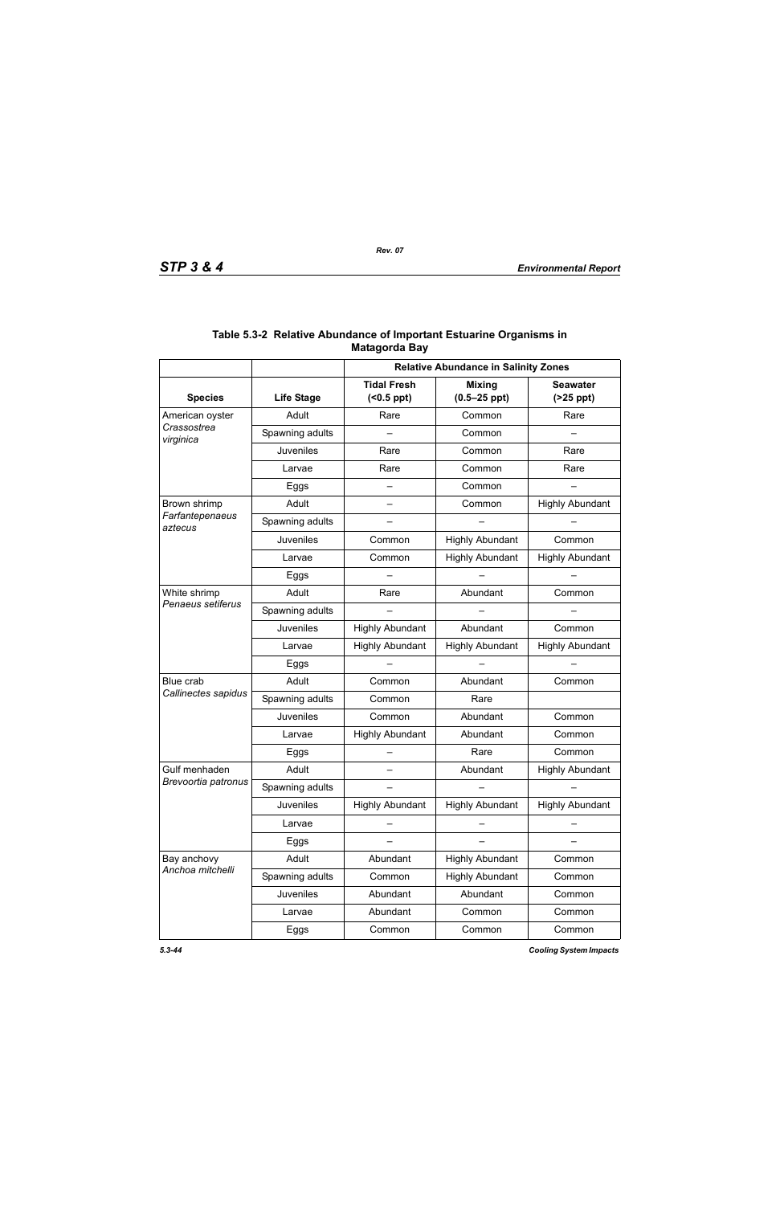**Table 5.3-2 Relative Abundance of Important Estuarine Organisms in Matagorda Bay**

| | | Relative Abundance in Salinity Zones | | |
|---|---|---|---|---|
| **Species** | **Life Stage** | **Tidal Fresh (<0.5 ppt)** | **Mixing (0.5–25 ppt)** | **Seawater (>25 ppt)** |
| American oyster *Crassostrea virginica* | Adult | Rare | Common | Rare |
| | Spawning adults | – | Common | – |
| | Juveniles | Rare | Common | Rare |
| | Larvae | Rare | Common | Rare |
| | Eggs | – | Common | – |
| Brown shrimp *Farfantepenaeus aztecus* | Adult | – | Common | Highly Abundant |
| | Spawning adults | – | – | – |
| | Juveniles | Common | Highly Abundant | Common |
| | Larvae | Common | Highly Abundant | Highly Abundant |
| | Eggs | – | – | – |
| White shrimp *Penaeus setiferus* | Adult | Rare | Abundant | Common |
| | Spawning adults | – | – | – |
| | Juveniles | Highly Abundant | Abundant | Common |
| | Larvae | Highly Abundant | Highly Abundant | Highly Abundant |
| | Eggs | – | – | – |
| Blue crab *Callinectes sapidus* | Adult | Common | Abundant | Common |
| | Spawning adults | Common | Rare | |
| | Juveniles | Common | Abundant | Common |
| | Larvae | Highly Abundant | Abundant | Common |
| | Eggs | – | Rare | Common |
| Gulf menhaden *Brevoortia patronus* | Adult | – | Abundant | Highly Abundant |
| | Spawning adults | – | – | – |
| | Juveniles | Highly Abundant | Highly Abundant | Highly Abundant |
| | Larvae | – | – | – |
| | Eggs | – | – | – |
| Bay anchovy *Anchoa mitchelli* | Adult | Abundant | Highly Abundant | Common |
| | Spawning adults | Common | Highly Abundant | Common |
| | Juveniles | Abundant | Abundant | Common |
| | Larvae | Abundant | Common | Common |
| | Eggs | Common | Common | Common |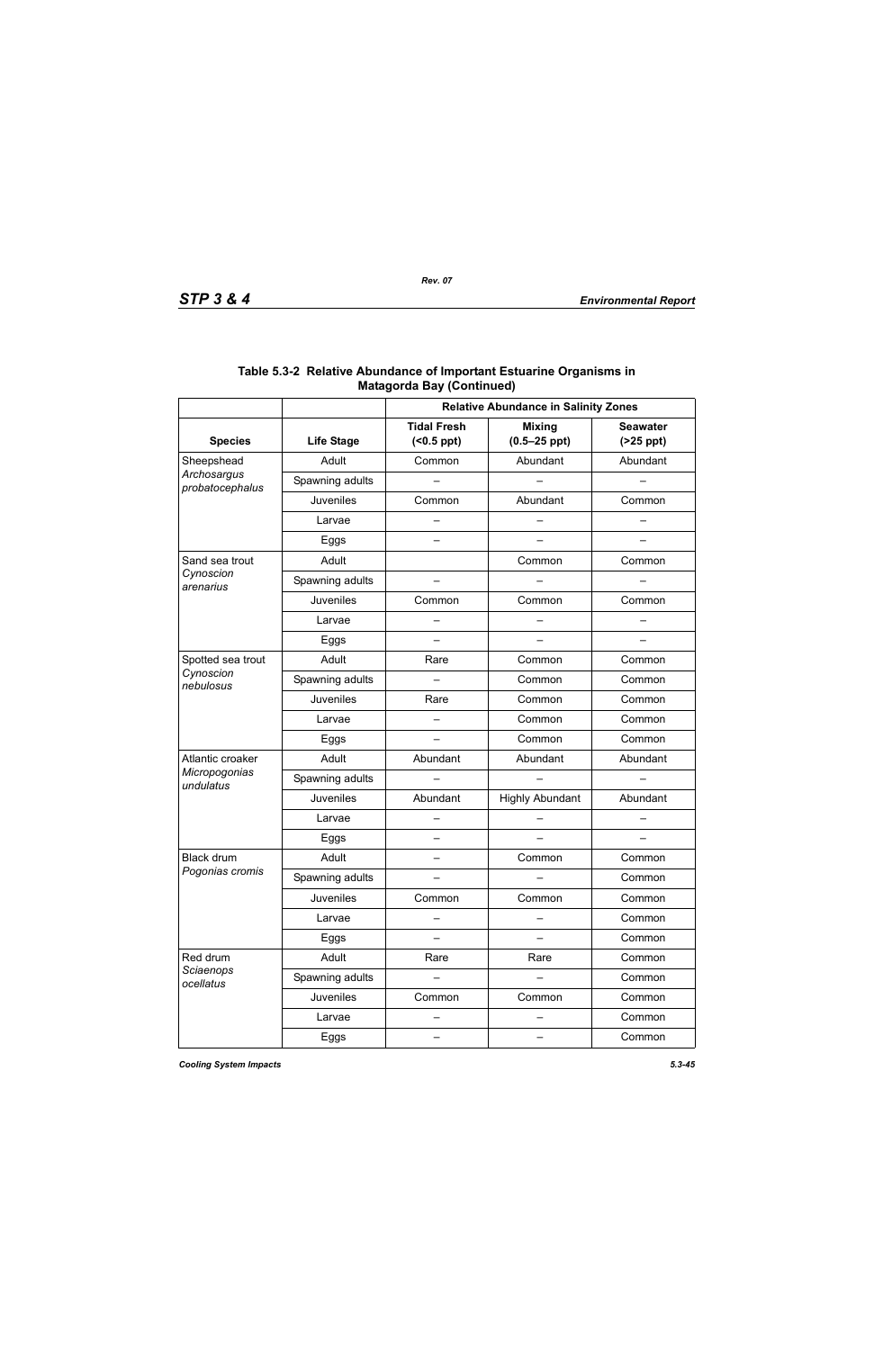**Table 5.3-2 Relative Abundance of Important Estuarine Organisms in Matagorda Bay (Continued)**

| | | Relative Abundance in Salinity Zones | | |
|---|---|---|---|---|
| **Species** | **Life Stage** | **Tidal Fresh (<0.5 ppt)** | **Mixing (0.5–25 ppt)** | **Seawater (>25 ppt)** |
| Sheepshead *Archosargus probatocephalus* | Adult | Common | Abundant | Abundant |
| | Spawning adults | – | – | – |
| | Juveniles | Common | Abundant | Common |
| | Larvae | – | – | – |
| | Eggs | – | – | – |
| Sand sea trout *Cynoscion arenarius* | Adult | | Common | Common |
| | Spawning adults | – | – | – |
| | Juveniles | Common | Common | Common |
| | Larvae | – | – | – |
| | Eggs | – | – | – |
| Spotted sea trout *Cynoscion nebulosus* | Adult | Rare | Common | Common |
| | Spawning adults | – | Common | Common |
| | Juveniles | Rare | Common | Common |
| | Larvae | – | Common | Common |
| | Eggs | – | Common | Common |
| Atlantic croaker *Micropogonias undulatus* | Adult | Abundant | Abundant | Abundant |
| | Spawning adults | – | – | – |
| | Juveniles | Abundant | Highly Abundant | Abundant |
| | Larvae | – | – | – |
| | Eggs | – | – | – |
| Black drum *Pogonias cromis* | Adult | – | Common | Common |
| | Spawning adults | – | – | Common |
| | Juveniles | Common | Common | Common |
| | Larvae | – | – | Common |
| | Eggs | – | – | Common |
| Red drum *Sciaenops ocellatus* | Adult | Rare | Rare | Common |
| | Spawning adults | – | – | Common |
| | Juveniles | Common | Common | Common |
| | Larvae | – | – | Common |
| | Eggs | – | – | Common |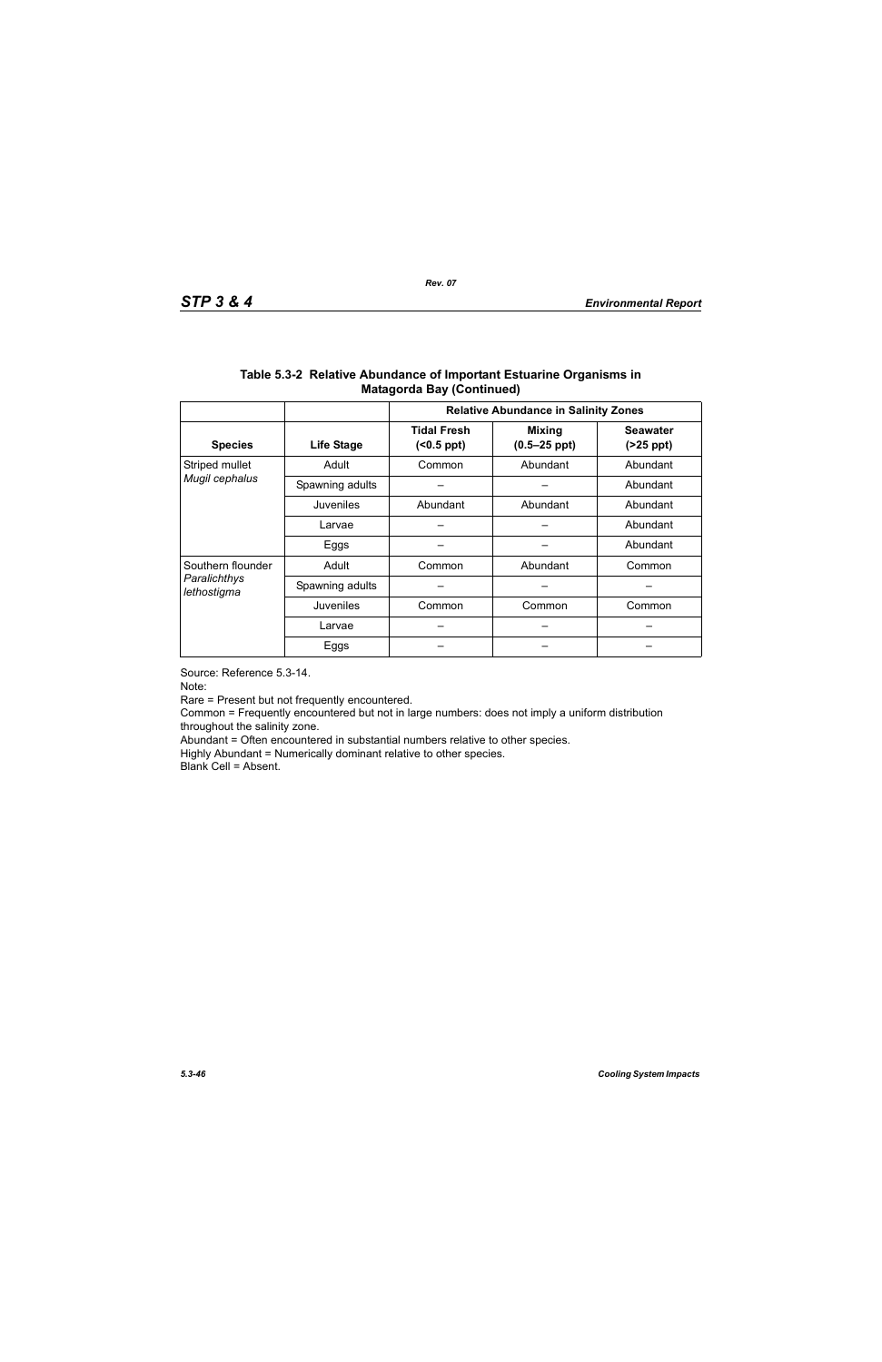**Table 5.3-2 Relative Abundance of Important Estuarine Organisms in Matagorda Bay (Continued)**

| | | Relative Abundance in Salinity Zones | | |
|---|---|---|---|---|
| **Species** | **Life Stage** | **Tidal Fresh (<0.5 ppt)** | **Mixing (0.5–25 ppt)** | **Seawater (>25 ppt)** |
| Striped mullet *Mugil cephalus* | Adult | Common | Abundant | Abundant |
| | Spawning adults | – | – | Abundant |
| | Juveniles | Abundant | Abundant | Abundant |
| | Larvae | – | – | Abundant |
| | Eggs | – | – | Abundant |
| Southern flounder *Paralichthys lethostigma* | Adult | Common | Abundant | Common |
| | Spawning adults | – | – | – |
| | Juveniles | Common | Common | Common |
| | Larvae | – | – | – |
| | Eggs | – | – | – |

Source: Reference 5.3-14.

Note:

Rare = Present but not frequently encountered.

Common = Frequently encountered but not in large numbers: does not imply a uniform distribution throughout the salinity zone.

Abundant = Often encountered in substantial numbers relative to other species.

Highly Abundant = Numerically dominant relative to other species.

Blank Cell = Absent.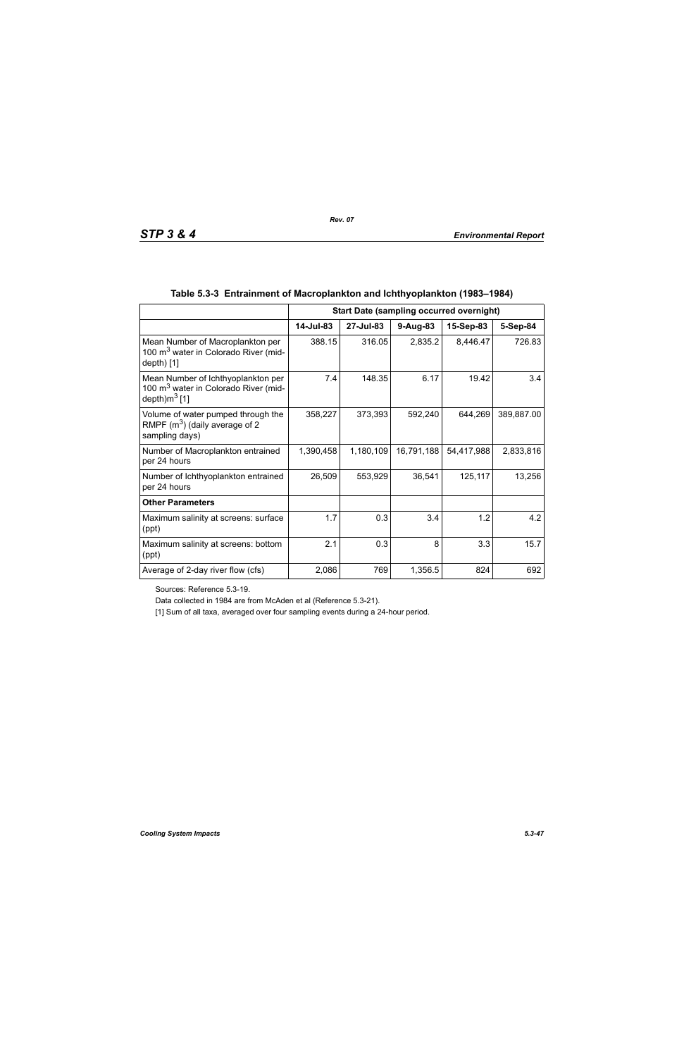**Table 5.3-3 Entrainment of Macroplankton and Ichthyoplankton (1983–1984)**

| | Start Date (sampling occurred overnight) | | | | |
|---|---|---|---|---|---|
| | 14-Jul-83 | 27-Jul-83 | 9-Aug-83 | 15-Sep-83 | 5-Sep-84 |
| Mean Number of Macroplankton per 100 $m^3$ water in Colorado River (mid-depth) [1] | 388.15 | 316.05 | 2,835.2 | 8,446.47 | 726.83 |
| Mean Number of Ichthyoplankton per 100 $m^3$ water in Colorado River (mid-depth)$m^3$ [1] | 7.4 | 148.35 | 6.17 | 19.42 | 3.4 |
| Volume of water pumped through the RMPF ($m^3$) (daily average of 2 sampling days) | 358,227 | 373,393 | 592,240 | 644,269 | 389,887.00 |
| Number of Macroplankton entrained per 24 hours | 1,390,458 | 1,180,109 | 16,791,188 | 54,417,988 | 2,833,816 |
| Number of Ichthyoplankton entrained per 24 hours | 26,509 | 553,929 | 36,541 | 125,117 | 13,256 |
| **Other Parameters** | | | | | |
| Maximum salinity at screens: surface (ppt) | 1.7 | 0.3 | 3.4 | 1.2 | 4.2 |
| Maximum salinity at screens: bottom (ppt) | 2.1 | 0.3 | 8 | 3.3 | 15.7 |
| Average of 2-day river flow (cfs) | 2,086 | 769 | 1,356.5 | 824 | 692 |

Sources: Reference 5.3-19.

Data collected in 1984 are from McAden et al (Reference 5.3-21).

[1] Sum of all taxa, averaged over four sampling events during a 24-hour period.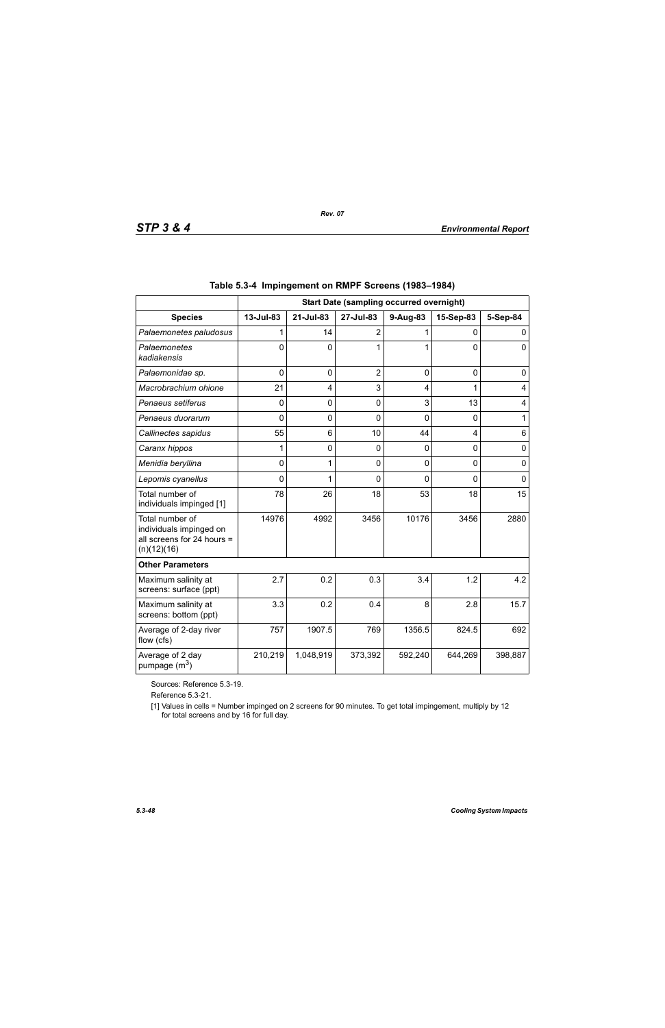**Table 5.3-4 Impingement on RMPF Screens (1983–1984)**

| | Start Date (sampling occurred overnight) | | | | | |
|---|---|---|---|---|---|---|
| **Species** | **13-Jul-83** | **21-Jul-83** | **27-Jul-83** | **9-Aug-83** | **15-Sep-83** | **5-Sep-84** |
| *Palaemonetes paludosus* | 1 | 14 | 2 | 1 | 0 | 0 |
| *Palaemonetes kadiakensis* | 0 | 0 | 1 | 1 | 0 | 0 |
| *Palaemonidae sp.* | 0 | 0 | 2 | 0 | 0 | 0 |
| *Macrobrachium ohione* | 21 | 4 | 3 | 4 | 1 | 4 |
| *Penaeus setiferus* | 0 | 0 | 0 | 3 | 13 | 4 |
| *Penaeus duorarum* | 0 | 0 | 0 | 0 | 0 | 1 |
| *Callinectes sapidus* | 55 | 6 | 10 | 44 | 4 | 6 |
| *Caranx hippos* | 1 | 0 | 0 | 0 | 0 | 0 |
| *Menidia beryllina* | 0 | 1 | 0 | 0 | 0 | 0 |
| *Lepomis cyanellus* | 0 | 1 | 0 | 0 | 0 | 0 |
| Total number of individuals impinged [1] | 78 | 26 | 18 | 53 | 18 | 15 |
| Total number of individuals impinged on all screens for 24 hours = (n)(12)(16) | 14976 | 4992 | 3456 | 10176 | 3456 | 2880 |
| **Other Parameters** | | | | | | |
| Maximum salinity at screens: surface (ppt) | 2.7 | 0.2 | 0.3 | 3.4 | 1.2 | 4.2 |
| Maximum salinity at screens: bottom (ppt) | 3.3 | 0.2 | 0.4 | 8 | 2.8 | 15.7 |
| Average of 2-day river flow (cfs) | 757 | 1907.5 | 769 | 1356.5 | 824.5 | 692 |
| Average of 2 day pumpage ($m^3$) | 210,219 | 1,048,919 | 373,392 | 592,240 | 644,269 | 398,887 |

Sources: Reference 5.3-19.

Reference 5.3-21.

[1] Values in cells = Number impinged on 2 screens for 90 minutes. To get total impingement, multiply by 12 for total screens and by 16 for full day.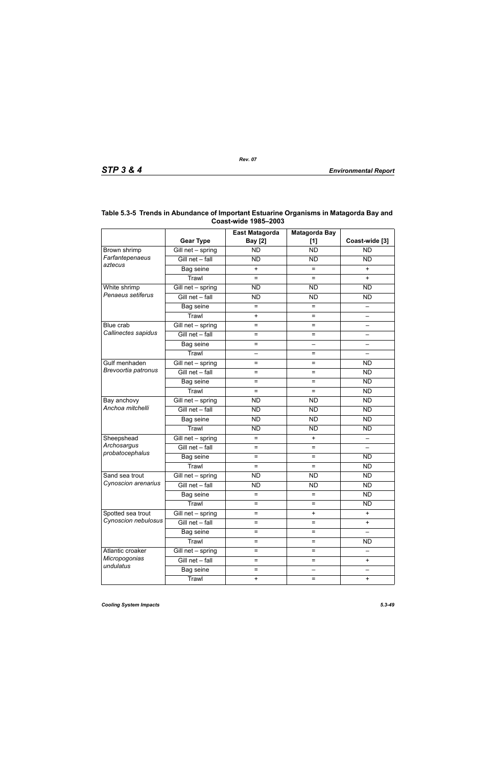## Table 5.3-5 Trends in Abundance of Important Estuarine Organisms in Matagorda Bay and Coast-wide 1985–2003

| | Gear Type | East Matagorda Bay [2] | Matagorda Bay [1] | Coast-wide [3] |
|---|---|---|---|---|
| Brown shrimp *Farfantepenaeus aztecus* | Gill net – spring | ND | ND | ND |
| | Gill net – fall | ND | ND | ND |
| | Bag seine | + | = | + |
| | Trawl | = | = | + |
| White shrimp *Penaeus setiferus* | Gill net – spring | ND | ND | ND |
| | Gill net – fall | ND | ND | ND |
| | Bag seine | = | = | – |
| | Trawl | + | = | – |
| Blue crab *Callinectes sapidus* | Gill net – spring | = | = | – |
| | Gill net – fall | = | = | – |
| | Bag seine | = | – | – |
| | Trawl | – | = | – |
| Gulf menhaden *Brevoortia patronus* | Gill net – spring | = | = | ND |
| | Gill net – fall | = | = | ND |
| | Bag seine | = | = | ND |
| | Trawl | = | = | ND |
| Bay anchovy *Anchoa mitchelli* | Gill net – spring | ND | ND | ND |
| | Gill net – fall | ND | ND | ND |
| | Bag seine | ND | ND | ND |
| | Trawl | ND | ND | ND |
| Sheepshead *Archosargus probatocephalus* | Gill net – spring | = | + | – |
| | Gill net – fall | = | = | – |
| | Bag seine | = | = | ND |
| | Trawl | = | = | ND |
| Sand sea trout *Cynoscion arenarius* | Gill net – spring | ND | ND | ND |
| | Gill net – fall | ND | ND | ND |
| | Bag seine | = | = | ND |
| | Trawl | = | = | ND |
| Spotted sea trout *Cynoscion nebulosus* | Gill net – spring | = | + | + |
| | Gill net – fall | = | = | + |
| | Bag seine | = | = | – |
| | Trawl | = | = | ND |
| Atlantic croaker *Micropogonias undulatus* | Gill net – spring | = | = | – |
| | Gill net – fall | = | = | + |
| | Bag seine | = | – | – |
| | Trawl | + | = | + |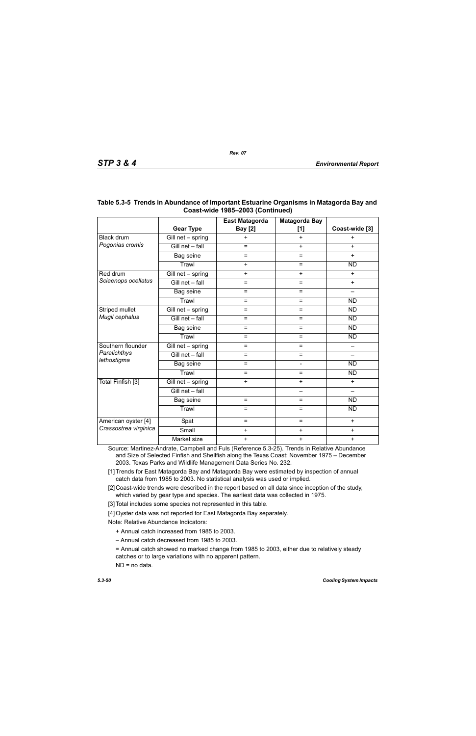### Table 5.3-5 Trends in Abundance of Important Estuarine Organisms in Matagorda Bay and Coast-wide 1985–2003 (Continued)

| | Gear Type | East Matagorda Bay [2] | Matagorda Bay [1] | Coast-wide [3] |
|---|---|---|---|---|
| Black drum *Pogonias cromis* | Gill net – spring | + | + | + |
| | Gill net – fall | = | + | + |
| | Bag seine | = | = | + |
| | Trawl | + | = | ND |
| Red drum *Sciaenops ocellatus* | Gill net – spring | + | + | + |
| | Gill net – fall | = | = | + |
| | Bag seine | = | = | – |
| | Trawl | = | = | ND |
| Striped mullet *Mugil cephalus* | Gill net – spring | = | = | ND |
| | Gill net – fall | = | = | ND |
| | Bag seine | = | = | ND |
| | Trawl | = | = | ND |
| Southern flounder *Paralichthys lethostigma* | Gill net – spring | = | = | – |
| | Gill net – fall | = | = | – |
| | Bag seine | = | - | ND |
| | Trawl | = | = | ND |
| Total Finfish [3] | Gill net – spring | + | + | + |
| | Gill net – fall | | – | – |
| | Bag seine | = | = | ND |
| | Trawl | = | = | ND |
| American oyster [4] *Crassostrea virginica* | Spat | = | = | + |
| | Small | + | + | + |
| | Market size | + | + | + |

Source: Martinez-Andrate, Campbell and Fuls (Reference 5.3-25). Trends in Relative Abundance and Size of Selected Finfish and Shellfish along the Texas Coast: November 1975 – December 2003. Texas Parks and Wildlife Management Data Series No. 232.

[1] Trends for East Matagorda Bay and Matagorda Bay were estimated by inspection of annual catch data from 1985 to 2003. No statistical analysis was used or implied.

[2] Coast-wide trends were described in the report based on all data since inception of the study, which varied by gear type and species. The earliest data was collected in 1975.

[3] Total includes some species not represented in this table.

[4] Oyster data was not reported for East Matagorda Bay separately.

Note: Relative Abundance Indicators:

+ Annual catch increased from 1985 to 2003.

– Annual catch decreased from 1985 to 2003.

= Annual catch showed no marked change from 1985 to 2003, either due to relatively steady catches or to large variations with no apparent pattern.

ND = no data.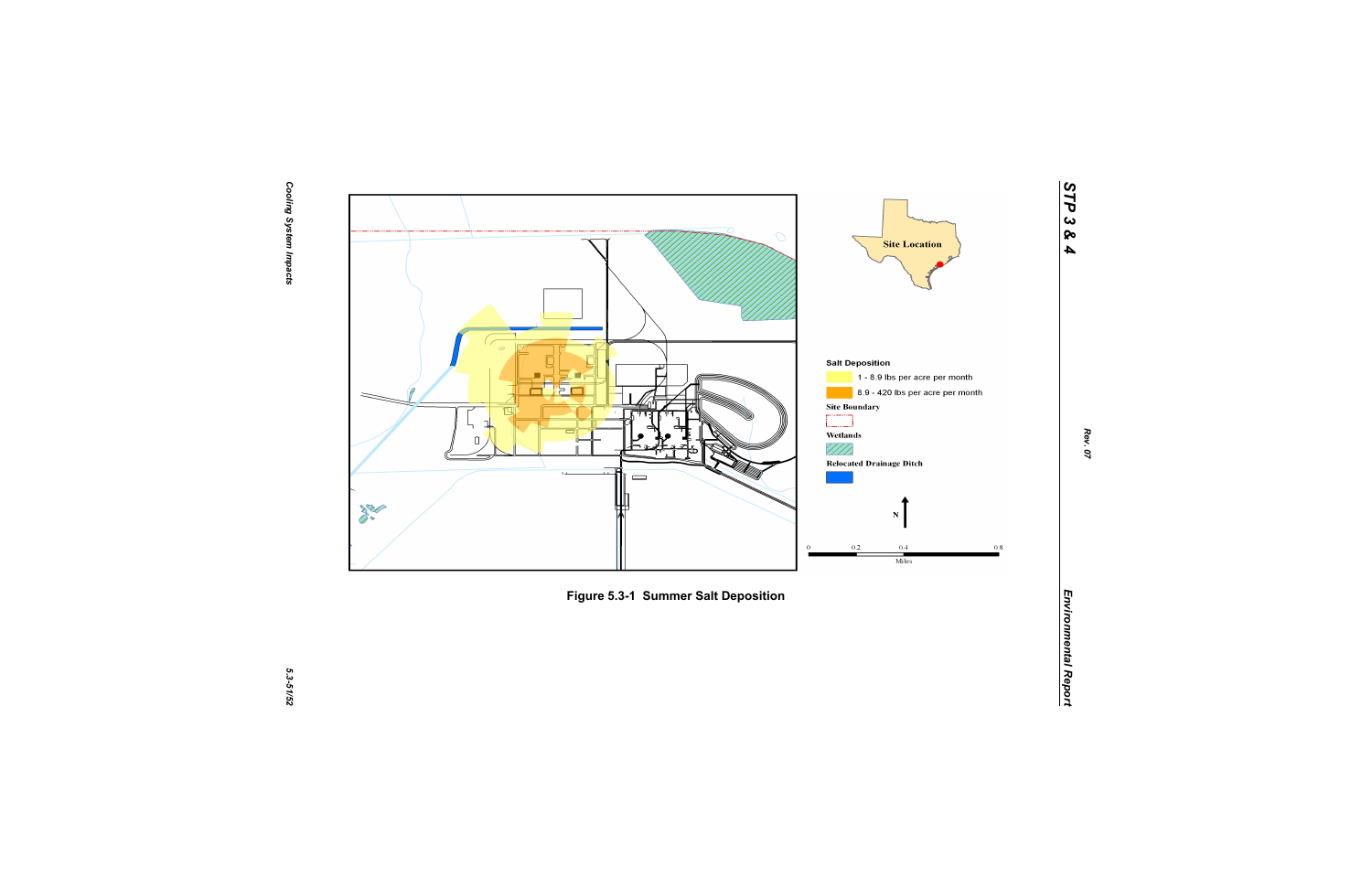Site Location

Salt Deposition

1 - 8.9 lbs per acre per month

8.9 - 420 lbs per acre per month

Site Boundary

Wetlands

Relocated Drainage Ditch

N

0 0.2 0.4 0.8

Miles

Figure 5.3-1 Summer Salt Deposition